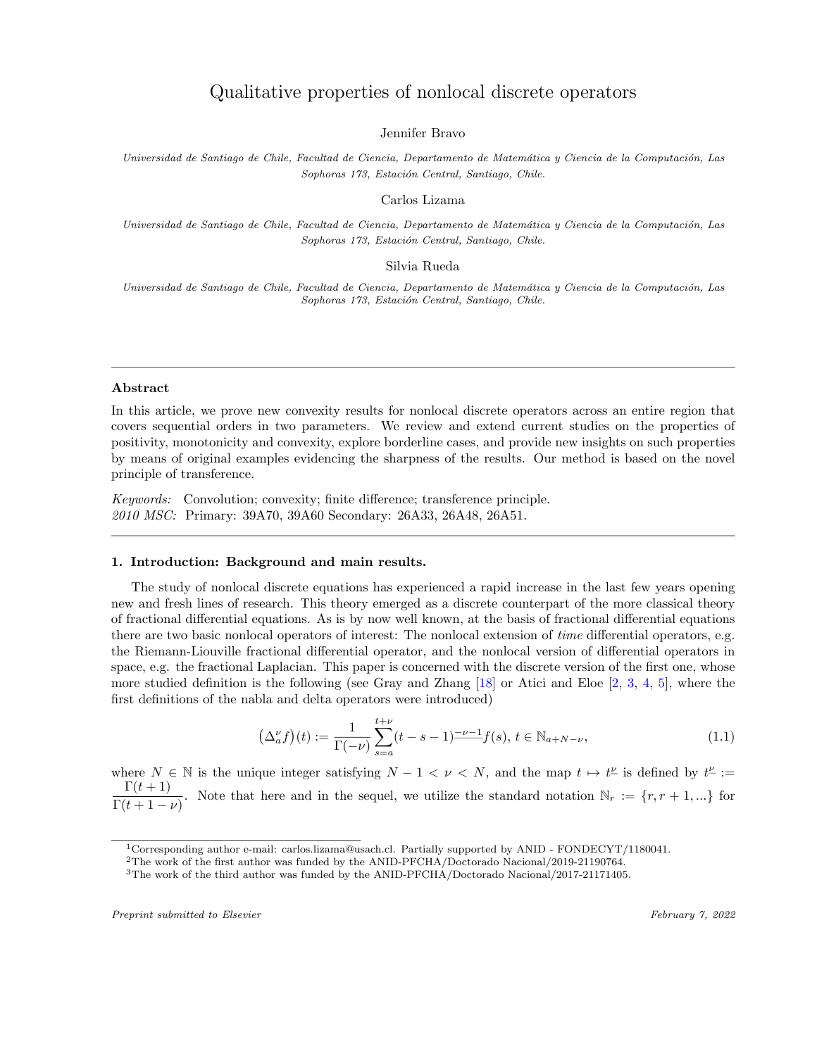# Qualitative properties of nonlocal discrete operators

Jennifer Bravo

*Universidad de Santiago de Chile, Facultad de Ciencia, Departamento de Matemática y Ciencia de la Computación, Las Sophoras 173, Estación Central, Santiago, Chile.*

Carlos Lizama

*Universidad de Santiago de Chile, Facultad de Ciencia, Departamento de Matemática y Ciencia de la Computación, Las Sophoras 173, Estación Central, Santiago, Chile.*

Silvia Rueda

*Universidad de Santiago de Chile, Facultad de Ciencia, Departamento de Matemática y Ciencia de la Computación, Las Sophoras 173, Estación Central, Santiago, Chile.*

---

**Abstract**

In this article, we prove new convexity results for nonlocal discrete operators across an entire region that covers sequential orders in two parameters. We review and extend current studies on the properties of positivity, monotonicity and convexity, explore borderline cases, and provide new insights on such properties by means of original examples evidencing the sharpness of the results. Our method is based on the novel principle of transference.

*Keywords:* Convolution; convexity; finite difference; transference principle.
*2010 MSC:* Primary: 39A70, 39A60 Secondary: 26A33, 26A48, 26A51.

---

## 1. Introduction: Background and main results.

The study of nonlocal discrete equations has experienced a rapid increase in the last few years opening new and fresh lines of research. This theory emerged as a discrete counterpart of the more classical theory of fractional differential equations. As is by now well known, at the basis of fractional differential equations there are two basic nonlocal operators of interest: The nonlocal extension of *time* differential operators, e.g. the Riemann-Liouville fractional differential operator, and the nonlocal version of differential operators in space, e.g. the fractional Laplacian. This paper is concerned with the discrete version of the first one, whose more studied definition is the following (see Gray and Zhang [18] or Atici and Eloe [2, 3, 4, 5], where the first definitions of the nabla and delta operators were introduced)

$$\left(\Delta_a^{\nu} f\right)(t) := \frac{1}{\Gamma(-\nu)} \sum_{s=a}^{t+\nu} (t-s-1)^{\underline{-\nu-1}} f(s),\ t \in \mathbb{N}_{a+N-\nu}, \tag{1.1}$$

where $N \in \mathbb{N}$ is the unique integer satisfying $N-1 < \nu < N$, and the map $t \mapsto t^{\underline{\nu}}$ is defined by $t^{\underline{\nu}} := \dfrac{\Gamma(t+1)}{\Gamma(t+1-\nu)}$. Note that here and in the sequel, we utilize the standard notation $\mathbb{N}_r := \{r, r+1, ...\}$ for

---

[1]Corresponding author e-mail: carlos.lizama@usach.cl. Partially supported by ANID - FONDECYT/1180041.
[2]The work of the first author was funded by the ANID-PFCHA/Doctorado Nacional/2019-21190764.
[3]The work of the third author was funded by the ANID-PFCHA/Doctorado Nacional/2017-21171405.

*Preprint submitted to Elsevier* *February 7, 2022*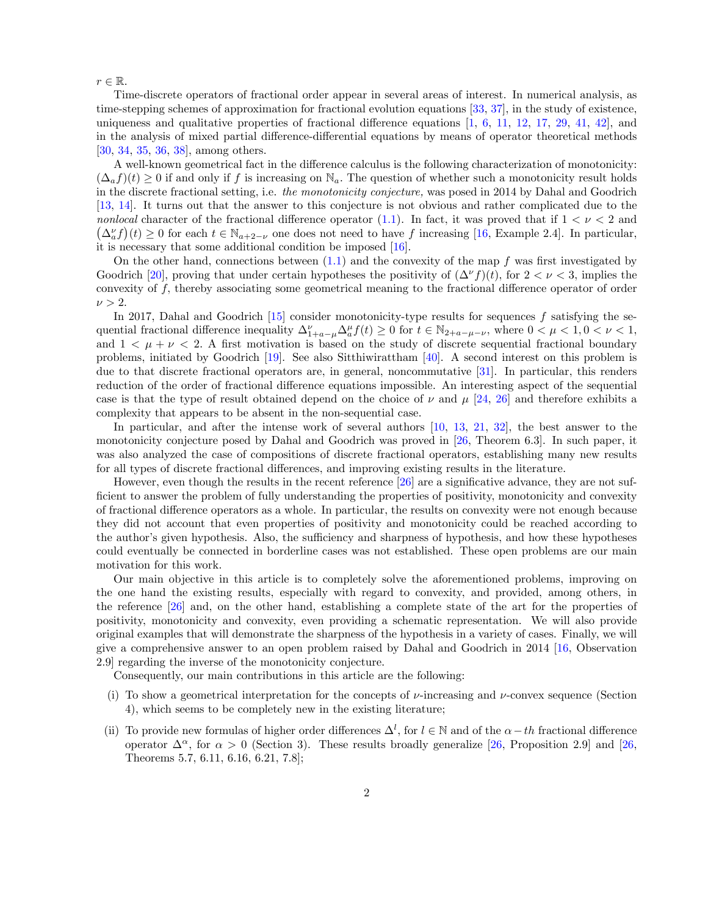$r \in \mathbb{R}$.

Time-discrete operators of fractional order appear in several areas of interest. In numerical analysis, as time-stepping schemes of approximation for fractional evolution equations [33, 37], in the study of existence, uniqueness and qualitative properties of fractional difference equations [1, 6, 11, 12, 17, 29, 41, 42], and in the analysis of mixed partial difference-differential equations by means of operator theoretical methods [30, 34, 35, 36, 38], among others.

A well-known geometrical fact in the difference calculus is the following characterization of monotonicity: $(\Delta_a f)(t) \geq 0$ if and only if $f$ is increasing on $\mathbb{N}_a$. The question of whether such a monotonicity result holds in the discrete fractional setting, i.e. *the monotonicity conjecture,* was posed in 2014 by Dahal and Goodrich [13, 14]. It turns out that the answer to this conjecture is not obvious and rather complicated due to the *nonlocal* character of the fractional difference operator (1.1). In fact, it was proved that if $1 < \nu < 2$ and $\left(\Delta_a^\nu f\right)(t) \geq 0$ for each $t \in \mathbb{N}_{a+2-\nu}$ one does not need to have $f$ increasing [16, Example 2.4]. In particular, it is necessary that some additional condition be imposed [16].

On the other hand, connections between (1.1) and the convexity of the map $f$ was first investigated by Goodrich [20], proving that under certain hypotheses the positivity of $(\Delta^\nu f)(t)$, for $2 < \nu < 3$, implies the convexity of $f$, thereby associating some geometrical meaning to the fractional difference operator of order $\nu > 2$.

In 2017, Dahal and Goodrich [15] consider monotonicity-type results for sequences $f$ satisfying the sequential fractional difference inequality $\Delta_{1+a-\mu}^\nu \Delta_a^\mu f(t) \geq 0$ for $t \in \mathbb{N}_{2+a-\mu-\nu}$, where $0 < \mu < 1, 0 < \nu < 1$, and $1 < \mu + \nu < 2$. A first motivation is based on the study of discrete sequential fractional boundary problems, initiated by Goodrich [19]. See also Sitthiwirattham [40]. A second interest on this problem is due to that discrete fractional operators are, in general, noncommutative [31]. In particular, this renders reduction of the order of fractional difference equations impossible. An interesting aspect of the sequential case is that the type of result obtained depend on the choice of $\nu$ and $\mu$ [24, 26] and therefore exhibits a complexity that appears to be absent in the non-sequential case.

In particular, and after the intense work of several authors [10, 13, 21, 32], the best answer to the monotonicity conjecture posed by Dahal and Goodrich was proved in [26, Theorem 6.3]. In such paper, it was also analyzed the case of compositions of discrete fractional operators, establishing many new results for all types of discrete fractional differences, and improving existing results in the literature.

However, even though the results in the recent reference [26] are a significative advance, they are not sufficient to answer the problem of fully understanding the properties of positivity, monotonicity and convexity of fractional difference operators as a whole. In particular, the results on convexity were not enough because they did not account that even properties of positivity and monotonicity could be reached according to the author's given hypothesis. Also, the sufficiency and sharpness of hypothesis, and how these hypotheses could eventually be connected in borderline cases was not established. These open problems are our main motivation for this work.

Our main objective in this article is to completely solve the aforementioned problems, improving on the one hand the existing results, especially with regard to convexity, and provided, among others, in the reference [26] and, on the other hand, establishing a complete state of the art for the properties of positivity, monotonicity and convexity, even providing a schematic representation. We will also provide original examples that will demonstrate the sharpness of the hypothesis in a variety of cases. Finally, we will give a comprehensive answer to an open problem raised by Dahal and Goodrich in 2014 [16, Observation 2.9] regarding the inverse of the monotonicity conjecture.

Consequently, our main contributions in this article are the following:

(i) To show a geometrical interpretation for the concepts of $\nu$-increasing and $\nu$-convex sequence (Section 4), which seems to be completely new in the existing literature;

(ii) To provide new formulas of higher order differences $\Delta^l$, for $l \in \mathbb{N}$ and of the $\alpha-th$ fractional difference operator $\Delta^\alpha$, for $\alpha > 0$ (Section 3). These results broadly generalize [26, Proposition 2.9] and [26, Theorems 5.7, 6.11, 6.16, 6.21, 7.8];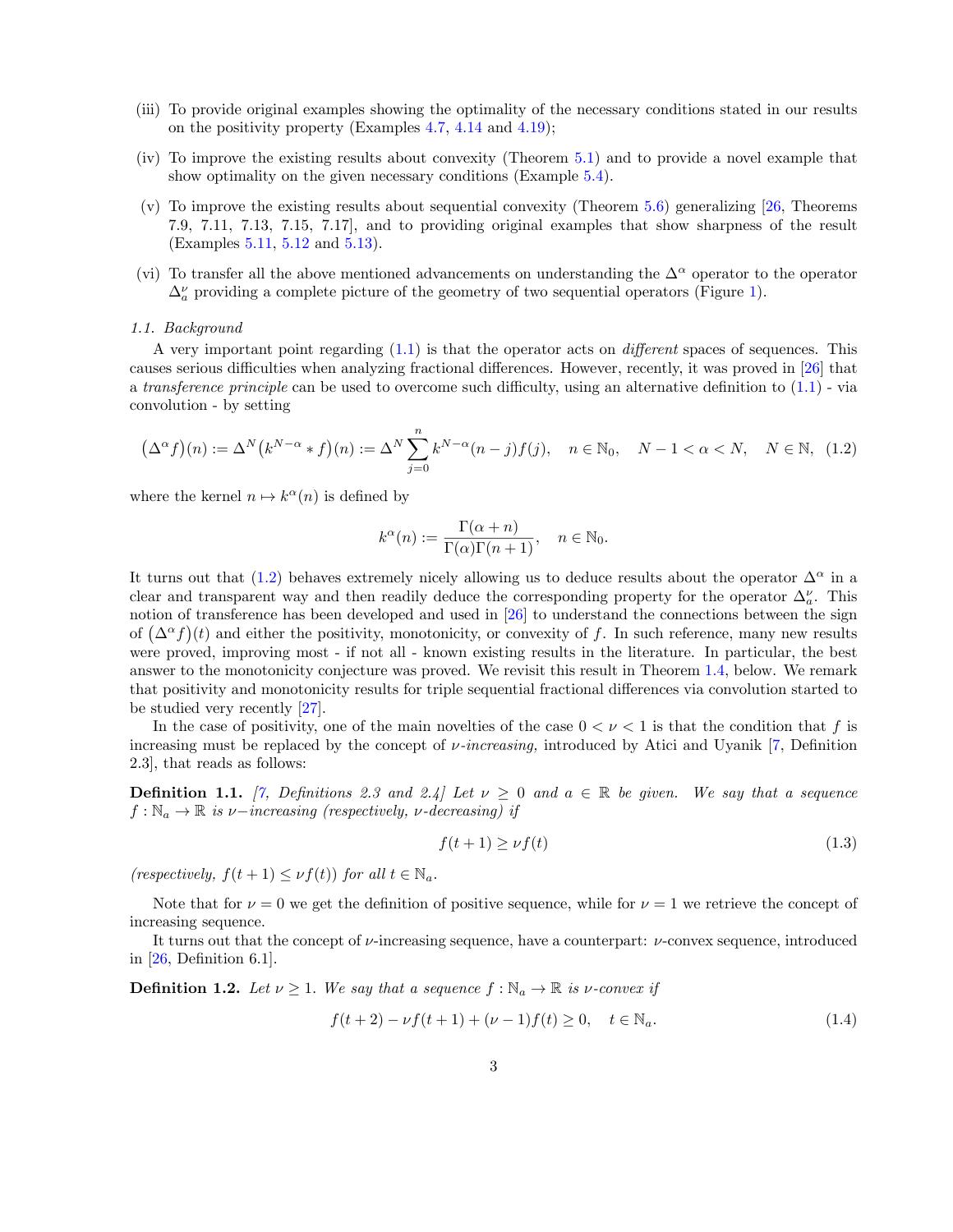(iii) To provide original examples showing the optimality of the necessary conditions stated in our results on the positivity property (Examples 4.7, 4.14 and 4.19);

(iv) To improve the existing results about convexity (Theorem 5.1) and to provide a novel example that show optimality on the given necessary conditions (Example 5.4).

(v) To improve the existing results about sequential convexity (Theorem 5.6) generalizing [26, Theorems 7.9, 7.11, 7.13, 7.15, 7.17], and to providing original examples that show sharpness of the result (Examples 5.11, 5.12 and 5.13).

(vi) To transfer all the above mentioned advancements on understanding the $\Delta^\alpha$ operator to the operator $\Delta_a^\nu$ providing a complete picture of the geometry of two sequential operators (Figure 1).

### *1.1. Background*

A very important point regarding (1.1) is that the operator acts on *different* spaces of sequences. This causes serious difficulties when analyzing fractional differences. However, recently, it was proved in [26] that a *transference principle* can be used to overcome such difficulty, using an alternative definition to (1.1) - via convolution - by setting

$$\big(\Delta^\alpha f\big)(n) := \Delta^N\big(k^{N-\alpha} * f\big)(n) := \Delta^N \sum_{j=0}^{n} k^{N-\alpha}(n-j)f(j), \quad n \in \mathbb{N}_0, \quad N-1<\alpha<N, \quad N\in\mathbb{N}, \tag{1.2}$$

where the kernel $n \mapsto k^\alpha(n)$ is defined by

$$k^\alpha(n) := \frac{\Gamma(\alpha+n)}{\Gamma(\alpha)\Gamma(n+1)}, \quad n \in \mathbb{N}_0.$$

It turns out that (1.2) behaves extremely nicely allowing us to deduce results about the operator $\Delta^\alpha$ in a clear and transparent way and then readily deduce the corresponding property for the operator $\Delta_a^\nu$. This notion of transference has been developed and used in [26] to understand the connections between the sign of $\big(\Delta^\alpha f\big)(t)$ and either the positivity, monotonicity, or convexity of $f$. In such reference, many new results were proved, improving most - if not all - known existing results in the literature. In particular, the best answer to the monotonicity conjecture was proved. We revisit this result in Theorem 1.4, below. We remark that positivity and monotonicity results for triple sequential fractional differences via convolution started to be studied very recently [27].

In the case of positivity, one of the main novelties of the case $0<\nu<1$ is that the condition that $f$ is increasing must be replaced by the concept of *$\nu$-increasing,* introduced by Atici and Uyanik [7, Definition 2.3], that reads as follows:

**Definition 1.1.** *[7, Definitions 2.3 and 2.4] Let $\nu \geq 0$ and $a \in \mathbb{R}$ be given. We say that a sequence $f : \mathbb{N}_a \to \mathbb{R}$ is $\nu$-increasing (respectively, $\nu$-decreasing) if*

$$f(t+1) \geq \nu f(t) \tag{1.3}$$

*(respectively, $f(t+1) \leq \nu f(t)$) for all $t \in \mathbb{N}_a$.*

Note that for $\nu = 0$ we get the definition of positive sequence, while for $\nu = 1$ we retrieve the concept of increasing sequence.

It turns out that the concept of $\nu$-increasing sequence, have a counterpart: $\nu$-convex sequence, introduced in [26, Definition 6.1].

**Definition 1.2.** *Let $\nu \geq 1$. We say that a sequence $f : \mathbb{N}_a \to \mathbb{R}$ is $\nu$-convex if*

$$f(t+2) - \nu f(t+1) + (\nu-1)f(t) \geq 0, \quad t \in \mathbb{N}_a. \tag{1.4}$$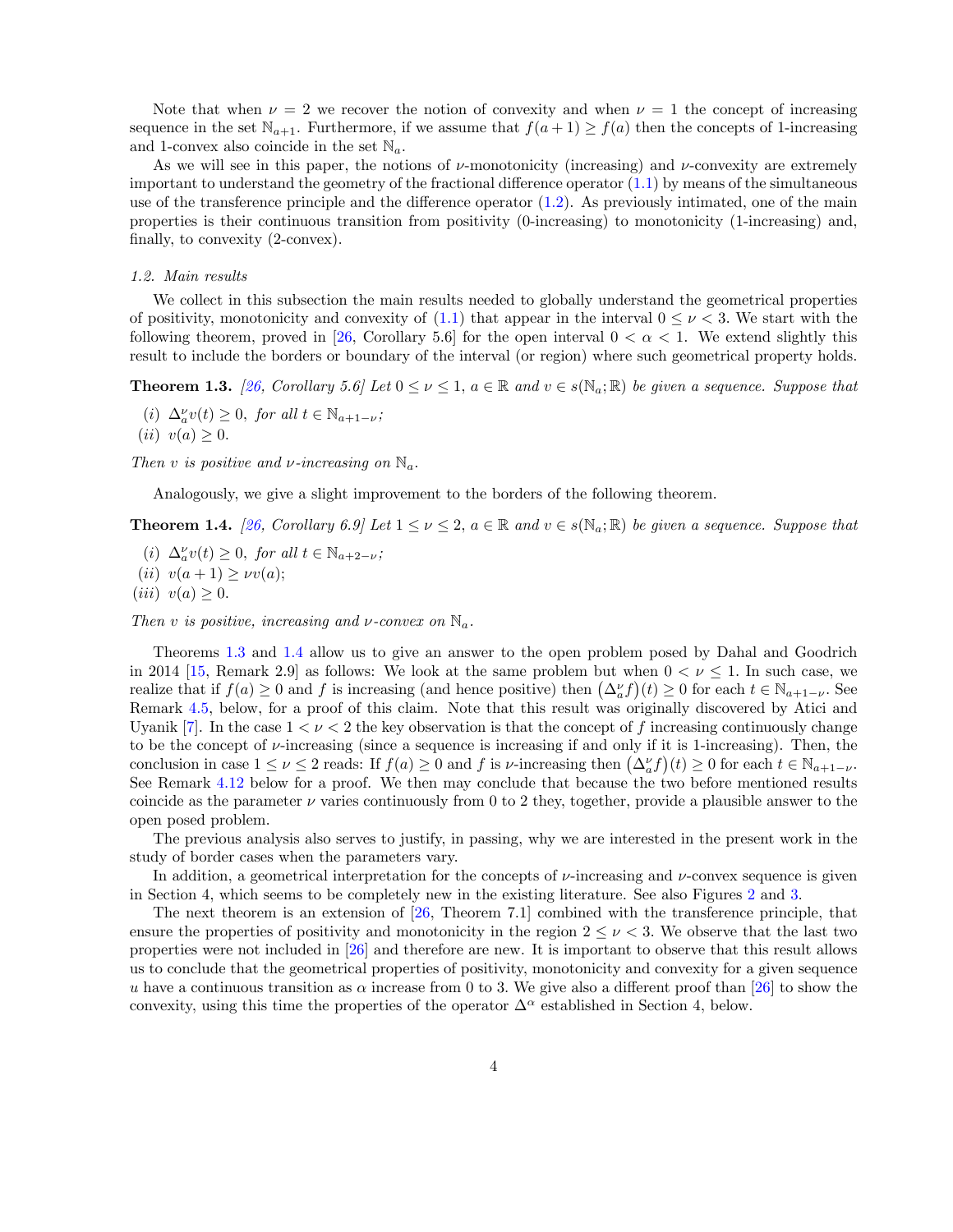Note that when $\nu = 2$ we recover the notion of convexity and when $\nu = 1$ the concept of increasing sequence in the set $\mathbb{N}_{a+1}$. Furthermore, if we assume that $f(a+1) \geq f(a)$ then the concepts of 1-increasing and 1-convex also coincide in the set $\mathbb{N}_a$.

As we will see in this paper, the notions of $\nu$-monotonicity (increasing) and $\nu$-convexity are extremely important to understand the geometry of the fractional difference operator (1.1) by means of the simultaneous use of the transference principle and the difference operator (1.2). As previously intimated, one of the main properties is their continuous transition from positivity (0-increasing) to monotonicity (1-increasing) and, finally, to convexity (2-convex).

### 1.2. Main results

We collect in this subsection the main results needed to globally understand the geometrical properties of positivity, monotonicity and convexity of (1.1) that appear in the interval $0 \leq \nu < 3$. We start with the following theorem, proved in [26, Corollary 5.6] for the open interval $0 < \alpha < 1$. We extend slightly this result to include the borders or boundary of the interval (or region) where such geometrical property holds.

**Theorem 1.3.** *[26, Corollary 5.6] Let $0 \leq \nu \leq 1$, $a \in \mathbb{R}$ and $v \in s(\mathbb{N}_a; \mathbb{R})$ be given a sequence. Suppose that*

*(i)* $\Delta_a^\nu v(t) \geq 0$, *for all* $t \in \mathbb{N}_{a+1-\nu}$*;*

*(ii)* $v(a) \geq 0$.

*Then $v$ is positive and $\nu$-increasing on $\mathbb{N}_a$.*

Analogously, we give a slight improvement to the borders of the following theorem.

**Theorem 1.4.** *[26, Corollary 6.9] Let $1 \leq \nu \leq 2$, $a \in \mathbb{R}$ and $v \in s(\mathbb{N}_a; \mathbb{R})$ be given a sequence. Suppose that*

*(i)* $\Delta_a^\nu v(t) \geq 0$, *for all* $t \in \mathbb{N}_{a+2-\nu}$*;*

*(ii)* $v(a+1) \geq \nu v(a)$*;*

*(iii)* $v(a) \geq 0$.

*Then $v$ is positive, increasing and $\nu$-convex on $\mathbb{N}_a$.*

Theorems 1.3 and 1.4 allow us to give an answer to the open problem posed by Dahal and Goodrich in 2014 [15, Remark 2.9] as follows: We look at the same problem but when $0 < \nu \leq 1$. In such case, we realize that if $f(a) \geq 0$ and $f$ is increasing (and hence positive) then $\big(\Delta_a^\nu f\big)(t) \geq 0$ for each $t \in \mathbb{N}_{a+1-\nu}$. See Remark 4.5, below, for a proof of this claim. Note that this result was originally discovered by Atici and Uyanik [7]. In the case $1 < \nu < 2$ the key observation is that the concept of $f$ increasing continuously change to be the concept of $\nu$-increasing (since a sequence is increasing if and only if it is 1-increasing). Then, the conclusion in case $1 \leq \nu \leq 2$ reads: If $f(a) \geq 0$ and $f$ is $\nu$-increasing then $\big(\Delta_a^\nu f\big)(t) \geq 0$ for each $t \in \mathbb{N}_{a+1-\nu}$. See Remark 4.12 below for a proof. We then may conclude that because the two before mentioned results coincide as the parameter $\nu$ varies continuously from 0 to 2 they, together, provide a plausible answer to the open posed problem.

The previous analysis also serves to justify, in passing, why we are interested in the present work in the study of border cases when the parameters vary.

In addition, a geometrical interpretation for the concepts of $\nu$-increasing and $\nu$-convex sequence is given in Section 4, which seems to be completely new in the existing literature. See also Figures 2 and 3.

The next theorem is an extension of [26, Theorem 7.1] combined with the transference principle, that ensure the properties of positivity and monotonicity in the region $2 \leq \nu < 3$. We observe that the last two properties were not included in [26] and therefore are new. It is important to observe that this result allows us to conclude that the geometrical properties of positivity, monotonicity and convexity for a given sequence $u$ have a continuous transition as $\alpha$ increase from 0 to 3. We give also a different proof than [26] to show the convexity, using this time the properties of the operator $\Delta^\alpha$ established in Section 4, below.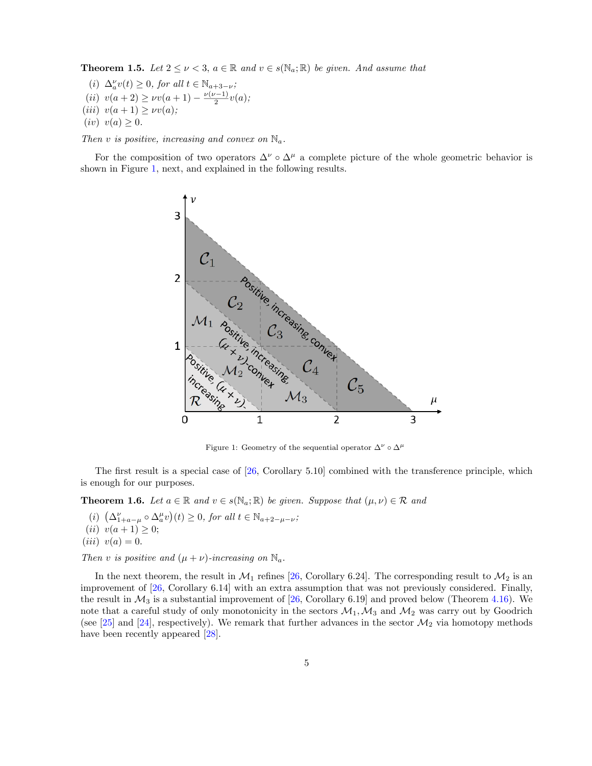**Theorem 1.5.** *Let $2 \leq \nu < 3$, $a \in \mathbb{R}$ and $v \in s(\mathbb{N}_a; \mathbb{R})$ be given. And assume that*

*(i)* $\Delta_a^\nu v(t) \geq 0$*, for all* $t \in \mathbb{N}_{a+3-\nu}$*;*

*(ii)* $v(a+2) \geq \nu v(a+1) - \frac{\nu(\nu-1)}{2} v(a)$*;*

*(iii)* $v(a+1) \geq \nu v(a)$*;*

*(iv)* $v(a) \geq 0$*.*

*Then $v$ is positive, increasing and convex on $\mathbb{N}_a$.*

For the composition of two operators $\Delta^\nu \circ \Delta^\mu$ a complete picture of the whole geometric behavior is shown in Figure 1, next, and explained in the following results.

Figure 1: Geometry of the sequential operator $\Delta^\nu \circ \Delta^\mu$

The first result is a special case of [26, Corollary 5.10] combined with the transference principle, which is enough for our purposes.

**Theorem 1.6.** *Let $a \in \mathbb{R}$ and $v \in s(\mathbb{N}_a; \mathbb{R})$ be given. Suppose that $(\mu, \nu) \in \mathcal{R}$ and*

*(i)* $\left(\Delta_{1+a-\mu}^\nu \circ \Delta_a^\mu v\right)(t) \geq 0$*, for all* $t \in \mathbb{N}_{a+2-\mu-\nu}$*;*

*(ii)* $v(a+1) \geq 0$*;*

*(iii)* $v(a) = 0$*.*

*Then $v$ is positive and $(\mu + \nu)$-increasing on $\mathbb{N}_a$.*

In the next theorem, the result in $\mathcal{M}_1$ refines [26, Corollary 6.24]. The corresponding result to $\mathcal{M}_2$ is an improvement of [26, Corollary 6.14] with an extra assumption that was not previously considered. Finally, the result in $\mathcal{M}_3$ is a substantial improvement of [26, Corollary 6.19] and proved below (Theorem 4.16). We note that a careful study of only monotonicity in the sectors $\mathcal{M}_1, \mathcal{M}_3$ and $\mathcal{M}_2$ was carry out by Goodrich (see [25] and [24], respectively). We remark that further advances in the sector $\mathcal{M}_2$ via homotopy methods have been recently appeared [28].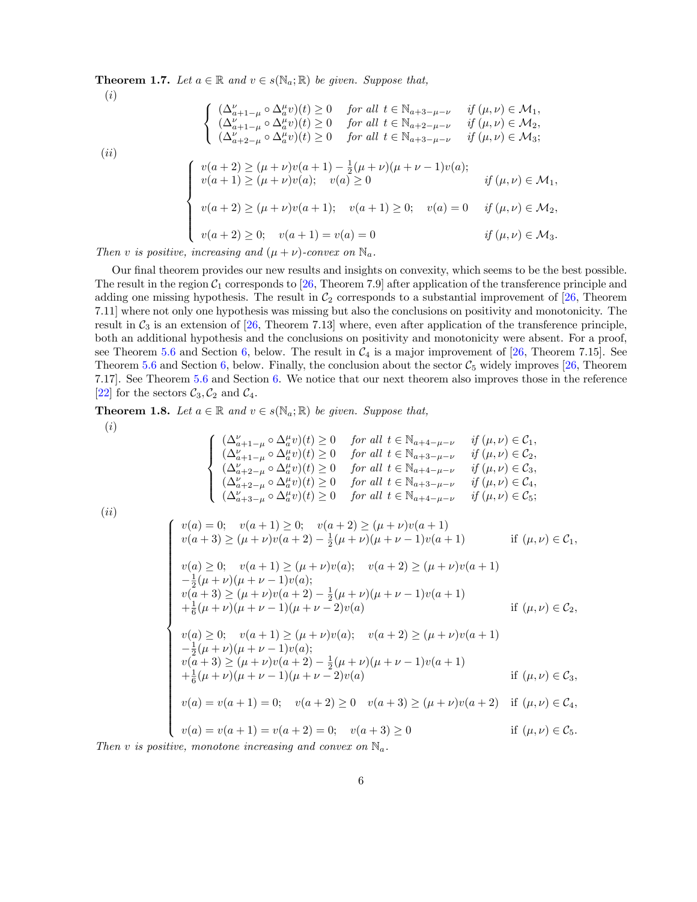**Theorem 1.7.** *Let $a \in \mathbb{R}$ and $v \in s(\mathbb{N}_a;\mathbb{R})$ be given. Suppose that,*

(*i*)

$$
\begin{cases}
(\Delta^{\nu}_{a+1-\mu} \circ \Delta^{\mu}_{a} v)(t) \geq 0 \quad \text{for all } t \in \mathbb{N}_{a+3-\mu-\nu} \quad \text{if } (\mu,\nu) \in \mathcal{M}_1, \\
(\Delta^{\nu}_{a+1-\mu} \circ \Delta^{\mu}_{a} v)(t) \geq 0 \quad \text{for all } t \in \mathbb{N}_{a+2-\mu-\nu} \quad \text{if } (\mu,\nu) \in \mathcal{M}_2, \\
(\Delta^{\nu}_{a+2-\mu} \circ \Delta^{\mu}_{a} v)(t) \geq 0 \quad \text{for all } t \in \mathbb{N}_{a+3-\mu-\nu} \quad \text{if } (\mu,\nu) \in \mathcal{M}_3;
\end{cases}
$$

(*ii*)

$$
\begin{cases}
v(a+2) \geq (\mu+\nu)v(a+1) - \frac{1}{2}(\mu+\nu)(\mu+\nu-1)v(a); \\
v(a+1) \geq (\mu+\nu)v(a); \quad v(a) \geq 0 \qquad\qquad\qquad \text{if } (\mu,\nu) \in \mathcal{M}_1, \\[1em]
v(a+2) \geq (\mu+\nu)v(a+1); \quad v(a+1) \geq 0; \quad v(a) = 0 \quad \text{if } (\mu,\nu) \in \mathcal{M}_2, \\[1em]
v(a+2) \geq 0; \quad v(a+1) = v(a) = 0 \qquad\qquad\qquad \text{if } (\mu,\nu) \in \mathcal{M}_3.
\end{cases}
$$

*Then $v$ is positive, increasing and $(\mu+\nu)$-convex on $\mathbb{N}_a$.*

Our final theorem provides our new results and insights on convexity, which seems to be the best possible. The result in the region $\mathcal{C}_1$ corresponds to [26, Theorem 7.9] after application of the transference principle and adding one missing hypothesis. The result in $\mathcal{C}_2$ corresponds to a substantial improvement of [26, Theorem 7.11] where not only one hypothesis was missing but also the conclusions on positivity and monotonicity. The result in $\mathcal{C}_3$ is an extension of [26, Theorem 7.13] where, even after application of the transference principle, both an additional hypothesis and the conclusions on positivity and monotonicity were absent. For a proof, see Theorem 5.6 and Section 6, below. The result in $\mathcal{C}_4$ is a major improvement of [26, Theorem 7.15]. See Theorem 5.6 and Section 6, below. Finally, the conclusion about the sector $\mathcal{C}_5$ widely improves [26, Theorem 7.17]. See Theorem 5.6 and Section 6. We notice that our next theorem also improves those in the reference [22] for the sectors $\mathcal{C}_3, \mathcal{C}_2$ and $\mathcal{C}_4$.

**Theorem 1.8.** *Let $a \in \mathbb{R}$ and $v \in s(\mathbb{N}_a;\mathbb{R})$ be given. Suppose that,*

(*i*)

$$
\begin{cases}
(\Delta^{\nu}_{a+1-\mu} \circ \Delta^{\mu}_{a} v)(t) \geq 0 \quad \text{for all } t \in \mathbb{N}_{a+4-\mu-\nu} \quad \text{if } (\mu,\nu) \in \mathcal{C}_1, \\
(\Delta^{\nu}_{a+1-\mu} \circ \Delta^{\mu}_{a} v)(t) \geq 0 \quad \text{for all } t \in \mathbb{N}_{a+3-\mu-\nu} \quad \text{if } (\mu,\nu) \in \mathcal{C}_2, \\
(\Delta^{\nu}_{a+2-\mu} \circ \Delta^{\mu}_{a} v)(t) \geq 0 \quad \text{for all } t \in \mathbb{N}_{a+4-\mu-\nu} \quad \text{if } (\mu,\nu) \in \mathcal{C}_3, \\
(\Delta^{\nu}_{a+2-\mu} \circ \Delta^{\mu}_{a} v)(t) \geq 0 \quad \text{for all } t \in \mathbb{N}_{a+3-\mu-\nu} \quad \text{if } (\mu,\nu) \in \mathcal{C}_4, \\
(\Delta^{\nu}_{a+3-\mu} \circ \Delta^{\mu}_{a} v)(t) \geq 0 \quad \text{for all } t \in \mathbb{N}_{a+4-\mu-\nu} \quad \text{if } (\mu,\nu) \in \mathcal{C}_5;
\end{cases}
$$

(*ii*)

$$
\begin{cases}
v(a) = 0; \quad v(a+1) \geq 0; \quad v(a+2) \geq (\mu+\nu)v(a+1) \\
v(a+3) \geq (\mu+\nu)v(a+2) - \frac{1}{2}(\mu+\nu)(\mu+\nu-1)v(a+1) \qquad \text{if } (\mu,\nu) \in \mathcal{C}_1, \\[1em]
v(a) \geq 0; \quad v(a+1) \geq (\mu+\nu)v(a); \quad v(a+2) \geq (\mu+\nu)v(a+1) \\
-\frac{1}{2}(\mu+\nu)(\mu+\nu-1)v(a); \\
v(a+3) \geq (\mu+\nu)v(a+2) - \frac{1}{2}(\mu+\nu)(\mu+\nu-1)v(a+1) \\
+\frac{1}{6}(\mu+\nu)(\mu+\nu-1)(\mu+\nu-2)v(a) \qquad \text{if } (\mu,\nu) \in \mathcal{C}_2, \\[1em]
v(a) \geq 0; \quad v(a+1) \geq (\mu+\nu)v(a); \quad v(a+2) \geq (\mu+\nu)v(a+1) \\
-\frac{1}{2}(\mu+\nu)(\mu+\nu-1)v(a); \\
v(a+3) \geq (\mu+\nu)v(a+2) - \frac{1}{2}(\mu+\nu)(\mu+\nu-1)v(a+1) \\
+\frac{1}{6}(\mu+\nu)(\mu+\nu-1)(\mu+\nu-2)v(a) \qquad \text{if } (\mu,\nu) \in \mathcal{C}_3, \\[1em]
v(a) = v(a+1) = 0; \quad v(a+2) \geq 0 \quad v(a+3) \geq (\mu+\nu)v(a+2) \quad \text{if } (\mu,\nu) \in \mathcal{C}_4, \\[1em]
v(a) = v(a+1) = v(a+2) = 0; \quad v(a+3) \geq 0 \qquad \text{if } (\mu,\nu) \in \mathcal{C}_5.
\end{cases}
$$

*Then $v$ is positive, monotone increasing and convex on $\mathbb{N}_a$.*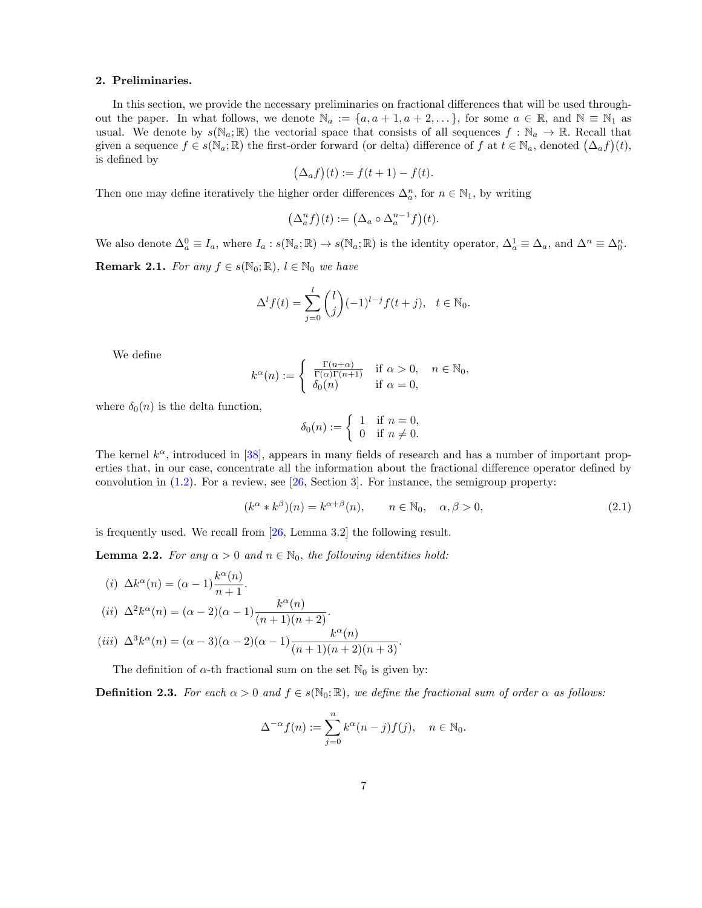## 2. Preliminaries.

In this section, we provide the necessary preliminaries on fractional differences that will be used throughout the paper. In what follows, we denote $\mathbb{N}_a := \{a, a+1, a+2, \dots\}$, for some $a \in \mathbb{R}$, and $\mathbb{N} \equiv \mathbb{N}_1$ as usual. We denote by $s(\mathbb{N}_a; \mathbb{R})$ the vectorial space that consists of all sequences $f : \mathbb{N}_a \to \mathbb{R}$. Recall that given a sequence $f \in s(\mathbb{N}_a; \mathbb{R})$ the first-order forward (or delta) difference of $f$ at $t \in \mathbb{N}_a$, denoted $\big(\Delta_a f\big)(t)$, is defined by

$$\big(\Delta_a f\big)(t) := f(t+1) - f(t).$$

Then one may define iteratively the higher order differences $\Delta_a^n$, for $n \in \mathbb{N}_1$, by writing

$$\big(\Delta_a^n f\big)(t) := \big(\Delta_a \circ \Delta_a^{n-1} f\big)(t).$$

We also denote $\Delta_a^0 \equiv I_a$, where $I_a : s(\mathbb{N}_a; \mathbb{R}) \to s(\mathbb{N}_a; \mathbb{R})$ is the identity operator, $\Delta_a^1 \equiv \Delta_a$, and $\Delta^n \equiv \Delta_0^n$.

**Remark 2.1.** *For any $f \in s(\mathbb{N}_0; \mathbb{R})$, $l \in \mathbb{N}_0$ we have*

$$\Delta^l f(t) = \sum_{j=0}^{l} \binom{l}{j} (-1)^{l-j} f(t+j), \quad t \in \mathbb{N}_0.$$

We define

$$k^\alpha(n) := \begin{cases} \frac{\Gamma(n+\alpha)}{\Gamma(\alpha)\Gamma(n+1)} & \text{if } \alpha > 0, \quad n \in \mathbb{N}_0, \\ \delta_0(n) & \text{if } \alpha = 0, \end{cases}$$

where $\delta_0(n)$ is the delta function,

$$\delta_0(n) := \begin{cases} 1 & \text{if } n = 0, \\ 0 & \text{if } n \neq 0. \end{cases}$$

The kernel $k^\alpha$, introduced in [38], appears in many fields of research and has a number of important properties that, in our case, concentrate all the information about the fractional difference operator defined by convolution in (1.2). For a review, see [26, Section 3]. For instance, the semigroup property:

$$(k^\alpha * k^\beta)(n) = k^{\alpha+\beta}(n), \qquad n \in \mathbb{N}_0, \quad \alpha, \beta > 0, \tag{2.1}$$

is frequently used. We recall from [26, Lemma 3.2] the following result.

**Lemma 2.2.** *For any $\alpha > 0$ and $n \in \mathbb{N}_0$, the following identities hold:*

*(i)* $\Delta k^\alpha(n) = (\alpha - 1)\dfrac{k^\alpha(n)}{n+1}$.

*(ii)* $\Delta^2 k^\alpha(n) = (\alpha - 2)(\alpha - 1)\dfrac{k^\alpha(n)}{(n+1)(n+2)}$.

*(iii)* $\Delta^3 k^\alpha(n) = (\alpha - 3)(\alpha - 2)(\alpha - 1)\dfrac{k^\alpha(n)}{(n+1)(n+2)(n+3)}$.

The definition of $\alpha$-th fractional sum on the set $\mathbb{N}_0$ is given by:

**Definition 2.3.** *For each $\alpha > 0$ and $f \in s(\mathbb{N}_0; \mathbb{R})$, we define the fractional sum of order $\alpha$ as follows:*

$$\Delta^{-\alpha} f(n) := \sum_{j=0}^{n} k^\alpha(n-j) f(j), \quad n \in \mathbb{N}_0.$$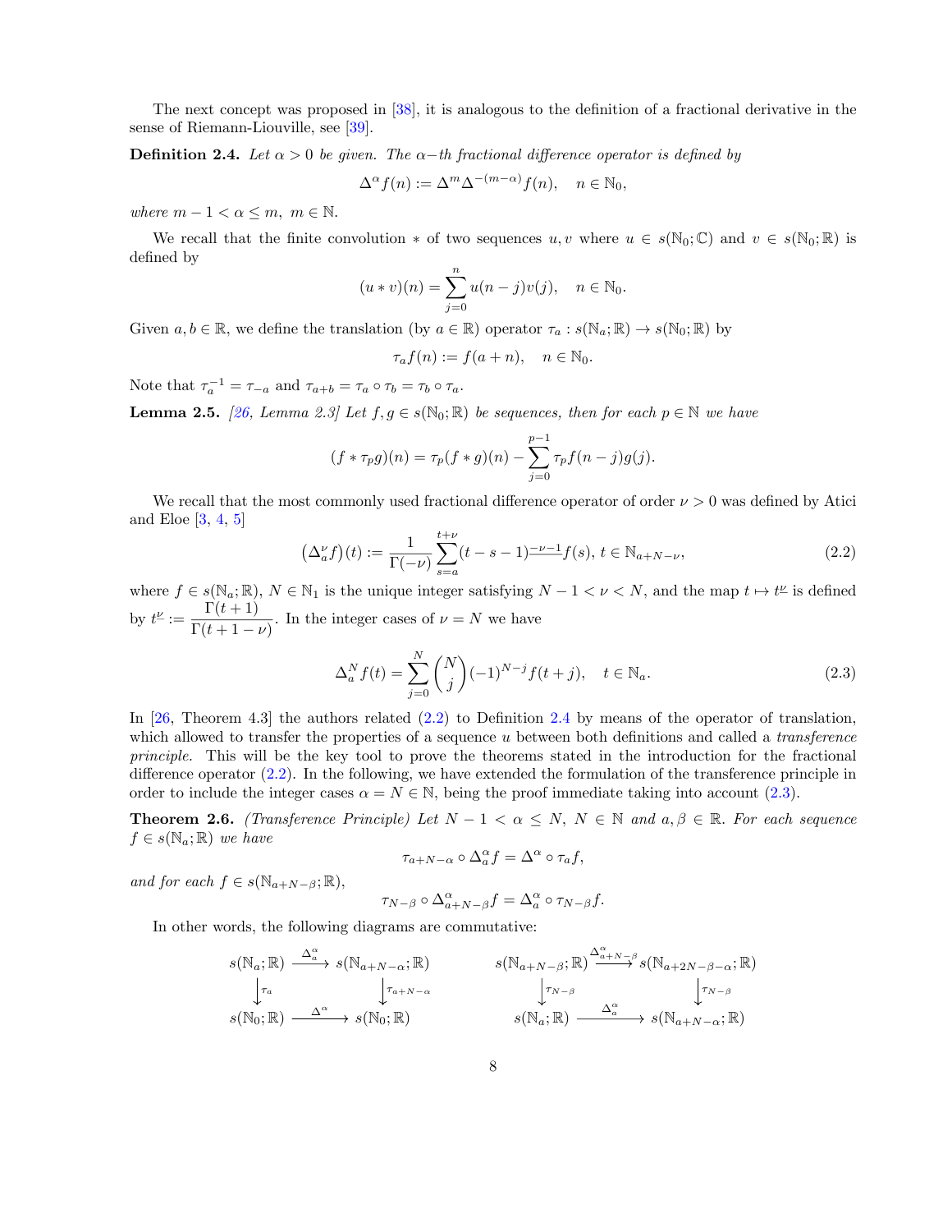The next concept was proposed in [38], it is analogous to the definition of a fractional derivative in the sense of Riemann-Liouville, see [39].

**Definition 2.4.** *Let $\alpha > 0$ be given. The $\alpha-$th fractional difference operator is defined by*

$$\Delta^\alpha f(n) := \Delta^m \Delta^{-(m-\alpha)} f(n), \quad n \in \mathbb{N}_0,$$

*where $m-1 < \alpha \leq m,\ m \in \mathbb{N}$.*

We recall that the finite convolution $*$ of two sequences $u, v$ where $u \in s(\mathbb{N}_0; \mathbb{C})$ and $v \in s(\mathbb{N}_0; \mathbb{R})$ is defined by

$$(u * v)(n) = \sum_{j=0}^{n} u(n-j)v(j), \quad n \in \mathbb{N}_0.$$

Given $a, b \in \mathbb{R}$, we define the translation (by $a \in \mathbb{R}$) operator $\tau_a : s(\mathbb{N}_a; \mathbb{R}) \to s(\mathbb{N}_0; \mathbb{R})$ by

$$\tau_a f(n) := f(a+n), \quad n \in \mathbb{N}_0.$$

Note that $\tau_a^{-1} = \tau_{-a}$ and $\tau_{a+b} = \tau_a \circ \tau_b = \tau_b \circ \tau_a$.

**Lemma 2.5.** *[26, Lemma 2.3] Let $f, g \in s(\mathbb{N}_0; \mathbb{R})$ be sequences, then for each $p \in \mathbb{N}$ we have*

$$(f * \tau_p g)(n) = \tau_p (f * g)(n) - \sum_{j=0}^{p-1} \tau_p f(n-j) g(j).$$

We recall that the most commonly used fractional difference operator of order $\nu > 0$ was defined by Atici and Eloe [3, 4, 5]

$$\left(\Delta_a^\nu f\right)(t) := \frac{1}{\Gamma(-\nu)} \sum_{s=a}^{t+\nu} (t-s-1)^{\underline{-\nu-1}} f(s),\ t \in \mathbb{N}_{a+N-\nu}, \tag{2.2}$$

where $f \in s(\mathbb{N}_a; \mathbb{R})$, $N \in \mathbb{N}_1$ is the unique integer satisfying $N-1 < \nu < N$, and the map $t \mapsto t^{\underline{\nu}}$ is defined by $t^{\underline{\nu}} := \dfrac{\Gamma(t+1)}{\Gamma(t+1-\nu)}$. In the integer cases of $\nu = N$ we have

$$\Delta_a^N f(t) = \sum_{j=0}^{N} \binom{N}{j} (-1)^{N-j} f(t+j), \quad t \in \mathbb{N}_a. \tag{2.3}$$

In [26, Theorem 4.3] the authors related (2.2) to Definition 2.4 by means of the operator of translation, which allowed to transfer the properties of a sequence $u$ between both definitions and called a *transference principle.* This will be the key tool to prove the theorems stated in the introduction for the fractional difference operator (2.2). In the following, we have extended the formulation of the transference principle in order to include the integer cases $\alpha = N \in \mathbb{N}$, being the proof immediate taking into account (2.3).

**Theorem 2.6.** *(Transference Principle) Let $N-1 < \alpha \leq N$, $N \in \mathbb{N}$ and $a, \beta \in \mathbb{R}$. For each sequence $f \in s(\mathbb{N}_a; \mathbb{R})$ we have*

$$\tau_{a+N-\alpha} \circ \Delta_a^\alpha f = \Delta^\alpha \circ \tau_a f,$$

*and for each $f \in s(\mathbb{N}_{a+N-\beta}; \mathbb{R})$,*

$$\tau_{N-\beta} \circ \Delta_{a+N-\beta}^\alpha f = \Delta_a^\alpha \circ \tau_{N-\beta} f.$$

In other words, the following diagrams are commutative:

$$\begin{array}{ccc} s(\mathbb{N}_a;\mathbb{R}) & \xrightarrow{\ \Delta_a^\alpha\ } & s(\mathbb{N}_{a+N-\alpha};\mathbb{R}) \\ \downarrow{\scriptstyle \tau_a} & & \downarrow{\scriptstyle \tau_{a+N-\alpha}} \\ s(\mathbb{N}_0;\mathbb{R}) & \xrightarrow{\ \Delta^\alpha\ } & s(\mathbb{N}_0;\mathbb{R}) \end{array} \qquad \begin{array}{ccc} s(\mathbb{N}_{a+N-\beta};\mathbb{R}) & \xrightarrow{\ \Delta_{a+N-\beta}^\alpha\ } & s(\mathbb{N}_{a+2N-\beta-\alpha};\mathbb{R}) \\ \downarrow{\scriptstyle \tau_{N-\beta}} & & \downarrow{\scriptstyle \tau_{N-\beta}} \\ s(\mathbb{N}_a;\mathbb{R}) & \xrightarrow{\ \Delta_a^\alpha\ } & s(\mathbb{N}_{a+N-\alpha};\mathbb{R}) \end{array}$$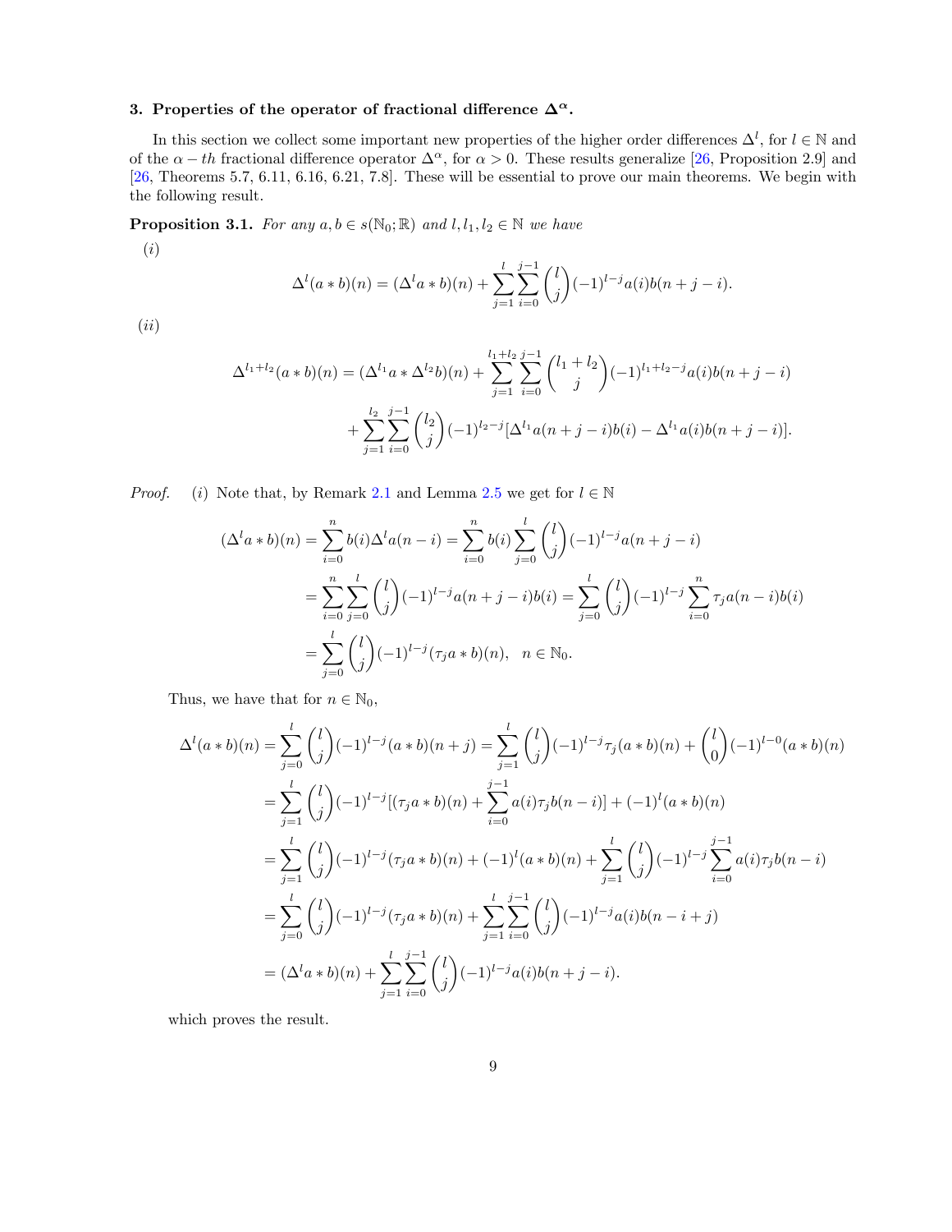### 3. Properties of the operator of fractional difference $\Delta^\alpha$.

In this section we collect some important new properties of the higher order differences $\Delta^l$, for $l \in \mathbb{N}$ and of the $\alpha - th$ fractional difference operator $\Delta^\alpha$, for $\alpha > 0$. These results generalize [26, Proposition 2.9] and [26, Theorems 5.7, 6.11, 6.16, 6.21, 7.8]. These will be essential to prove our main theorems. We begin with the following result.

**Proposition 3.1.** *For any $a, b \in s(\mathbb{N}_0; \mathbb{R})$ and $l, l_1, l_2 \in \mathbb{N}$ we have*

*(i)*

$$\Delta^l(a * b)(n) = (\Delta^l a * b)(n) + \sum_{j=1}^{l} \sum_{i=0}^{j-1} \binom{l}{j} (-1)^{l-j} a(i) b(n+j-i).$$

*(ii)*

$$\Delta^{l_1+l_2}(a * b)(n) = (\Delta^{l_1} a * \Delta^{l_2} b)(n) + \sum_{j=1}^{l_1+l_2} \sum_{i=0}^{j-1} \binom{l_1+l_2}{j} (-1)^{l_1+l_2-j} a(i) b(n+j-i)$$
$$+ \sum_{j=1}^{l_2} \sum_{i=0}^{j-1} \binom{l_2}{j} (-1)^{l_2-j} [\Delta^{l_1} a(n+j-i) b(i) - \Delta^{l_1} a(i) b(n+j-i)].$$

*Proof.* (i) Note that, by Remark 2.1 and Lemma 2.5 we get for $l \in \mathbb{N}$

$$\begin{aligned}
(\Delta^l a * b)(n) &= \sum_{i=0}^{n} b(i) \Delta^l a(n-i) = \sum_{i=0}^{n} b(i) \sum_{j=0}^{l} \binom{l}{j} (-1)^{l-j} a(n+j-i) \\
&= \sum_{i=0}^{n} \sum_{j=0}^{l} \binom{l}{j} (-1)^{l-j} a(n+j-i) b(i) = \sum_{j=0}^{l} \binom{l}{j} (-1)^{l-j} \sum_{i=0}^{n} \tau_j a(n-i) b(i) \\
&= \sum_{j=0}^{l} \binom{l}{j} (-1)^{l-j} (\tau_j a * b)(n), \quad n \in \mathbb{N}_0.
\end{aligned}$$

Thus, we have that for $n \in \mathbb{N}_0$,

$$\begin{aligned}
\Delta^l(a * b)(n) &= \sum_{j=0}^{l} \binom{l}{j} (-1)^{l-j} (a * b)(n+j) = \sum_{j=1}^{l} \binom{l}{j} (-1)^{l-j} \tau_j (a * b)(n) + \binom{l}{0} (-1)^{l-0} (a * b)(n) \\
&= \sum_{j=1}^{l} \binom{l}{j} (-1)^{l-j} [(\tau_j a * b)(n) + \sum_{i=0}^{j-1} a(i) \tau_j b(n-i)] + (-1)^l (a * b)(n) \\
&= \sum_{j=1}^{l} \binom{l}{j} (-1)^{l-j} (\tau_j a * b)(n) + (-1)^l (a * b)(n) + \sum_{j=1}^{l} \binom{l}{j} (-1)^{l-j} \sum_{i=0}^{j-1} a(i) \tau_j b(n-i) \\
&= \sum_{j=0}^{l} \binom{l}{j} (-1)^{l-j} (\tau_j a * b)(n) + \sum_{j=1}^{l} \sum_{i=0}^{j-1} \binom{l}{j} (-1)^{l-j} a(i) b(n-i+j) \\
&= (\Delta^l a * b)(n) + \sum_{j=1}^{l} \sum_{i=0}^{j-1} \binom{l}{j} (-1)^{l-j} a(i) b(n+j-i).
\end{aligned}$$

which proves the result.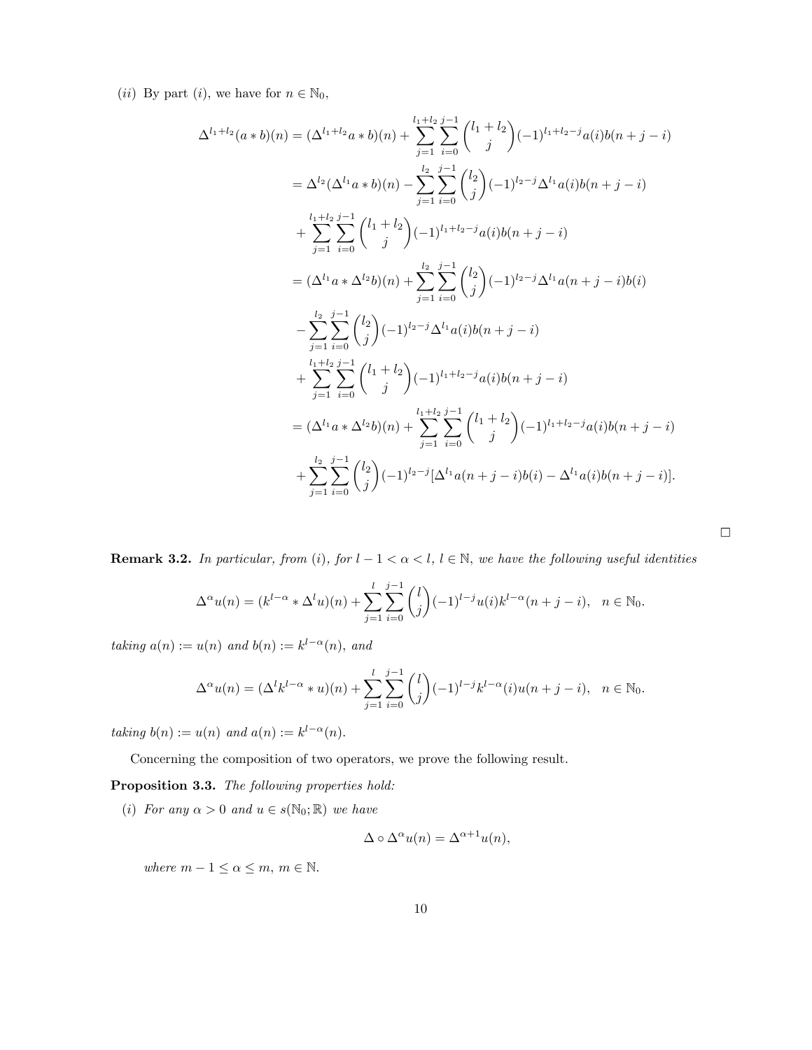$(ii)$ By part $(i)$, we have for $n \in \mathbb{N}_0$,

$$
\begin{aligned}
\Delta^{l_1+l_2}(a * b)(n) &= (\Delta^{l_1+l_2} a * b)(n) + \sum_{j=1}^{l_1+l_2} \sum_{i=0}^{j-1} \binom{l_1+l_2}{j} (-1)^{l_1+l_2-j} a(i) b(n+j-i) \\
&= \Delta^{l_2}(\Delta^{l_1} a * b)(n) - \sum_{j=1}^{l_2} \sum_{i=0}^{j-1} \binom{l_2}{j} (-1)^{l_2-j} \Delta^{l_1} a(i) b(n+j-i) \\
&+ \sum_{j=1}^{l_1+l_2} \sum_{i=0}^{j-1} \binom{l_1+l_2}{j} (-1)^{l_1+l_2-j} a(i) b(n+j-i) \\
&= (\Delta^{l_1} a * \Delta^{l_2} b)(n) + \sum_{j=1}^{l_2} \sum_{i=0}^{j-1} \binom{l_2}{j} (-1)^{l_2-j} \Delta^{l_1} a(n+j-i) b(i) \\
&- \sum_{j=1}^{l_2} \sum_{i=0}^{j-1} \binom{l_2}{j} (-1)^{l_2-j} \Delta^{l_1} a(i) b(n+j-i) \\
&+ \sum_{j=1}^{l_1+l_2} \sum_{i=0}^{j-1} \binom{l_1+l_2}{j} (-1)^{l_1+l_2-j} a(i) b(n+j-i) \\
&= (\Delta^{l_1} a * \Delta^{l_2} b)(n) + \sum_{j=1}^{l_1+l_2} \sum_{i=0}^{j-1} \binom{l_1+l_2}{j} (-1)^{l_1+l_2-j} a(i) b(n+j-i) \\
&+ \sum_{j=1}^{l_2} \sum_{i=0}^{j-1} \binom{l_2}{j} (-1)^{l_2-j} [\Delta^{l_1} a(n+j-i) b(i) - \Delta^{l_1} a(i) b(n+j-i)].
\end{aligned}
$$

□

**Remark 3.2.** *In particular, from (i), for $l-1 < \alpha < l$, $l \in \mathbb{N}$, we have the following useful identities*

$$
\Delta^\alpha u(n) = (k^{l-\alpha} * \Delta^l u)(n) + \sum_{j=1}^{l} \sum_{i=0}^{j-1} \binom{l}{j} (-1)^{l-j} u(i) k^{l-\alpha}(n+j-i), \quad n \in \mathbb{N}_0.
$$

*taking $a(n) := u(n)$ and $b(n) := k^{l-\alpha}(n)$, and*

$$
\Delta^\alpha u(n) = (\Delta^l k^{l-\alpha} * u)(n) + \sum_{j=1}^{l} \sum_{i=0}^{j-1} \binom{l}{j} (-1)^{l-j} k^{l-\alpha}(i) u(n+j-i), \quad n \in \mathbb{N}_0.
$$

*taking $b(n) := u(n)$ and $a(n) := k^{l-\alpha}(n)$.*

Concerning the composition of two operators, we prove the following result.

**Proposition 3.3.** *The following properties hold:*

$(i)$ *For any $\alpha > 0$ and $u \in s(\mathbb{N}_0; \mathbb{R})$ we have*

$$
\Delta \circ \Delta^\alpha u(n) = \Delta^{\alpha+1} u(n),
$$

*where $m-1 \leq \alpha \leq m$, $m \in \mathbb{N}$.*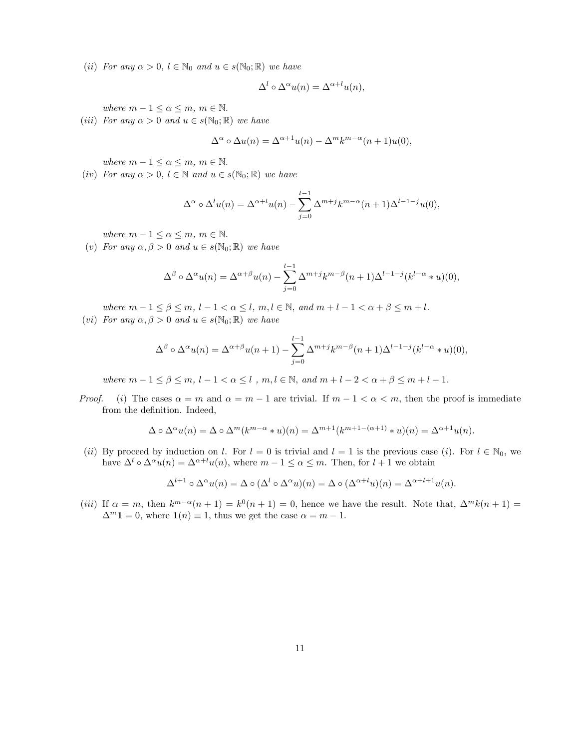(ii) *For any $\alpha > 0$, $l \in \mathbb{N}_0$ and $u \in s(\mathbb{N}_0;\mathbb{R})$ we have*

$$\Delta^l \circ \Delta^\alpha u(n) = \Delta^{\alpha+l} u(n),$$

*where $m-1 \leq \alpha \leq m$, $m \in \mathbb{N}$.*

(iii) *For any $\alpha > 0$ and $u \in s(\mathbb{N}_0;\mathbb{R})$ we have*

$$\Delta^\alpha \circ \Delta u(n) = \Delta^{\alpha+1} u(n) - \Delta^m k^{m-\alpha}(n+1) u(0),$$

*where $m-1 \leq \alpha \leq m$, $m \in \mathbb{N}$.*

(iv) *For any $\alpha > 0$, $l \in \mathbb{N}$ and $u \in s(\mathbb{N}_0;\mathbb{R})$ we have*

$$\Delta^\alpha \circ \Delta^l u(n) = \Delta^{\alpha+l} u(n) - \sum_{j=0}^{l-1} \Delta^{m+j} k^{m-\alpha}(n+1) \Delta^{l-1-j} u(0),$$

*where $m-1 \leq \alpha \leq m$, $m \in \mathbb{N}$.*

(v) *For any $\alpha, \beta > 0$ and $u \in s(\mathbb{N}_0;\mathbb{R})$ we have*

$$\Delta^\beta \circ \Delta^\alpha u(n) = \Delta^{\alpha+\beta} u(n) - \sum_{j=0}^{l-1} \Delta^{m+j} k^{m-\beta}(n+1) \Delta^{l-1-j} (k^{l-\alpha} * u)(0),$$

*where $m-1 \leq \beta \leq m$, $l-1 < \alpha \leq l$, $m, l \in \mathbb{N}$, and $m+l-1 < \alpha+\beta \leq m+l$.*

(vi) *For any $\alpha, \beta > 0$ and $u \in s(\mathbb{N}_0;\mathbb{R})$ we have*

$$\Delta^\beta \circ \Delta^\alpha u(n) = \Delta^{\alpha+\beta} u(n+1) - \sum_{j=0}^{l-1} \Delta^{m+j} k^{m-\beta}(n+1) \Delta^{l-1-j} (k^{l-\alpha} * u)(0),$$

*where $m-1 \leq \beta \leq m$, $l-1 < \alpha \leq l$ , $m, l \in \mathbb{N}$, and $m+l-2 < \alpha+\beta \leq m+l-1$.*

*Proof.* (i) The cases $\alpha = m$ and $\alpha = m-1$ are trivial. If $m-1 < \alpha < m$, then the proof is immediate from the definition. Indeed,

$$\Delta \circ \Delta^\alpha u(n) = \Delta \circ \Delta^m (k^{m-\alpha} * u)(n) = \Delta^{m+1} (k^{m+1-(\alpha+1)} * u)(n) = \Delta^{\alpha+1} u(n).$$

(ii) By proceed by induction on $l$. For $l = 0$ is trivial and $l = 1$ is the previous case (i). For $l \in \mathbb{N}_0$, we have $\Delta^l \circ \Delta^\alpha u(n) = \Delta^{\alpha+l} u(n)$, where $m-1 \leq \alpha \leq m$. Then, for $l+1$ we obtain

$$\Delta^{l+1} \circ \Delta^\alpha u(n) = \Delta \circ (\Delta^l \circ \Delta^\alpha u)(n) = \Delta \circ (\Delta^{\alpha+l} u)(n) = \Delta^{\alpha+l+1} u(n).$$

(iii) If $\alpha = m$, then $k^{m-\alpha}(n+1) = k^0(n+1) = 0$, hence we have the result. Note that, $\Delta^m k(n+1) = \Delta^m \mathbf{1} = 0$, where $\mathbf{1}(n) \equiv 1$, thus we get the case $\alpha = m-1$.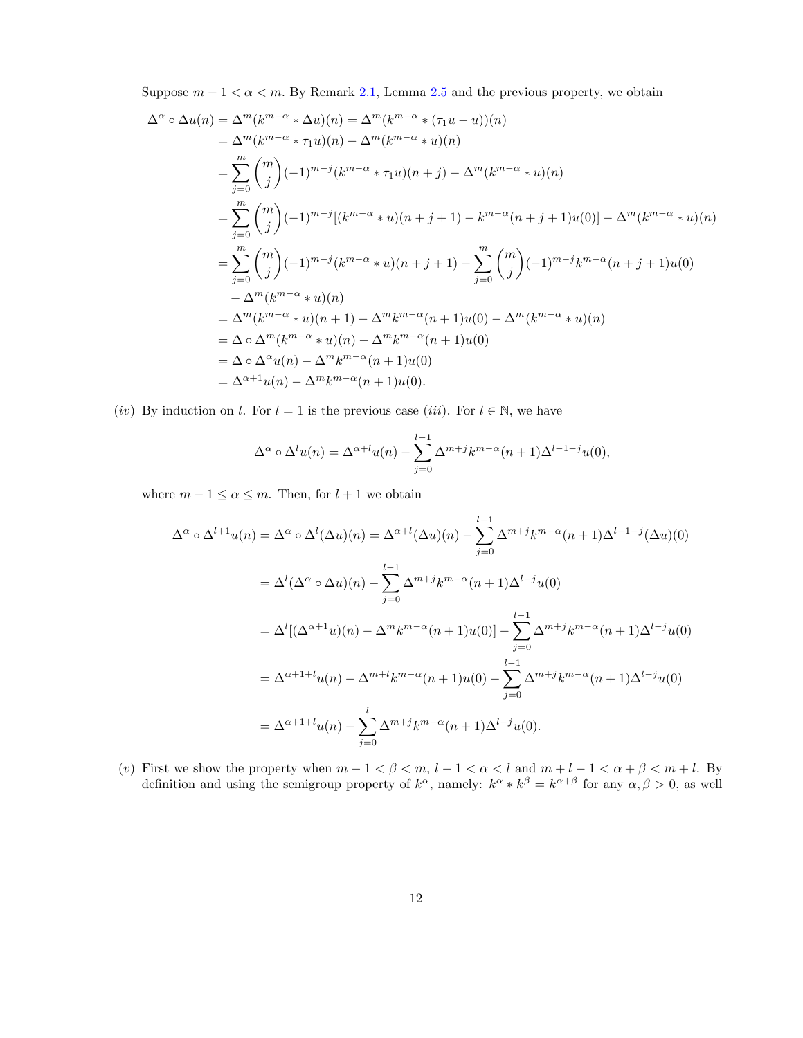Suppose $m-1<\alpha<m$. By Remark 2.1, Lemma 2.5 and the previous property, we obtain

$$
\begin{aligned}
\Delta^\alpha \circ \Delta u(n) &= \Delta^m(k^{m-\alpha} * \Delta u)(n) = \Delta^m(k^{m-\alpha} * (\tau_1 u - u))(n) \\
&= \Delta^m(k^{m-\alpha} * \tau_1 u)(n) - \Delta^m(k^{m-\alpha} * u)(n) \\
&= \sum_{j=0}^{m} \binom{m}{j} (-1)^{m-j} (k^{m-\alpha} * \tau_1 u)(n+j) - \Delta^m(k^{m-\alpha} * u)(n) \\
&= \sum_{j=0}^{m} \binom{m}{j} (-1)^{m-j} [(k^{m-\alpha} * u)(n+j+1) - k^{m-\alpha}(n+j+1)u(0)] - \Delta^m(k^{m-\alpha} * u)(n) \\
&= \sum_{j=0}^{m} \binom{m}{j} (-1)^{m-j} (k^{m-\alpha} * u)(n+j+1) - \sum_{j=0}^{m} \binom{m}{j} (-1)^{m-j} k^{m-\alpha}(n+j+1)u(0) \\
&\quad - \Delta^m(k^{m-\alpha} * u)(n) \\
&= \Delta^m(k^{m-\alpha} * u)(n+1) - \Delta^m k^{m-\alpha}(n+1)u(0) - \Delta^m(k^{m-\alpha} * u)(n) \\
&= \Delta \circ \Delta^m(k^{m-\alpha} * u)(n) - \Delta^m k^{m-\alpha}(n+1)u(0) \\
&= \Delta \circ \Delta^\alpha u(n) - \Delta^m k^{m-\alpha}(n+1)u(0) \\
&= \Delta^{\alpha+1}u(n) - \Delta^m k^{m-\alpha}(n+1)u(0).
\end{aligned}
$$

(*iv*) By induction on $l$. For $l=1$ is the previous case (*iii*). For $l \in \mathbb{N}$, we have

$$
\Delta^\alpha \circ \Delta^l u(n) = \Delta^{\alpha+l}u(n) - \sum_{j=0}^{l-1} \Delta^{m+j} k^{m-\alpha}(n+1) \Delta^{l-1-j} u(0),
$$

where $m-1 \le \alpha \le m$. Then, for $l+1$ we obtain

$$
\begin{aligned}
\Delta^\alpha \circ \Delta^{l+1} u(n) &= \Delta^\alpha \circ \Delta^l(\Delta u)(n) = \Delta^{\alpha+l}(\Delta u)(n) - \sum_{j=0}^{l-1} \Delta^{m+j} k^{m-\alpha}(n+1) \Delta^{l-1-j}(\Delta u)(0) \\
&= \Delta^l(\Delta^\alpha \circ \Delta u)(n) - \sum_{j=0}^{l-1} \Delta^{m+j} k^{m-\alpha}(n+1) \Delta^{l-j} u(0) \\
&= \Delta^l[(\Delta^{\alpha+1}u)(n) - \Delta^m k^{m-\alpha}(n+1)u(0)] - \sum_{j=0}^{l-1} \Delta^{m+j} k^{m-\alpha}(n+1) \Delta^{l-j} u(0) \\
&= \Delta^{\alpha+1+l}u(n) - \Delta^{m+l} k^{m-\alpha}(n+1)u(0) - \sum_{j=0}^{l-1} \Delta^{m+j} k^{m-\alpha}(n+1) \Delta^{l-j} u(0) \\
&= \Delta^{\alpha+1+l}u(n) - \sum_{j=0}^{l} \Delta^{m+j} k^{m-\alpha}(n+1) \Delta^{l-j} u(0).
\end{aligned}
$$

(*v*) First we show the property when $m-1<\beta<m$, $l-1<\alpha<l$ and $m+l-1<\alpha+\beta<m+l$. By definition and using the semigroup property of $k^\alpha$, namely: $k^\alpha * k^\beta = k^{\alpha+\beta}$ for any $\alpha, \beta > 0$, as well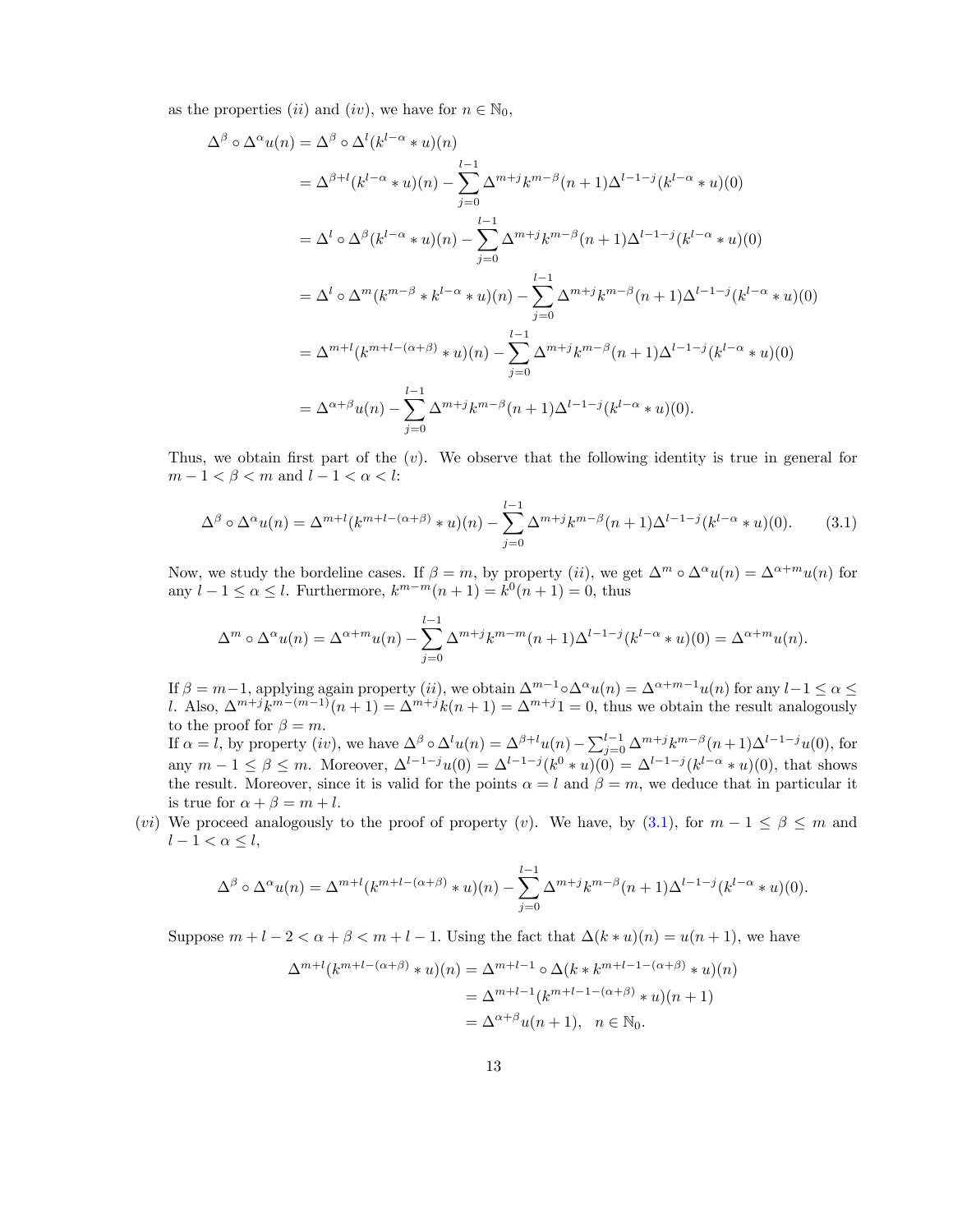as the properties $(ii)$ and $(iv)$, we have for $n \in \mathbb{N}_0$,

$$
\begin{aligned}
\Delta^\beta \circ \Delta^\alpha u(n) &= \Delta^\beta \circ \Delta^l (k^{l-\alpha} * u)(n) \\
&= \Delta^{\beta+l}(k^{l-\alpha} * u)(n) - \sum_{j=0}^{l-1} \Delta^{m+j} k^{m-\beta}(n+1) \Delta^{l-1-j}(k^{l-\alpha} * u)(0) \\
&= \Delta^l \circ \Delta^\beta (k^{l-\alpha} * u)(n) - \sum_{j=0}^{l-1} \Delta^{m+j} k^{m-\beta}(n+1) \Delta^{l-1-j}(k^{l-\alpha} * u)(0) \\
&= \Delta^l \circ \Delta^m (k^{m-\beta} * k^{l-\alpha} * u)(n) - \sum_{j=0}^{l-1} \Delta^{m+j} k^{m-\beta}(n+1) \Delta^{l-1-j}(k^{l-\alpha} * u)(0) \\
&= \Delta^{m+l}(k^{m+l-(\alpha+\beta)} * u)(n) - \sum_{j=0}^{l-1} \Delta^{m+j} k^{m-\beta}(n+1) \Delta^{l-1-j}(k^{l-\alpha} * u)(0) \\
&= \Delta^{\alpha+\beta} u(n) - \sum_{j=0}^{l-1} \Delta^{m+j} k^{m-\beta}(n+1) \Delta^{l-1-j}(k^{l-\alpha} * u)(0).
\end{aligned}
$$

Thus, we obtain first part of the $(v)$. We observe that the following identity is true in general for $m-1 < \beta < m$ and $l-1 < \alpha < l$:

$$
\Delta^\beta \circ \Delta^\alpha u(n) = \Delta^{m+l}(k^{m+l-(\alpha+\beta)} * u)(n) - \sum_{j=0}^{l-1} \Delta^{m+j} k^{m-\beta}(n+1) \Delta^{l-1-j}(k^{l-\alpha} * u)(0). \tag{3.1}
$$

Now, we study the bordeline cases. If $\beta = m$, by property $(ii)$, we get $\Delta^m \circ \Delta^\alpha u(n) = \Delta^{\alpha+m} u(n)$ for any $l-1 \leq \alpha \leq l$. Furthermore, $k^{m-m}(n+1) = k^0(n+1) = 0$, thus

$$
\Delta^m \circ \Delta^\alpha u(n) = \Delta^{\alpha+m} u(n) - \sum_{j=0}^{l-1} \Delta^{m+j} k^{m-m}(n+1) \Delta^{l-1-j}(k^{l-\alpha} * u)(0) = \Delta^{\alpha+m} u(n).
$$

If $\beta = m-1$, applying again property $(ii)$, we obtain $\Delta^{m-1} \circ \Delta^\alpha u(n) = \Delta^{\alpha+m-1} u(n)$ for any $l-1 \leq \alpha \leq l$. Also, $\Delta^{m+j} k^{m-(m-1)}(n+1) = \Delta^{m+j} k(n+1) = \Delta^{m+j} 1 = 0$, thus we obtain the result analogously to the proof for $\beta = m$.

If $\alpha = l$, by property $(iv)$, we have $\Delta^\beta \circ \Delta^l u(n) = \Delta^{\beta+l} u(n) - \sum_{j=0}^{l-1} \Delta^{m+j} k^{m-\beta}(n+1) \Delta^{l-1-j} u(0)$, for any $m-1 \leq \beta \leq m$. Moreover, $\Delta^{l-1-j} u(0) = \Delta^{l-1-j}(k^0 * u)(0) = \Delta^{l-1-j}(k^{l-\alpha} * u)(0)$, that shows the result. Moreover, since it is valid for the points $\alpha = l$ and $\beta = m$, we deduce that in particular it is true for $\alpha + \beta = m + l$.

$(vi)$ We proceed analogously to the proof of property $(v)$. We have, by (3.1), for $m-1 \leq \beta \leq m$ and $l-1 < \alpha \leq l$,

$$
\Delta^\beta \circ \Delta^\alpha u(n) = \Delta^{m+l}(k^{m+l-(\alpha+\beta)} * u)(n) - \sum_{j=0}^{l-1} \Delta^{m+j} k^{m-\beta}(n+1) \Delta^{l-1-j}(k^{l-\alpha} * u)(0).
$$

Suppose $m+l-2 < \alpha+\beta < m+l-1$. Using the fact that $\Delta(k * u)(n) = u(n+1)$, we have

$$
\begin{aligned}
\Delta^{m+l}(k^{m+l-(\alpha+\beta)} * u)(n) &= \Delta^{m+l-1} \circ \Delta(k * k^{m+l-1-(\alpha+\beta)} * u)(n) \\
&= \Delta^{m+l-1}(k^{m+l-1-(\alpha+\beta)} * u)(n+1) \\
&= \Delta^{\alpha+\beta} u(n+1), \quad n \in \mathbb{N}_0.
\end{aligned}
$$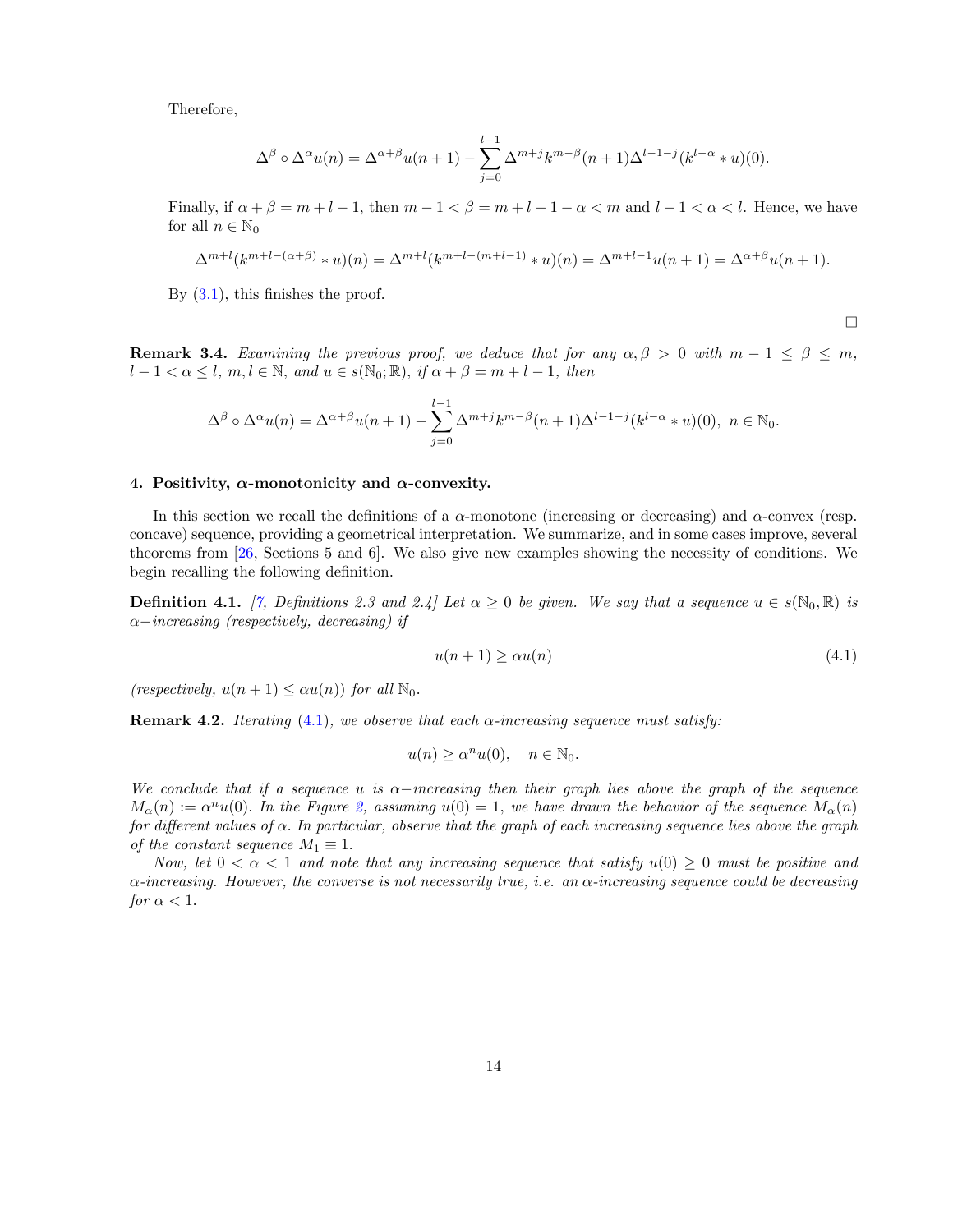Therefore,

$$\Delta^{\beta} \circ \Delta^{\alpha} u(n) = \Delta^{\alpha+\beta} u(n+1) - \sum_{j=0}^{l-1} \Delta^{m+j} k^{m-\beta}(n+1) \Delta^{l-1-j}(k^{l-\alpha} * u)(0).$$

Finally, if $\alpha + \beta = m + l - 1$, then $m - 1 < \beta = m + l - 1 - \alpha < m$ and $l - 1 < \alpha < l$. Hence, we have for all $n \in \mathbb{N}_0$

$$\Delta^{m+l}(k^{m+l-(\alpha+\beta)} * u)(n) = \Delta^{m+l}(k^{m+l-(m+l-1)} * u)(n) = \Delta^{m+l-1} u(n+1) = \Delta^{\alpha+\beta} u(n+1).$$

By (3.1), this finishes the proof.

□

**Remark 3.4.** *Examining the previous proof, we deduce that for any $\alpha, \beta > 0$ with $m - 1 \leq \beta \leq m$, $l - 1 < \alpha \leq l$, $m, l \in \mathbb{N}$, and $u \in s(\mathbb{N}_0; \mathbb{R})$, if $\alpha + \beta = m + l - 1$, then*

$$\Delta^{\beta} \circ \Delta^{\alpha} u(n) = \Delta^{\alpha+\beta} u(n+1) - \sum_{j=0}^{l-1} \Delta^{m+j} k^{m-\beta}(n+1) \Delta^{l-1-j}(k^{l-\alpha} * u)(0), \; n \in \mathbb{N}_0.$$

## 4. Positivity, $\alpha$-monotonicity and $\alpha$-convexity.

In this section we recall the definitions of a $\alpha$-monotone (increasing or decreasing) and $\alpha$-convex (resp. concave) sequence, providing a geometrical interpretation. We summarize, and in some cases improve, several theorems from [26, Sections 5 and 6]. We also give new examples showing the necessity of conditions. We begin recalling the following definition.

**Definition 4.1.** *[7, Definitions 2.3 and 2.4] Let $\alpha \geq 0$ be given. We say that a sequence $u \in s(\mathbb{N}_0, \mathbb{R})$ is $\alpha-$increasing (respectively, decreasing) if*

$$u(n+1) \geq \alpha u(n) \tag{4.1}$$

*(respectively, $u(n+1) \leq \alpha u(n)$) for all $\mathbb{N}_0$.*

**Remark 4.2.** *Iterating (4.1), we observe that each $\alpha$-increasing sequence must satisfy:*

$$u(n) \geq \alpha^n u(0), \quad n \in \mathbb{N}_0.$$

*We conclude that if a sequence $u$ is $\alpha-$increasing then their graph lies above the graph of the sequence $M_\alpha(n) := \alpha^n u(0)$. In the Figure 2, assuming $u(0) = 1$, we have drawn the behavior of the sequence $M_\alpha(n)$ for different values of $\alpha$. In particular, observe that the graph of each increasing sequence lies above the graph of the constant sequence $M_1 \equiv 1$.*

*Now, let $0 < \alpha < 1$ and note that any increasing sequence that satisfy $u(0) \geq 0$ must be positive and $\alpha$-increasing. However, the converse is not necessarily true, i.e. an $\alpha$-increasing sequence could be decreasing for $\alpha < 1$.*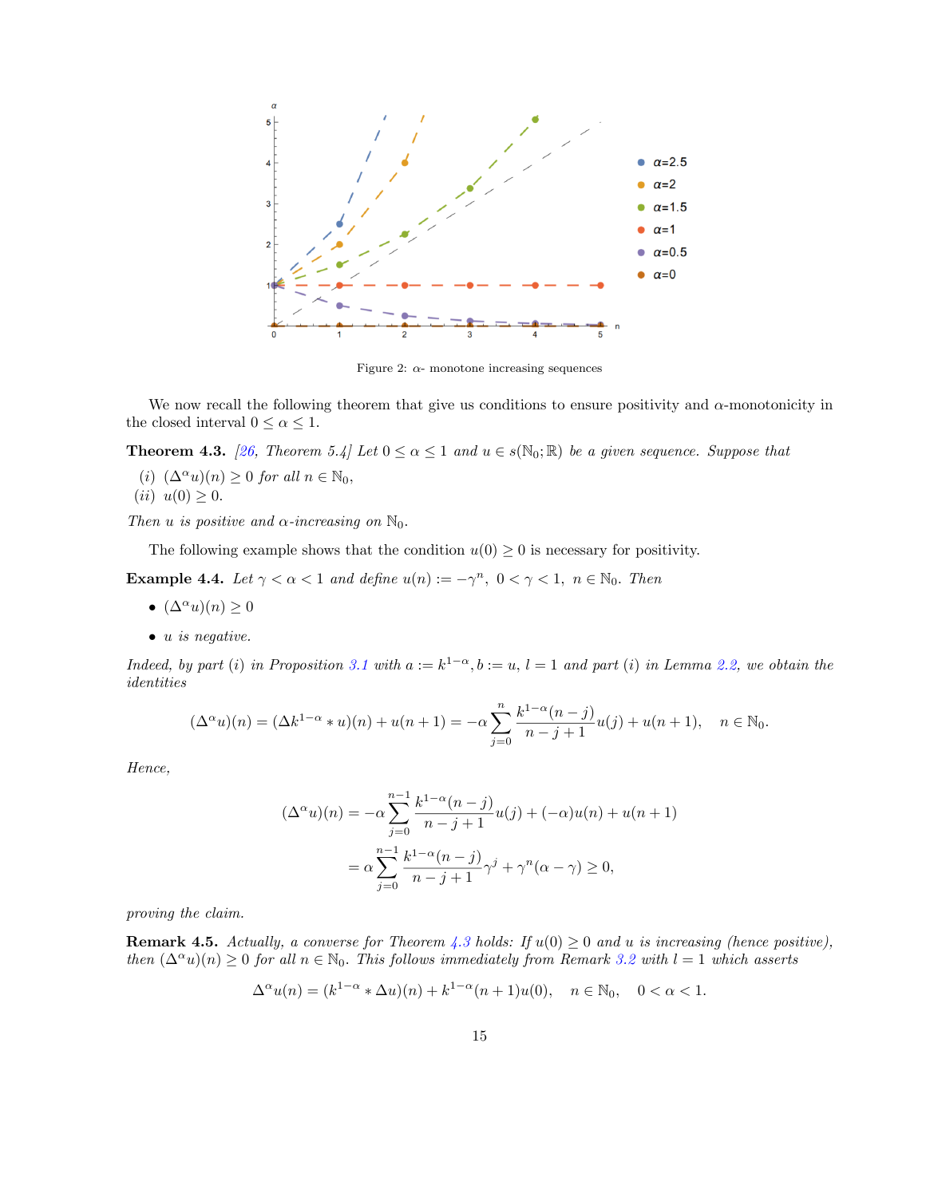Figure 2: $\alpha$- monotone increasing sequences

We now recall the following theorem that give us conditions to ensure positivity and $\alpha$-monotonicity in the closed interval $0 \leq \alpha \leq 1$.

**Theorem 4.3.** *[26, Theorem 5.4] Let $0 \leq \alpha \leq 1$ and $u \in s(\mathbb{N}_0; \mathbb{R})$ be a given sequence. Suppose that*

*(i)* $(\Delta^\alpha u)(n) \geq 0$ *for all* $n \in \mathbb{N}_0$,

*(ii)* $u(0) \geq 0$.

*Then $u$ is positive and $\alpha$-increasing on $\mathbb{N}_0$.*

The following example shows that the condition $u(0) \geq 0$ is necessary for positivity.

**Example 4.4.** *Let $\gamma < \alpha < 1$ and define $u(n) := -\gamma^n, \ 0 < \gamma < 1, \ n \in \mathbb{N}_0$. Then*

- $(\Delta^\alpha u)(n) \geq 0$
- *$u$ is negative.*

*Indeed, by part (i) in Proposition 3.1 with $a := k^{1-\alpha}, b := u, l = 1$ and part (i) in Lemma 2.2, we obtain the identities*

$$(\Delta^\alpha u)(n) = (\Delta k^{1-\alpha} * u)(n) + u(n+1) = -\alpha \sum_{j=0}^{n} \frac{k^{1-\alpha}(n-j)}{n-j+1} u(j) + u(n+1), \quad n \in \mathbb{N}_0.$$

*Hence,*

$$\begin{aligned}
(\Delta^\alpha u)(n) &= -\alpha \sum_{j=0}^{n-1} \frac{k^{1-\alpha}(n-j)}{n-j+1} u(j) + (-\alpha) u(n) + u(n+1) \\
&= \alpha \sum_{j=0}^{n-1} \frac{k^{1-\alpha}(n-j)}{n-j+1} \gamma^j + \gamma^n(\alpha - \gamma) \geq 0,
\end{aligned}$$

*proving the claim.*

**Remark 4.5.** *Actually, a converse for Theorem 4.3 holds: If $u(0) \geq 0$ and $u$ is increasing (hence positive), then $(\Delta^\alpha u)(n) \geq 0$ for all $n \in \mathbb{N}_0$. This follows immediately from Remark 3.2 with $l = 1$ which asserts*

$$\Delta^\alpha u(n) = (k^{1-\alpha} * \Delta u)(n) + k^{1-\alpha}(n+1) u(0), \quad n \in \mathbb{N}_0, \quad 0 < \alpha < 1.$$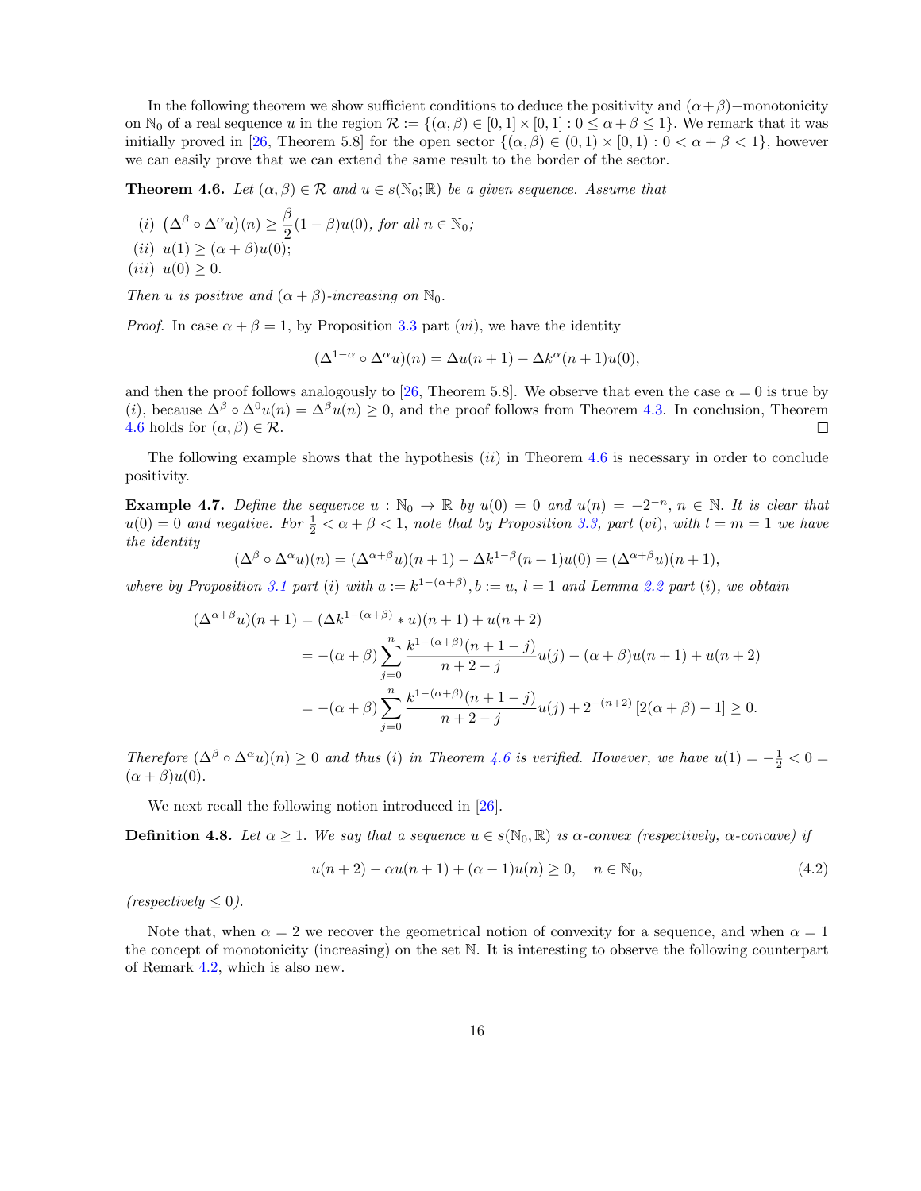In the following theorem we show sufficient conditions to deduce the positivity and $(\alpha+\beta)-$monotonicity on $\mathbb{N}_0$ of a real sequence $u$ in the region $\mathcal{R} := \{(\alpha,\beta) \in [0,1]\times[0,1] : 0 \le \alpha+\beta \le 1\}$. We remark that it was initially proved in [26, Theorem 5.8] for the open sector $\{(\alpha,\beta) \in (0,1)\times[0,1) : 0 < \alpha+\beta < 1\}$, however we can easily prove that we can extend the same result to the border of the sector.

**Theorem 4.6.** *Let $(\alpha,\beta) \in \mathcal{R}$ and $u \in s(\mathbb{N}_0;\mathbb{R})$ be a given sequence. Assume that*

*(i)* $\big(\Delta^\beta \circ \Delta^\alpha u\big)(n) \ge \dfrac{\beta}{2}(1-\beta)u(0)$, *for all $n \in \mathbb{N}_0$;*

*(ii)* $u(1) \ge (\alpha+\beta)u(0)$;

*(iii)* $u(0) \ge 0$.

*Then $u$ is positive and $(\alpha+\beta)$-increasing on $\mathbb{N}_0$.*

*Proof.* In case $\alpha+\beta = 1$, by Proposition 3.3 part $(vi)$, we have the identity

$$(\Delta^{1-\alpha} \circ \Delta^\alpha u)(n) = \Delta u(n+1) - \Delta k^\alpha(n+1)u(0),$$

and then the proof follows analogously to [26, Theorem 5.8]. We observe that even the case $\alpha = 0$ is true by $(i)$, because $\Delta^\beta \circ \Delta^0 u(n) = \Delta^\beta u(n) \ge 0$, and the proof follows from Theorem 4.3. In conclusion, Theorem 4.6 holds for $(\alpha,\beta) \in \mathcal{R}$. □

The following example shows that the hypothesis $(ii)$ in Theorem 4.6 is necessary in order to conclude positivity.

**Example 4.7.** *Define the sequence $u : \mathbb{N}_0 \to \mathbb{R}$ by $u(0) = 0$ and $u(n) = -2^{-n}$, $n \in \mathbb{N}$. It is clear that $u(0) = 0$ and negative. For $\frac{1}{2} < \alpha+\beta < 1$, note that by Proposition 3.3, part $(vi)$, with $l = m = 1$ we have the identity*

$$(\Delta^\beta \circ \Delta^\alpha u)(n) = (\Delta^{\alpha+\beta}u)(n+1) - \Delta k^{1-\beta}(n+1)u(0) = (\Delta^{\alpha+\beta}u)(n+1),$$

*where by Proposition 3.1 part $(i)$ with $a := k^{1-(\alpha+\beta)}, b := u$, $l = 1$ and Lemma 2.2 part $(i)$, we obtain*

$$\begin{aligned}
(\Delta^{\alpha+\beta}u)(n+1) &= (\Delta k^{1-(\alpha+\beta)} * u)(n+1) + u(n+2) \\
&= -(\alpha+\beta)\sum_{j=0}^{n} \frac{k^{1-(\alpha+\beta)}(n+1-j)}{n+2-j}u(j) - (\alpha+\beta)u(n+1) + u(n+2) \\
&= -(\alpha+\beta)\sum_{j=0}^{n} \frac{k^{1-(\alpha+\beta)}(n+1-j)}{n+2-j}u(j) + 2^{-(n+2)}\left[2(\alpha+\beta)-1\right] \ge 0.
\end{aligned}$$

*Therefore $(\Delta^\beta \circ \Delta^\alpha u)(n) \ge 0$ and thus $(i)$ in Theorem 4.6 is verified. However, we have $u(1) = -\frac{1}{2} < 0 = (\alpha+\beta)u(0)$.*

We next recall the following notion introduced in [26].

**Definition 4.8.** *Let $\alpha \ge 1$. We say that a sequence $u \in s(\mathbb{N}_0,\mathbb{R})$ is $\alpha$-convex (respectively, $\alpha$-concave) if*

$$u(n+2) - \alpha u(n+1) + (\alpha-1)u(n) \ge 0, \quad n \in \mathbb{N}_0, \tag{4.2}$$

*(respectively $\le 0$).*

Note that, when $\alpha = 2$ we recover the geometrical notion of convexity for a sequence, and when $\alpha = 1$ the concept of monotonicity (increasing) on the set $\mathbb{N}$. It is interesting to observe the following counterpart of Remark 4.2, which is also new.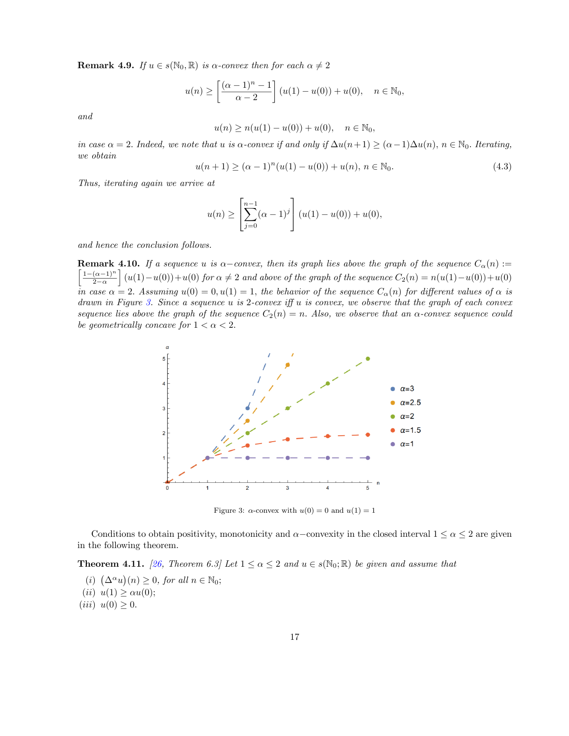**Remark 4.9.** *If $u \in s(\mathbb{N}_0, \mathbb{R})$ is $\alpha$-convex then for each $\alpha \neq 2$*

$$u(n) \geq \left[\frac{(\alpha-1)^n - 1}{\alpha - 2}\right](u(1) - u(0)) + u(0), \quad n \in \mathbb{N}_0,$$

*and*

$$u(n) \geq n(u(1) - u(0)) + u(0), \quad n \in \mathbb{N}_0,$$

*in case $\alpha = 2$. Indeed, we note that $u$ is $\alpha$-convex if and only if $\Delta u(n+1) \geq (\alpha - 1)\Delta u(n)$, $n \in \mathbb{N}_0$. Iterating, we obtain*

$$u(n+1) \geq (\alpha-1)^n(u(1) - u(0)) + u(n), \; n \in \mathbb{N}_0. \tag{4.3}$$

*Thus, iterating again we arrive at*

$$u(n) \geq \left[\sum_{j=0}^{n-1}(\alpha-1)^j\right](u(1) - u(0)) + u(0),$$

*and hence the conclusion follows.*

**Remark 4.10.** *If a sequence $u$ is $\alpha-$convex, then its graph lies above the graph of the sequence $C_\alpha(n) := \left[\frac{1-(\alpha-1)^n}{2-\alpha}\right](u(1)-u(0))+u(0)$ for $\alpha \neq 2$ and above of the graph of the sequence $C_2(n) = n(u(1)-u(0))+u(0)$ in case $\alpha = 2$. Assuming $u(0) = 0, u(1) = 1$, the behavior of the sequence $C_\alpha(n)$ for different values of $\alpha$ is drawn in Figure 3. Since a sequence $u$ is 2-convex iff $u$ is convex, we observe that the graph of each convex sequence lies above the graph of the sequence $C_2(n) = n$. Also, we observe that an $\alpha$-convex sequence could be geometrically concave for $1 < \alpha < 2$.*

Figure 3: $\alpha$-convex with $u(0) = 0$ and $u(1) = 1$

Conditions to obtain positivity, monotonicity and $\alpha-$convexity in the closed interval $1 \leq \alpha \leq 2$ are given in the following theorem.

**Theorem 4.11.** *[26, Theorem 6.3] Let $1 \leq \alpha \leq 2$ and $u \in s(\mathbb{N}_0; \mathbb{R})$ be given and assume that*

*(i)* $\left(\Delta^\alpha u\right)(n) \geq 0$*, for all $n \in \mathbb{N}_0$;*

*(ii)* $u(1) \geq \alpha u(0)$*;*

*(iii)* $u(0) \geq 0$*.*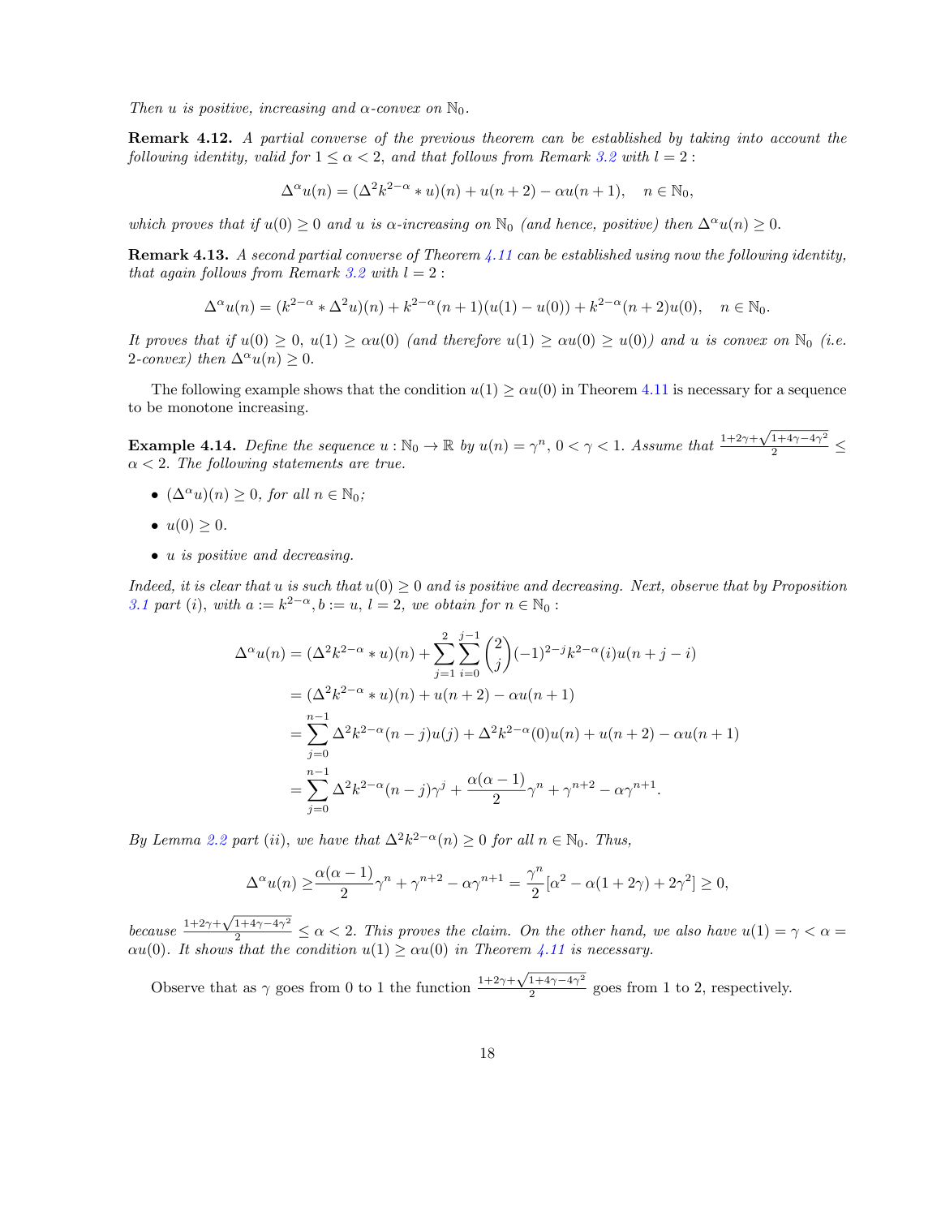*Then $u$ is positive, increasing and $\alpha$-convex on $\mathbb{N}_0$.*

**Remark 4.12.** *A partial converse of the previous theorem can be established by taking into account the following identity, valid for $1 \le \alpha < 2$, and that follows from Remark 3.2 with $l = 2$ :*

$$\Delta^\alpha u(n) = (\Delta^2 k^{2-\alpha} * u)(n) + u(n+2) - \alpha u(n+1), \quad n \in \mathbb{N}_0,$$

*which proves that if $u(0) \ge 0$ and $u$ is $\alpha$-increasing on $\mathbb{N}_0$ (and hence, positive) then $\Delta^\alpha u(n) \ge 0$.*

**Remark 4.13.** *A second partial converse of Theorem 4.11 can be established using now the following identity, that again follows from Remark 3.2 with $l = 2$ :*

$$\Delta^\alpha u(n) = (k^{2-\alpha} * \Delta^2 u)(n) + k^{2-\alpha}(n+1)(u(1) - u(0)) + k^{2-\alpha}(n+2)u(0), \quad n \in \mathbb{N}_0.$$

*It proves that if $u(0) \ge 0$, $u(1) \ge \alpha u(0)$ (and therefore $u(1) \ge \alpha u(0) \ge u(0)$) and $u$ is convex on $\mathbb{N}_0$ (i.e. 2-convex) then $\Delta^\alpha u(n) \ge 0$.*

The following example shows that the condition $u(1) \ge \alpha u(0)$ in Theorem 4.11 is necessary for a sequence to be monotone increasing.

**Example 4.14.** *Define the sequence $u : \mathbb{N}_0 \to \mathbb{R}$ by $u(n) = \gamma^n$, $0 < \gamma < 1$. Assume that $\frac{1+2\gamma+\sqrt{1+4\gamma-4\gamma^2}}{2} \le \alpha < 2$. The following statements are true.*

- *$(\Delta^\alpha u)(n) \ge 0$, for all $n \in \mathbb{N}_0$;*
- *$u(0) \ge 0$.*
- *$u$ is positive and decreasing.*

*Indeed, it is clear that $u$ is such that $u(0) \ge 0$ and is positive and decreasing. Next, observe that by Proposition 3.1 part (i), with $a := k^{2-\alpha}, b := u$, $l = 2$, we obtain for $n \in \mathbb{N}_0$ :*

$$\begin{aligned}
\Delta^\alpha u(n) &= (\Delta^2 k^{2-\alpha} * u)(n) + \sum_{j=1}^{2} \sum_{i=0}^{j-1} \binom{2}{j} (-1)^{2-j} k^{2-\alpha}(i) u(n+j-i) \\
&= (\Delta^2 k^{2-\alpha} * u)(n) + u(n+2) - \alpha u(n+1) \\
&= \sum_{j=0}^{n-1} \Delta^2 k^{2-\alpha}(n-j) u(j) + \Delta^2 k^{2-\alpha}(0) u(n) + u(n+2) - \alpha u(n+1) \\
&= \sum_{j=0}^{n-1} \Delta^2 k^{2-\alpha}(n-j) \gamma^j + \frac{\alpha(\alpha-1)}{2} \gamma^n + \gamma^{n+2} - \alpha \gamma^{n+1}.
\end{aligned}$$

*By Lemma 2.2 part (ii), we have that $\Delta^2 k^{2-\alpha}(n) \ge 0$ for all $n \in \mathbb{N}_0$. Thus,*

$$\Delta^\alpha u(n) \ge \frac{\alpha(\alpha-1)}{2} \gamma^n + \gamma^{n+2} - \alpha \gamma^{n+1} = \frac{\gamma^n}{2} [\alpha^2 - \alpha(1+2\gamma) + 2\gamma^2] \ge 0,$$

*because $\frac{1+2\gamma+\sqrt{1+4\gamma-4\gamma^2}}{2} \le \alpha < 2$. This proves the claim. On the other hand, we also have $u(1) = \gamma < \alpha = \alpha u(0)$. It shows that the condition $u(1) \ge \alpha u(0)$ in Theorem 4.11 is necessary.*

Observe that as $\gamma$ goes from 0 to 1 the function $\frac{1+2\gamma+\sqrt{1+4\gamma-4\gamma^2}}{2}$ goes from 1 to 2, respectively.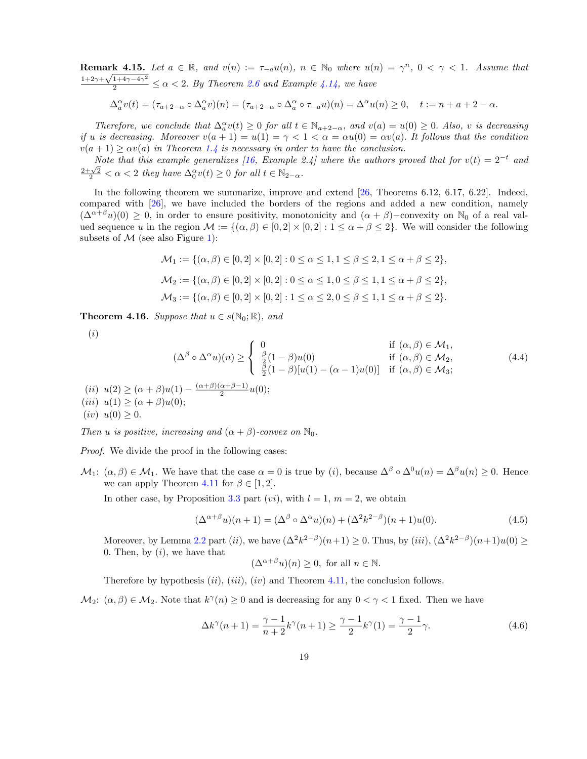**Remark 4.15.** *Let $a \in \mathbb{R}$, and $v(n) := \tau_{-a}u(n)$, $n \in \mathbb{N}_0$ where $u(n) = \gamma^n$, $0 < \gamma < 1$. Assume that $\frac{1+2\gamma+\sqrt{1+4\gamma-4\gamma^2}}{2} \le \alpha < 2$. By Theorem 2.6 and Example 4.14, we have*

$$\Delta_a^\alpha v(t) = (\tau_{a+2-\alpha} \circ \Delta_a^\alpha v)(n) = (\tau_{a+2-\alpha} \circ \Delta_a^\alpha \circ \tau_{-a}u)(n) = \Delta^\alpha u(n) \ge 0, \quad t := n + a + 2 - \alpha.$$

*Therefore, we conclude that $\Delta_a^\alpha v(t) \ge 0$ for all $t \in \mathbb{N}_{a+2-\alpha}$, and $v(a) = u(0) \ge 0$. Also, $v$ is decreasing if $u$ is decreasing. Moreover $v(a+1) = u(1) = \gamma < 1 < \alpha = \alpha u(0) = \alpha v(a)$. It follows that the condition $v(a+1) \ge \alpha v(a)$ in Theorem 1.4 is necessary in order to have the conclusion.*

*Note that this example generalizes [16, Example 2.4] where the authors proved that for $v(t) = 2^{-t}$ and $\frac{2+\sqrt{2}}{2} < \alpha < 2$ they have $\Delta_0^\alpha v(t) \ge 0$ for all $t \in \mathbb{N}_{2-\alpha}$.*

In the following theorem we summarize, improve and extend [26, Theorems 6.12, 6.17, 6.22]. Indeed, compared with [26], we have included the borders of the regions and added a new condition, namely $(\Delta^{\alpha+\beta}u)(0) \ge 0$, in order to ensure positivity, monotonicity and $(\alpha+\beta)$−convexity on $\mathbb{N}_0$ of a real valued sequence $u$ in the region $\mathcal{M} := \{(\alpha, \beta) \in [0, 2] \times [0, 2] : 1 \le \alpha + \beta \le 2\}$. We will consider the following subsets of $\mathcal{M}$ (see also Figure 1):

$$\mathcal{M}_1 := \{(\alpha, \beta) \in [0, 2] \times [0, 2] : 0 \le \alpha \le 1, 1 \le \beta \le 2, 1 \le \alpha + \beta \le 2\},$$

$$\mathcal{M}_2 := \{(\alpha, \beta) \in [0, 2] \times [0, 2] : 0 \le \alpha \le 1, 0 \le \beta \le 1, 1 \le \alpha + \beta \le 2\},$$

$$\mathcal{M}_3 := \{(\alpha, \beta) \in [0, 2] \times [0, 2] : 1 \le \alpha \le 2, 0 \le \beta \le 1, 1 \le \alpha + \beta \le 2\}.$$

**Theorem 4.16.** *Suppose that $u \in s(\mathbb{N}_0; \mathbb{R})$, and*

*(i)*
$$(\Delta^\beta \circ \Delta^\alpha u)(n) \ge \begin{cases} 0 & \text{if } (\alpha,\beta) \in \mathcal{M}_1, \\ \frac{\beta}{2}(1-\beta)u(0) & \text{if } (\alpha,\beta) \in \mathcal{M}_2, \\ \frac{\beta}{2}(1-\beta)[u(1) - (\alpha-1)u(0)] & \text{if } (\alpha,\beta) \in \mathcal{M}_3; \end{cases} \tag{4.4}$$

*(ii)* $u(2) \ge (\alpha+\beta)u(1) - \frac{(\alpha+\beta)(\alpha+\beta-1)}{2}u(0)$;

*(iii)* $u(1) \ge (\alpha+\beta)u(0)$;

*(iv)* $u(0) \ge 0$.

*Then $u$ is positive, increasing and $(\alpha+\beta)$-convex on $\mathbb{N}_0$.*

*Proof.* We divide the proof in the following cases:

$\mathcal{M}_1$: $(\alpha, \beta) \in \mathcal{M}_1$. We have that the case $\alpha = 0$ is true by $(i)$, because $\Delta^\beta \circ \Delta^0 u(n) = \Delta^\beta u(n) \ge 0$. Hence we can apply Theorem 4.11 for $\beta \in [1, 2]$.

In other case, by Proposition 3.3 part $(vi)$, with $l = 1$, $m = 2$, we obtain

$$(\Delta^{\alpha+\beta}u)(n+1) = (\Delta^\beta \circ \Delta^\alpha u)(n) + (\Delta^2 k^{2-\beta})(n+1)u(0). \tag{4.5}$$

Moreover, by Lemma 2.2 part $(ii)$, we have $(\Delta^2 k^{2-\beta})(n+1) \ge 0$. Thus, by $(iii)$, $(\Delta^2 k^{2-\beta})(n+1)u(0) \ge 0$. Then, by $(i)$, we have that

$$(\Delta^{\alpha+\beta}u)(n) \ge 0, \text{ for all } n \in \mathbb{N}.$$

Therefore by hypothesis $(ii)$, $(iii)$, $(iv)$ and Theorem 4.11, the conclusion follows.

$\mathcal{M}_2$: $(\alpha, \beta) \in \mathcal{M}_2$. Note that $k^\gamma(n) \ge 0$ and is decreasing for any $0 < \gamma < 1$ fixed. Then we have

$$\Delta k^\gamma(n+1) = \frac{\gamma-1}{n+2}k^\gamma(n+1) \ge \frac{\gamma-1}{2}k^\gamma(1) = \frac{\gamma-1}{2}\gamma. \tag{4.6}$$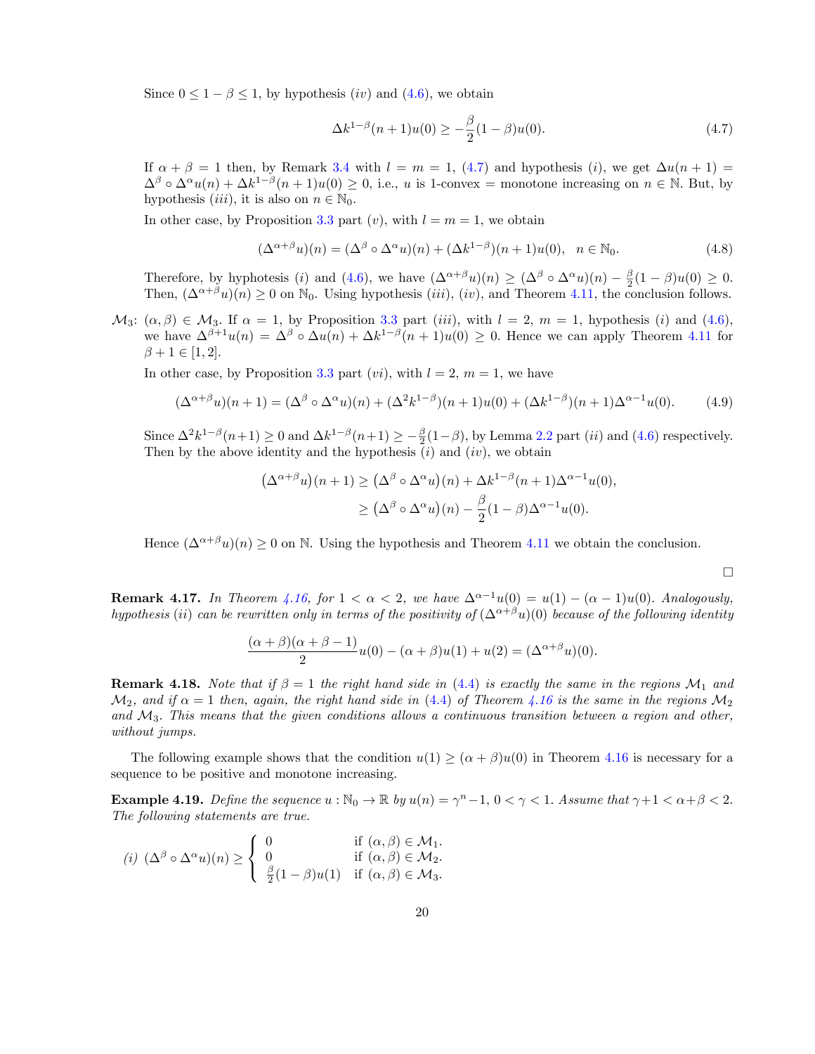Since $0 \leq 1-\beta \leq 1$, by hypothesis $(iv)$ and (4.6), we obtain

$$\Delta k^{1-\beta}(n+1)u(0) \geq -\frac{\beta}{2}(1-\beta)u(0). \tag{4.7}$$

If $\alpha+\beta = 1$ then, by Remark 3.4 with $l = m = 1$, (4.7) and hypothesis $(i)$, we get $\Delta u(n+1) = \Delta^\beta \circ \Delta^\alpha u(n) + \Delta k^{1-\beta}(n+1)u(0) \geq 0$, i.e., $u$ is 1-convex = monotone increasing on $n \in \mathbb{N}$. But, by hypothesis $(iii)$, it is also on $n \in \mathbb{N}_0$.

In other case, by Proposition 3.3 part $(v)$, with $l = m = 1$, we obtain

$$(\Delta^{\alpha+\beta}u)(n) = (\Delta^\beta \circ \Delta^\alpha u)(n) + (\Delta k^{1-\beta})(n+1)u(0), \quad n \in \mathbb{N}_0. \tag{4.8}$$

Therefore, by hyphotesis $(i)$ and (4.6), we have $(\Delta^{\alpha+\beta}u)(n) \geq (\Delta^\beta \circ \Delta^\alpha u)(n) - \frac{\beta}{2}(1-\beta)u(0) \geq 0$. Then, $(\Delta^{\alpha+\beta}u)(n) \geq 0$ on $\mathbb{N}_0$. Using hypothesis $(iii)$, $(iv)$, and Theorem 4.11, the conclusion follows.

$\mathcal{M}_3$: $(\alpha,\beta) \in \mathcal{M}_3$. If $\alpha = 1$, by Proposition 3.3 part $(iii)$, with $l = 2$, $m = 1$, hypothesis $(i)$ and (4.6), we have $\Delta^{\beta+1}u(n) = \Delta^\beta \circ \Delta u(n) + \Delta k^{1-\beta}(n+1)u(0) \geq 0$. Hence we can apply Theorem 4.11 for $\beta + 1 \in [1,2]$.

In other case, by Proposition 3.3 part $(vi)$, with $l = 2$, $m = 1$, we have

$$(\Delta^{\alpha+\beta}u)(n+1) = (\Delta^\beta \circ \Delta^\alpha u)(n) + (\Delta^2 k^{1-\beta})(n+1)u(0) + (\Delta k^{1-\beta})(n+1)\Delta^{\alpha-1}u(0). \tag{4.9}$$

Since $\Delta^2 k^{1-\beta}(n+1) \geq 0$ and $\Delta k^{1-\beta}(n+1) \geq -\frac{\beta}{2}(1-\beta)$, by Lemma 2.2 part $(ii)$ and (4.6) respectively. Then by the above identity and the hypothesis $(i)$ and $(iv)$, we obtain

$$\begin{aligned}
\big(\Delta^{\alpha+\beta}u\big)(n+1) &\geq \big(\Delta^\beta \circ \Delta^\alpha u\big)(n) + \Delta k^{1-\beta}(n+1)\Delta^{\alpha-1}u(0), \\
&\geq \big(\Delta^\beta \circ \Delta^\alpha u\big)(n) - \frac{\beta}{2}(1-\beta)\Delta^{\alpha-1}u(0).
\end{aligned}$$

Hence $(\Delta^{\alpha+\beta}u)(n) \geq 0$ on $\mathbb{N}$. Using the hypothesis and Theorem 4.11 we obtain the conclusion.

□

**Remark 4.17.** *In Theorem 4.16, for $1 < \alpha < 2$, we have $\Delta^{\alpha-1}u(0) = u(1) - (\alpha-1)u(0)$. Analogously, hypothesis $(ii)$ can be rewritten only in terms of the positivity of $(\Delta^{\alpha+\beta}u)(0)$ because of the following identity*

$$\frac{(\alpha+\beta)(\alpha+\beta-1)}{2}u(0) - (\alpha+\beta)u(1) + u(2) = (\Delta^{\alpha+\beta}u)(0).$$

**Remark 4.18.** *Note that if $\beta = 1$ the right hand side in (4.4) is exactly the same in the regions $\mathcal{M}_1$ and $\mathcal{M}_2$, and if $\alpha = 1$ then, again, the right hand side in (4.4) of Theorem 4.16 is the same in the regions $\mathcal{M}_2$ and $\mathcal{M}_3$. This means that the given conditions allows a continuous transition between a region and other, without jumps.*

The following example shows that the condition $u(1) \geq (\alpha+\beta)u(0)$ in Theorem 4.16 is necessary for a sequence to be positive and monotone increasing.

**Example 4.19.** *Define the sequence $u : \mathbb{N}_0 \to \mathbb{R}$ by $u(n) = \gamma^n - 1$, $0 < \gamma < 1$. Assume that $\gamma + 1 < \alpha + \beta < 2$. The following statements are true.*

*(i)* $$(\Delta^\beta \circ \Delta^\alpha u)(n) \geq \begin{cases} 0 & \text{if } (\alpha,\beta) \in \mathcal{M}_1. \\ 0 & \text{if } (\alpha,\beta) \in \mathcal{M}_2. \\ \frac{\beta}{2}(1-\beta)u(1) & \text{if } (\alpha,\beta) \in \mathcal{M}_3. \end{cases}$$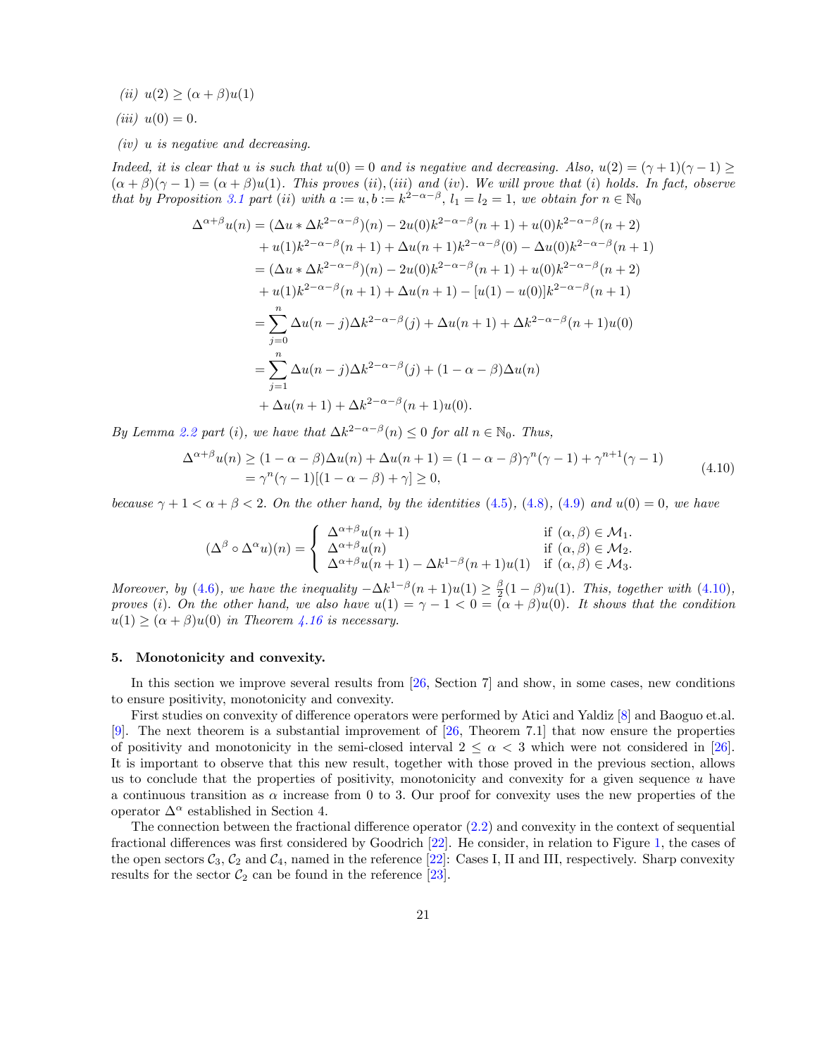*(ii)* $u(2) \geq (\alpha+\beta)u(1)$

*(iii)* $u(0) = 0$.

*(iv)* $u$ *is negative and decreasing.*

*Indeed, it is clear that u is such that $u(0) = 0$ and is negative and decreasing. Also, $u(2) = (\gamma+1)(\gamma-1) \geq (\alpha+\beta)(\gamma-1) = (\alpha+\beta)u(1)$. This proves (ii), (iii) and (iv). We will prove that (i) holds. In fact, observe that by Proposition 3.1 part (ii) with $a := u, b := k^{2-\alpha-\beta}$, $l_1 = l_2 = 1$, we obtain for $n \in \mathbb{N}_0$*

$$
\begin{aligned}
\Delta^{\alpha+\beta}u(n) &= (\Delta u * \Delta k^{2-\alpha-\beta})(n) - 2u(0)k^{2-\alpha-\beta}(n+1) + u(0)k^{2-\alpha-\beta}(n+2) \\
&\quad + u(1)k^{2-\alpha-\beta}(n+1) + \Delta u(n+1)k^{2-\alpha-\beta}(0) - \Delta u(0)k^{2-\alpha-\beta}(n+1) \\
&= (\Delta u * \Delta k^{2-\alpha-\beta})(n) - 2u(0)k^{2-\alpha-\beta}(n+1) + u(0)k^{2-\alpha-\beta}(n+2) \\
&\quad + u(1)k^{2-\alpha-\beta}(n+1) + \Delta u(n+1) - [u(1)-u(0)]k^{2-\alpha-\beta}(n+1) \\
&= \sum_{j=0}^{n} \Delta u(n-j)\Delta k^{2-\alpha-\beta}(j) + \Delta u(n+1) + \Delta k^{2-\alpha-\beta}(n+1)u(0) \\
&= \sum_{j=1}^{n} \Delta u(n-j)\Delta k^{2-\alpha-\beta}(j) + (1-\alpha-\beta)\Delta u(n) \\
&\quad + \Delta u(n+1) + \Delta k^{2-\alpha-\beta}(n+1)u(0).
\end{aligned}
$$

*By Lemma 2.2 part (i), we have that $\Delta k^{2-\alpha-\beta}(n) \leq 0$ for all $n \in \mathbb{N}_0$. Thus,*

$$
\begin{aligned}
\Delta^{\alpha+\beta}u(n) &\geq (1-\alpha-\beta)\Delta u(n) + \Delta u(n+1) = (1-\alpha-\beta)\gamma^n(\gamma-1) + \gamma^{n+1}(\gamma-1) \\
&= \gamma^n(\gamma-1)[(1-\alpha-\beta)+\gamma] \geq 0,
\end{aligned}
\tag{4.10}
$$

*because $\gamma+1 < \alpha+\beta < 2$. On the other hand, by the identities (4.5), (4.8), (4.9) and $u(0) = 0$, we have*

$$
(\Delta^\beta \circ \Delta^\alpha u)(n) = \begin{cases} \Delta^{\alpha+\beta}u(n+1) & \text{if } (\alpha,\beta) \in \mathcal{M}_1. \\ \Delta^{\alpha+\beta}u(n) & \text{if } (\alpha,\beta) \in \mathcal{M}_2. \\ \Delta^{\alpha+\beta}u(n+1) - \Delta k^{1-\beta}(n+1)u(1) & \text{if } (\alpha,\beta) \in \mathcal{M}_3. \end{cases}
$$

*Moreover, by (4.6), we have the inequality $-\Delta k^{1-\beta}(n+1)u(1) \geq \frac{\beta}{2}(1-\beta)u(1)$. This, together with (4.10), proves (i). On the other hand, we also have $u(1) = \gamma - 1 < 0 = (\alpha+\beta)u(0)$. It shows that the condition $u(1) \geq (\alpha+\beta)u(0)$ in Theorem 4.16 is necessary.*

## 5. Monotonicity and convexity.

In this section we improve several results from [26, Section 7] and show, in some cases, new conditions to ensure positivity, monotonicity and convexity.

First studies on convexity of difference operators were performed by Atici and Yaldiz [8] and Baoguo et.al. [9]. The next theorem is a substantial improvement of [26, Theorem 7.1] that now ensure the properties of positivity and monotonicity in the semi-closed interval $2 \leq \alpha < 3$ which were not considered in [26]. It is important to observe that this new result, together with those proved in the previous section, allows us to conclude that the properties of positivity, monotonicity and convexity for a given sequence $u$ have a continuous transition as $\alpha$ increase from 0 to 3. Our proof for convexity uses the new properties of the operator $\Delta^\alpha$ established in Section 4.

The connection between the fractional difference operator (2.2) and convexity in the context of sequential fractional differences was first considered by Goodrich [22]. He consider, in relation to Figure 1, the cases of the open sectors $\mathcal{C}_3$, $\mathcal{C}_2$ and $\mathcal{C}_4$, named in the reference [22]: Cases I, II and III, respectively. Sharp convexity results for the sector $\mathcal{C}_2$ can be found in the reference [23].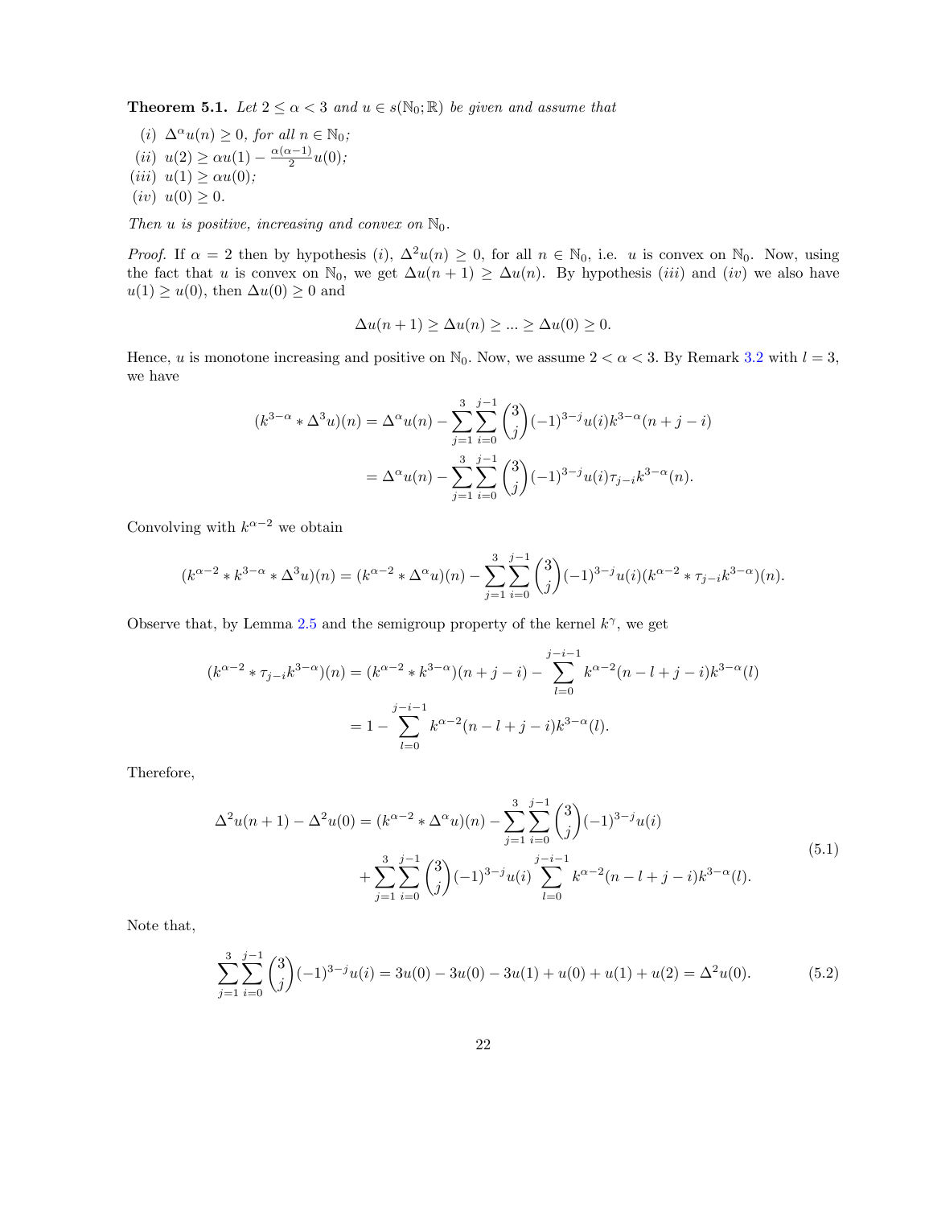**Theorem 5.1.** *Let $2 \leq \alpha < 3$ and $u \in s(\mathbb{N}_0; \mathbb{R})$ be given and assume that*

*(i)* $\Delta^\alpha u(n) \geq 0$, *for all* $n \in \mathbb{N}_0$;

*(ii)* $u(2) \geq \alpha u(1) - \frac{\alpha(\alpha-1)}{2} u(0)$;

*(iii)* $u(1) \geq \alpha u(0)$;

*(iv)* $u(0) \geq 0$.

*Then $u$ is positive, increasing and convex on $\mathbb{N}_0$.*

*Proof.* If $\alpha = 2$ then by hypothesis $(i)$, $\Delta^2 u(n) \geq 0$, for all $n \in \mathbb{N}_0$, i.e. $u$ is convex on $\mathbb{N}_0$. Now, using the fact that $u$ is convex on $\mathbb{N}_0$, we get $\Delta u(n+1) \geq \Delta u(n)$. By hypothesis $(iii)$ and $(iv)$ we also have $u(1) \geq u(0)$, then $\Delta u(0) \geq 0$ and

$$\Delta u(n+1) \geq \Delta u(n) \geq ... \geq \Delta u(0) \geq 0.$$

Hence, $u$ is monotone increasing and positive on $\mathbb{N}_0$. Now, we assume $2 < \alpha < 3$. By Remark 3.2 with $l = 3$, we have

$$\begin{aligned}
(k^{3-\alpha} * \Delta^3 u)(n) &= \Delta^\alpha u(n) - \sum_{j=1}^{3} \sum_{i=0}^{j-1} \binom{3}{j} (-1)^{3-j} u(i) k^{3-\alpha}(n+j-i) \\
&= \Delta^\alpha u(n) - \sum_{j=1}^{3} \sum_{i=0}^{j-1} \binom{3}{j} (-1)^{3-j} u(i) \tau_{j-i} k^{3-\alpha}(n).
\end{aligned}$$

Convolving with $k^{\alpha-2}$ we obtain

$$(k^{\alpha-2} * k^{3-\alpha} * \Delta^3 u)(n) = (k^{\alpha-2} * \Delta^\alpha u)(n) - \sum_{j=1}^{3} \sum_{i=0}^{j-1} \binom{3}{j} (-1)^{3-j} u(i) (k^{\alpha-2} * \tau_{j-i} k^{3-\alpha})(n).$$

Observe that, by Lemma 2.5 and the semigroup property of the kernel $k^\gamma$, we get

$$\begin{aligned}
(k^{\alpha-2} * \tau_{j-i} k^{3-\alpha})(n) &= (k^{\alpha-2} * k^{3-\alpha})(n+j-i) - \sum_{l=0}^{j-i-1} k^{\alpha-2}(n-l+j-i) k^{3-\alpha}(l) \\
&= 1 - \sum_{l=0}^{j-i-1} k^{\alpha-2}(n-l+j-i) k^{3-\alpha}(l).
\end{aligned}$$

Therefore,

$$\begin{aligned}
\Delta^2 u(n+1) - \Delta^2 u(0) = (k^{\alpha-2} * \Delta^\alpha u)(n) &- \sum_{j=1}^{3} \sum_{i=0}^{j-1} \binom{3}{j} (-1)^{3-j} u(i) \\
&+ \sum_{j=1}^{3} \sum_{i=0}^{j-1} \binom{3}{j} (-1)^{3-j} u(i) \sum_{l=0}^{j-i-1} k^{\alpha-2}(n-l+j-i) k^{3-\alpha}(l).
\end{aligned} \tag{5.1}$$

Note that,

$$\sum_{j=1}^{3} \sum_{i=0}^{j-1} \binom{3}{j} (-1)^{3-j} u(i) = 3u(0) - 3u(0) - 3u(1) + u(0) + u(1) + u(2) = \Delta^2 u(0). \tag{5.2}$$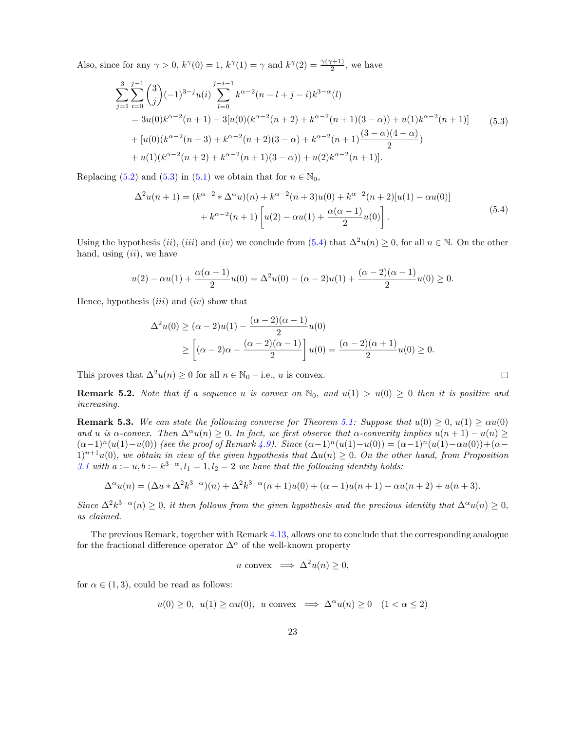Also, since for any $\gamma > 0$, $k^\gamma(0) = 1$, $k^\gamma(1) = \gamma$ and $k^\gamma(2) = \frac{\gamma(\gamma+1)}{2}$, we have

$$
\begin{aligned}
&\sum_{j=1}^{3}\sum_{i=0}^{j-1}\binom{3}{j}(-1)^{3-j}u(i)\sum_{l=0}^{j-i-1}k^{\alpha-2}(n-l+j-i)k^{3-\alpha}(l) \\
&= 3u(0)k^{\alpha-2}(n+1) - 3[u(0)(k^{\alpha-2}(n+2) + k^{\alpha-2}(n+1)(3-\alpha)) + u(1)k^{\alpha-2}(n+1)] \\
&+ [u(0)(k^{\alpha-2}(n+3) + k^{\alpha-2}(n+2)(3-\alpha) + k^{\alpha-2}(n+1)\frac{(3-\alpha)(4-\alpha)}{2}) \\
&+ u(1)(k^{\alpha-2}(n+2) + k^{\alpha-2}(n+1)(3-\alpha)) + u(2)k^{\alpha-2}(n+1)].
\end{aligned} \tag{5.3}
$$

Replacing (5.2) and (5.3) in (5.1) we obtain that for $n \in \mathbb{N}_0$,

$$
\begin{aligned}
\Delta^2 u(n+1) = (k^{\alpha-2} * \Delta^\alpha u)(n) + k^{\alpha-2}(n+3)u(0) + k^{\alpha-2}(n+2)[u(1) - \alpha u(0)] \\
+ k^{\alpha-2}(n+1)\left[u(2) - \alpha u(1) + \frac{\alpha(\alpha-1)}{2}u(0)\right].
\end{aligned} \tag{5.4}
$$

Using the hypothesis $(ii)$, $(iii)$ and $(iv)$ we conclude from (5.4) that $\Delta^2 u(n) \geq 0$, for all $n \in \mathbb{N}$. On the other hand, using $(ii)$, we have

$$
u(2) - \alpha u(1) + \frac{\alpha(\alpha-1)}{2}u(0) = \Delta^2 u(0) - (\alpha-2)u(1) + \frac{(\alpha-2)(\alpha-1)}{2}u(0) \geq 0.
$$

Hence, hypothesis $(iii)$ and $(iv)$ show that

$$
\begin{aligned}
\Delta^2 u(0) &\geq (\alpha-2)u(1) - \frac{(\alpha-2)(\alpha-1)}{2}u(0) \\
&\geq \left[(\alpha-2)\alpha - \frac{(\alpha-2)(\alpha-1)}{2}\right]u(0) = \frac{(\alpha-2)(\alpha+1)}{2}u(0) \geq 0.
\end{aligned}
$$

This proves that $\Delta^2 u(n) \geq 0$ for all $n \in \mathbb{N}_0$ – i.e., $u$ is convex. □

**Remark 5.2.** *Note that if a sequence $u$ is convex on $\mathbb{N}_0$, and $u(1) > u(0) \geq 0$ then it is positive and increasing.*

**Remark 5.3.** *We can state the following converse for Theorem 5.1: Suppose that $u(0) \geq 0$, $u(1) \geq \alpha u(0)$ and $u$ is $\alpha$-convex. Then $\Delta^\alpha u(n) \geq 0$. In fact, we first observe that $\alpha$-convexity implies $u(n+1) - u(n) \geq (\alpha-1)^n(u(1) - u(0))$ (see the proof of Remark 4.9). Since $(\alpha-1)^n(u(1)-u(0)) = (\alpha-1)^n(u(1)-\alpha u(0)) + (\alpha-1)^{n+1}u(0)$, we obtain in view of the given hypothesis that $\Delta u(n) \geq 0$. On the other hand, from Proposition 3.1 with $a := u, b := k^{3-\alpha}, l_1 = 1, l_2 = 2$ we have that the following identity holds:*

$$
\Delta^\alpha u(n) = (\Delta u * \Delta^2 k^{3-\alpha})(n) + \Delta^2 k^{3-\alpha}(n+1)u(0) + (\alpha-1)u(n+1) - \alpha u(n+2) + u(n+3).
$$

*Since $\Delta^2 k^{3-\alpha}(n) \geq 0$, it then follows from the given hypothesis and the previous identity that $\Delta^\alpha u(n) \geq 0$, as claimed.*

The previous Remark, together with Remark 4.13, allows one to conclude that the corresponding analogue for the fractional difference operator $\Delta^\alpha$ of the well-known property

$$
u \text{ convex } \implies \Delta^2 u(n) \geq 0,
$$

for $\alpha \in (1,3)$, could be read as follows:

$$
u(0) \geq 0, \;\; u(1) \geq \alpha u(0), \;\; u \text{ convex } \implies \Delta^\alpha u(n) \geq 0 \quad (1 < \alpha \leq 2)
$$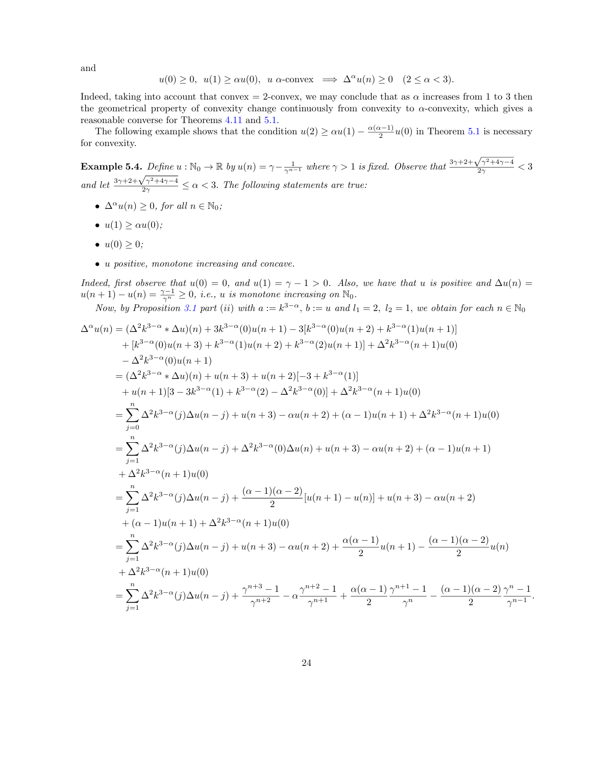and

$$u(0) \geq 0, \;\; u(1) \geq \alpha u(0), \;\; u \; \alpha\text{-convex} \implies \Delta^\alpha u(n) \geq 0 \quad (2 \leq \alpha < 3).$$

Indeed, taking into account that convex = 2-convex, we may conclude that as $\alpha$ increases from 1 to 3 then the geometrical property of convexity change continuously from convexity to $\alpha$-convexity, which gives a reasonable converse for Theorems 4.11 and 5.1.

The following example shows that the condition $u(2) \geq \alpha u(1) - \frac{\alpha(\alpha-1)}{2}u(0)$ in Theorem 5.1 is necessary for convexity.

**Example 5.4.** *Define $u : \mathbb{N}_0 \to \mathbb{R}$ by $u(n) = \gamma - \frac{1}{\gamma^{n-1}}$ where $\gamma > 1$ is fixed. Observe that $\frac{3\gamma+2+\sqrt{\gamma^2+4\gamma-4}}{2\gamma} < 3$ and let $\frac{3\gamma+2+\sqrt{\gamma^2+4\gamma-4}}{2\gamma} \leq \alpha < 3$. The following statements are true:*

- *$\Delta^\alpha u(n) \geq 0$, for all $n \in \mathbb{N}_0$;*
- *$u(1) \geq \alpha u(0)$;*
- *$u(0) \geq 0$;*
- *$u$ positive, monotone increasing and concave.*

*Indeed, first observe that $u(0) = 0$, and $u(1) = \gamma - 1 > 0$. Also, we have that $u$ is positive and $\Delta u(n) = u(n+1) - u(n) = \frac{\gamma-1}{\gamma^n} \geq 0$, i.e., $u$ is monotone increasing on $\mathbb{N}_0$.*

*Now, by Proposition 3.1 part (ii) with $a := k^{3-\alpha}$, $b := u$ and $l_1 = 2$, $l_2 = 1$, we obtain for each $n \in \mathbb{N}_0$*

$$\begin{aligned}
\Delta^\alpha u(n) &= (\Delta^2 k^{3-\alpha} * \Delta u)(n) + 3k^{3-\alpha}(0)u(n+1) - 3[k^{3-\alpha}(0)u(n+2) + k^{3-\alpha}(1)u(n+1)] \\
&\quad + [k^{3-\alpha}(0)u(n+3) + k^{3-\alpha}(1)u(n+2) + k^{3-\alpha}(2)u(n+1)] + \Delta^2 k^{3-\alpha}(n+1)u(0) \\
&\quad - \Delta^2 k^{3-\alpha}(0)u(n+1) \\
&= (\Delta^2 k^{3-\alpha} * \Delta u)(n) + u(n+3) + u(n+2)[-3 + k^{3-\alpha}(1)] \\
&\quad + u(n+1)[3 - 3k^{3-\alpha}(1) + k^{3-\alpha}(2) - \Delta^2 k^{3-\alpha}(0)] + \Delta^2 k^{3-\alpha}(n+1)u(0) \\
&= \sum_{j=0}^{n} \Delta^2 k^{3-\alpha}(j)\Delta u(n-j) + u(n+3) - \alpha u(n+2) + (\alpha-1)u(n+1) + \Delta^2 k^{3-\alpha}(n+1)u(0) \\
&= \sum_{j=1}^{n} \Delta^2 k^{3-\alpha}(j)\Delta u(n-j) + \Delta^2 k^{3-\alpha}(0)\Delta u(n) + u(n+3) - \alpha u(n+2) + (\alpha-1)u(n+1) \\
&\quad + \Delta^2 k^{3-\alpha}(n+1)u(0) \\
&= \sum_{j=1}^{n} \Delta^2 k^{3-\alpha}(j)\Delta u(n-j) + \frac{(\alpha-1)(\alpha-2)}{2}[u(n+1) - u(n)] + u(n+3) - \alpha u(n+2) \\
&\quad + (\alpha-1)u(n+1) + \Delta^2 k^{3-\alpha}(n+1)u(0) \\
&= \sum_{j=1}^{n} \Delta^2 k^{3-\alpha}(j)\Delta u(n-j) + u(n+3) - \alpha u(n+2) + \frac{\alpha(\alpha-1)}{2}u(n+1) - \frac{(\alpha-1)(\alpha-2)}{2}u(n) \\
&\quad + \Delta^2 k^{3-\alpha}(n+1)u(0) \\
&= \sum_{j=1}^{n} \Delta^2 k^{3-\alpha}(j)\Delta u(n-j) + \frac{\gamma^{n+3}-1}{\gamma^{n+2}} - \alpha\frac{\gamma^{n+2}-1}{\gamma^{n+1}} + \frac{\alpha(\alpha-1)}{2}\frac{\gamma^{n+1}-1}{\gamma^n} - \frac{(\alpha-1)(\alpha-2)}{2}\frac{\gamma^n-1}{\gamma^{n-1}}.
\end{aligned}$$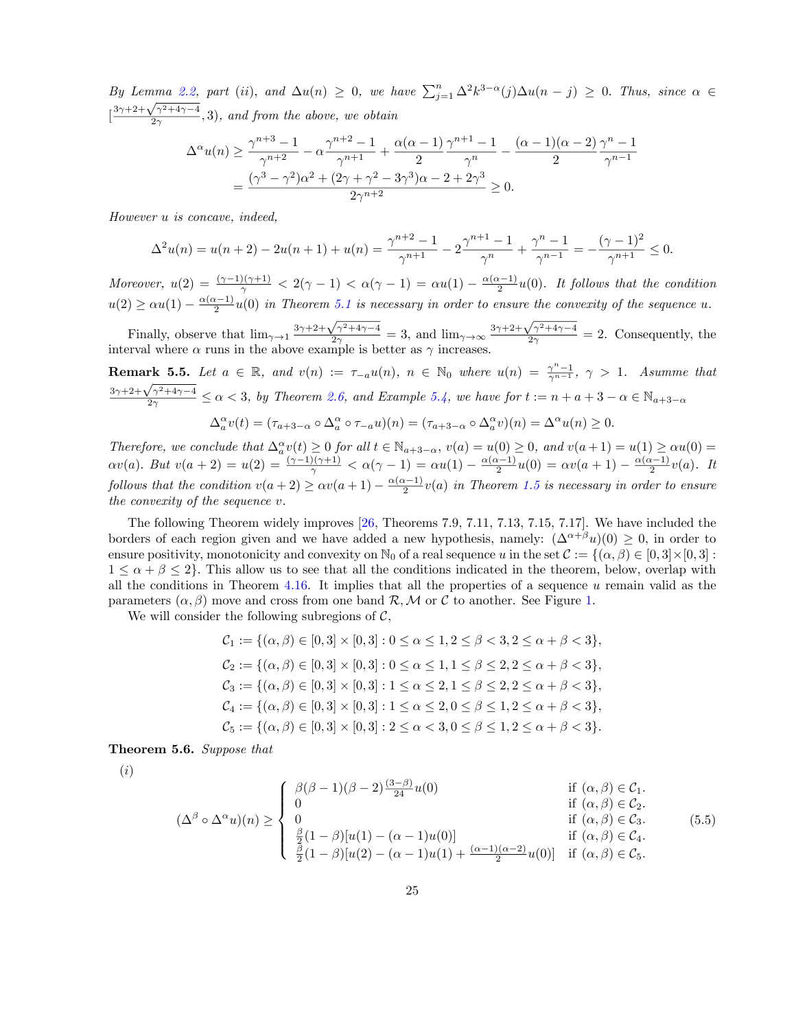*By Lemma 2.2, part (ii), and $\Delta u(n) \geq 0$, we have $\sum_{j=1}^{n} \Delta^2 k^{3-\alpha}(j)\Delta u(n-j) \geq 0$. Thus, since $\alpha \in [\frac{3\gamma+2+\sqrt{\gamma^2+4\gamma-4}}{2\gamma}, 3)$, and from the above, we obtain*

$$
\begin{aligned}
\Delta^\alpha u(n) &\geq \frac{\gamma^{n+3}-1}{\gamma^{n+2}} - \alpha\frac{\gamma^{n+2}-1}{\gamma^{n+1}} + \frac{\alpha(\alpha-1)}{2}\frac{\gamma^{n+1}-1}{\gamma^n} - \frac{(\alpha-1)(\alpha-2)}{2}\frac{\gamma^n-1}{\gamma^{n-1}} \\
&= \frac{(\gamma^3-\gamma^2)\alpha^2 + (2\gamma+\gamma^2-3\gamma^3)\alpha - 2 + 2\gamma^3}{2\gamma^{n+2}} \geq 0.
\end{aligned}
$$

*However $u$ is concave, indeed,*

$$
\Delta^2 u(n) = u(n+2) - 2u(n+1) + u(n) = \frac{\gamma^{n+2}-1}{\gamma^{n+1}} - 2\frac{\gamma^{n+1}-1}{\gamma^n} + \frac{\gamma^n-1}{\gamma^{n-1}} = -\frac{(\gamma-1)^2}{\gamma^{n+1}} \leq 0.
$$

*Moreover, $u(2) = \frac{(\gamma-1)(\gamma+1)}{\gamma} < 2(\gamma-1) < \alpha(\gamma-1) = \alpha u(1) - \frac{\alpha(\alpha-1)}{2}u(0)$. It follows that the condition $u(2) \geq \alpha u(1) - \frac{\alpha(\alpha-1)}{2}u(0)$ in Theorem 5.1 is necessary in order to ensure the convexity of the sequence $u$.*

Finally, observe that $\lim_{\gamma\to 1} \frac{3\gamma+2+\sqrt{\gamma^2+4\gamma-4}}{2\gamma} = 3$, and $\lim_{\gamma\to\infty} \frac{3\gamma+2+\sqrt{\gamma^2+4\gamma-4}}{2\gamma} = 2$. Consequently, the interval where $\alpha$ runs in the above example is better as $\gamma$ increases.

**Remark 5.5.** *Let $a \in \mathbb{R}$, and $v(n) := \tau_{-a}u(n)$, $n \in \mathbb{N}_0$ where $u(n) = \frac{\gamma^n-1}{\gamma^{n-1}}$, $\gamma > 1$. Asumme that $\frac{3\gamma+2+\sqrt{\gamma^2+4\gamma-4}}{2\gamma} \leq \alpha < 3$, by Theorem 2.6, and Example 5.4, we have for $t := n+a+3-\alpha \in \mathbb{N}_{a+3-\alpha}$*

$$
\Delta_a^\alpha v(t) = (\tau_{a+3-\alpha} \circ \Delta_a^\alpha \circ \tau_{-a}u)(n) = (\tau_{a+3-\alpha} \circ \Delta_a^\alpha v)(n) = \Delta^\alpha u(n) \geq 0.
$$

*Therefore, we conclude that $\Delta_a^\alpha v(t) \geq 0$ for all $t \in \mathbb{N}_{a+3-\alpha}$, $v(a) = u(0) \geq 0$, and $v(a+1) = u(1) \geq \alpha u(0) = \alpha v(a)$. But $v(a+2) = u(2) = \frac{(\gamma-1)(\gamma+1)}{\gamma} < \alpha(\gamma-1) = \alpha u(1) - \frac{\alpha(\alpha-1)}{2}u(0) = \alpha v(a+1) - \frac{\alpha(\alpha-1)}{2}v(a)$. It follows that the condition $v(a+2) \geq \alpha v(a+1) - \frac{\alpha(\alpha-1)}{2}v(a)$ in Theorem 1.5 is necessary in order to ensure the convexity of the sequence $v$.*

The following Theorem widely improves [26, Theorems 7.9, 7.11, 7.13, 7.15, 7.17]. We have included the borders of each region given and we have added a new hypothesis, namely: $(\Delta^{\alpha+\beta}u)(0) \geq 0$, in order to ensure positivity, monotonicity and convexity on $\mathbb{N}_0$ of a real sequence $u$ in the set $\mathcal{C} := \{(\alpha,\beta) \in [0,3]\times[0,3] : 1 \leq \alpha+\beta \leq 2\}$. This allow us to see that all the conditions indicated in the theorem, below, overlap with all the conditions in Theorem 4.16. It implies that all the properties of a sequence $u$ remain valid as the parameters $(\alpha,\beta)$ move and cross from one band $\mathcal{R}, \mathcal{M}$ or $\mathcal{C}$ to another. See Figure 1.

We will consider the following subregions of $\mathcal{C}$,

$$
\begin{aligned}
\mathcal{C}_1 &:= \{(\alpha,\beta) \in [0,3]\times[0,3] : 0 \leq \alpha \leq 1, 2 \leq \beta < 3, 2 \leq \alpha+\beta < 3\}, \\
\mathcal{C}_2 &:= \{(\alpha,\beta) \in [0,3]\times[0,3] : 0 \leq \alpha \leq 1, 1 \leq \beta \leq 2, 2 \leq \alpha+\beta < 3\}, \\
\mathcal{C}_3 &:= \{(\alpha,\beta) \in [0,3]\times[0,3] : 1 \leq \alpha \leq 2, 1 \leq \beta \leq 2, 2 \leq \alpha+\beta < 3\}, \\
\mathcal{C}_4 &:= \{(\alpha,\beta) \in [0,3]\times[0,3] : 1 \leq \alpha \leq 2, 0 \leq \beta \leq 1, 2 \leq \alpha+\beta < 3\}, \\
\mathcal{C}_5 &:= \{(\alpha,\beta) \in [0,3]\times[0,3] : 2 \leq \alpha < 3, 0 \leq \beta \leq 1, 2 \leq \alpha+\beta < 3\}.
\end{aligned}
$$

**Theorem 5.6.** *Suppose that*

*(i)*

$$
(\Delta^\beta \circ \Delta^\alpha u)(n) \geq \begin{cases} \beta(\beta-1)(\beta-2)\frac{(3-\beta)}{24}u(0) & \text{if } (\alpha,\beta) \in \mathcal{C}_1. \\ 0 & \text{if } (\alpha,\beta) \in \mathcal{C}_2. \\ 0 & \text{if } (\alpha,\beta) \in \mathcal{C}_3. \\ \frac{\beta}{2}(1-\beta)[u(1)-(\alpha-1)u(0)] & \text{if } (\alpha,\beta) \in \mathcal{C}_4. \\ \frac{\beta}{2}(1-\beta)[u(2)-(\alpha-1)u(1)+\frac{(\alpha-1)(\alpha-2)}{2}u(0)] & \text{if } (\alpha,\beta) \in \mathcal{C}_5. \end{cases} \tag{5.5}
$$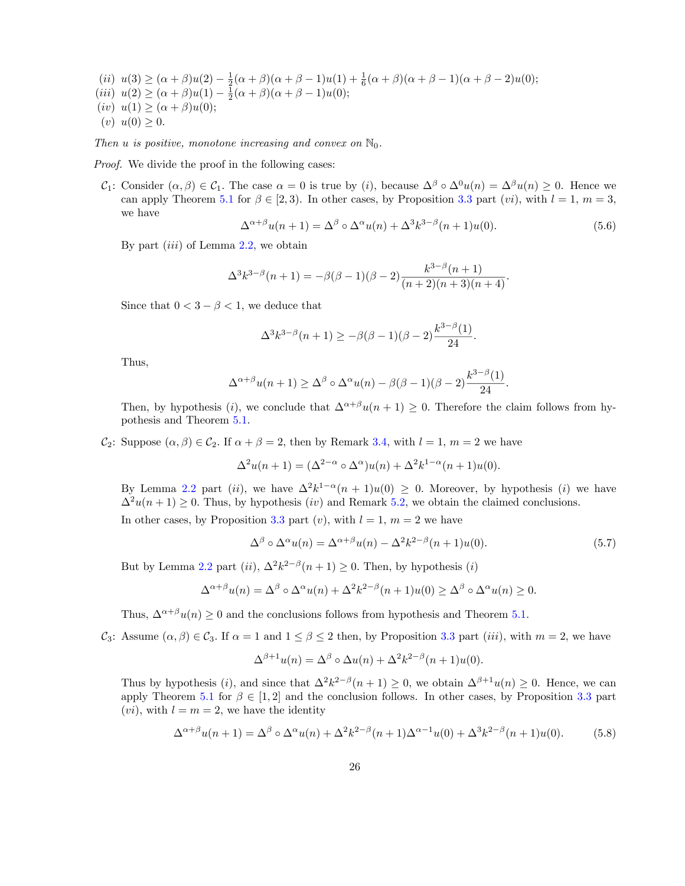(ii) $u(3) \geq (\alpha+\beta)u(2) - \frac{1}{2}(\alpha+\beta)(\alpha+\beta-1)u(1) + \frac{1}{6}(\alpha+\beta)(\alpha+\beta-1)(\alpha+\beta-2)u(0)$;

(iii) $u(2) \geq (\alpha+\beta)u(1) - \frac{1}{2}(\alpha+\beta)(\alpha+\beta-1)u(0)$;

(iv) $u(1) \geq (\alpha+\beta)u(0)$;

(v) $u(0) \geq 0$.

*Then $u$ is positive, monotone increasing and convex on $\mathbb{N}_0$.*

*Proof.* We divide the proof in the following cases:

$\mathcal{C}_1$: Consider $(\alpha,\beta) \in \mathcal{C}_1$. The case $\alpha = 0$ is true by (i), because $\Delta^\beta \circ \Delta^0 u(n) = \Delta^\beta u(n) \geq 0$. Hence we can apply Theorem 5.1 for $\beta \in [2,3)$. In other cases, by Proposition 3.3 part (vi), with $l=1$, $m=3$, we have

$$\Delta^{\alpha+\beta}u(n+1) = \Delta^\beta \circ \Delta^\alpha u(n) + \Delta^3 k^{3-\beta}(n+1)u(0). \tag{5.6}$$

By part (iii) of Lemma 2.2, we obtain

$$\Delta^3 k^{3-\beta}(n+1) = -\beta(\beta-1)(\beta-2)\frac{k^{3-\beta}(n+1)}{(n+2)(n+3)(n+4)}.$$

Since that $0 < 3-\beta < 1$, we deduce that

$$\Delta^3 k^{3-\beta}(n+1) \geq -\beta(\beta-1)(\beta-2)\frac{k^{3-\beta}(1)}{24}.$$

Thus,

$$\Delta^{\alpha+\beta}u(n+1) \geq \Delta^\beta \circ \Delta^\alpha u(n) - \beta(\beta-1)(\beta-2)\frac{k^{3-\beta}(1)}{24}.$$

Then, by hypothesis (i), we conclude that $\Delta^{\alpha+\beta}u(n+1) \geq 0$. Therefore the claim follows from hypothesis and Theorem 5.1.

$\mathcal{C}_2$: Suppose $(\alpha,\beta) \in \mathcal{C}_2$. If $\alpha+\beta = 2$, then by Remark 3.4, with $l=1$, $m=2$ we have

$$\Delta^2 u(n+1) = (\Delta^{2-\alpha} \circ \Delta^\alpha)u(n) + \Delta^2 k^{1-\alpha}(n+1)u(0).$$

By Lemma 2.2 part (ii), we have $\Delta^2 k^{1-\alpha}(n+1)u(0) \geq 0$. Moreover, by hypothesis (i) we have $\Delta^2 u(n+1) \geq 0$. Thus, by hypothesis (iv) and Remark 5.2, we obtain the claimed conclusions.

In other cases, by Proposition 3.3 part (v), with $l=1$, $m=2$ we have

$$\Delta^\beta \circ \Delta^\alpha u(n) = \Delta^{\alpha+\beta}u(n) - \Delta^2 k^{2-\beta}(n+1)u(0). \tag{5.7}$$

But by Lemma 2.2 part (ii), $\Delta^2 k^{2-\beta}(n+1) \geq 0$. Then, by hypothesis (i)

$$\Delta^{\alpha+\beta}u(n) = \Delta^\beta \circ \Delta^\alpha u(n) + \Delta^2 k^{2-\beta}(n+1)u(0) \geq \Delta^\beta \circ \Delta^\alpha u(n) \geq 0.$$

Thus, $\Delta^{\alpha+\beta}u(n) \geq 0$ and the conclusions follows from hypothesis and Theorem 5.1.

$\mathcal{C}_3$: Assume $(\alpha,\beta) \in \mathcal{C}_3$. If $\alpha = 1$ and $1 \leq \beta \leq 2$ then, by Proposition 3.3 part (iii), with $m=2$, we have

$$\Delta^{\beta+1}u(n) = \Delta^\beta \circ \Delta u(n) + \Delta^2 k^{2-\beta}(n+1)u(0).$$

Thus by hypothesis (i), and since that $\Delta^2 k^{2-\beta}(n+1) \geq 0$, we obtain $\Delta^{\beta+1}u(n) \geq 0$. Hence, we can apply Theorem 5.1 for $\beta \in [1,2]$ and the conclusion follows. In other cases, by Proposition 3.3 part (vi), with $l=m=2$, we have the identity

$$\Delta^{\alpha+\beta}u(n+1) = \Delta^\beta \circ \Delta^\alpha u(n) + \Delta^2 k^{2-\beta}(n+1)\Delta^{\alpha-1}u(0) + \Delta^3 k^{2-\beta}(n+1)u(0). \tag{5.8}$$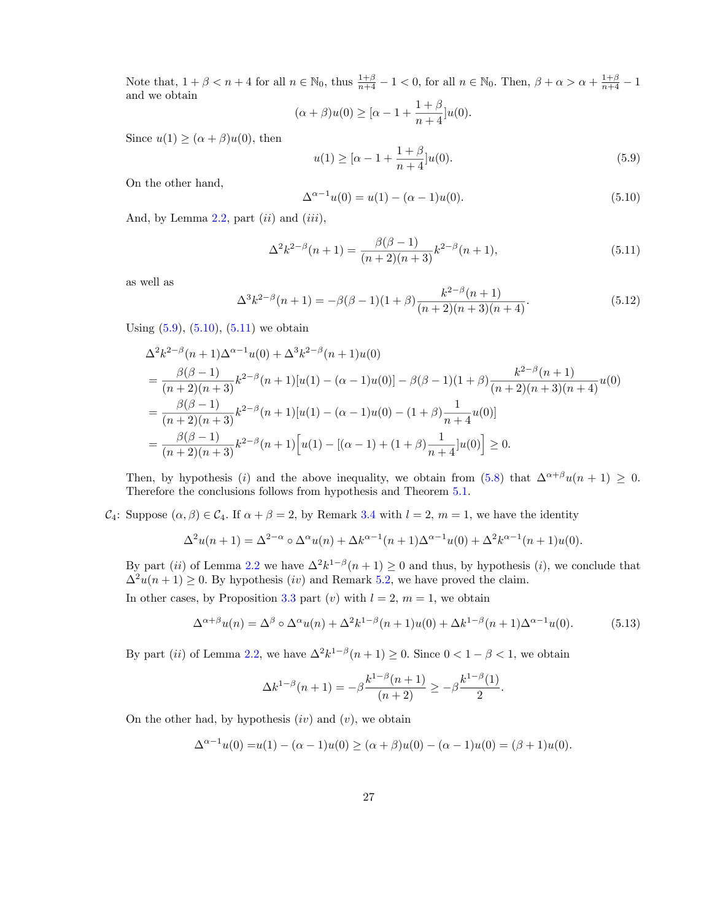Note that, $1+\beta < n+4$ for all $n \in \mathbb{N}_0$, thus $\frac{1+\beta}{n+4} - 1 < 0$, for all $n \in \mathbb{N}_0$. Then, $\beta + \alpha > \alpha + \frac{1+\beta}{n+4} - 1$ and we obtain

$$(\alpha+\beta)u(0) \geq [\alpha - 1 + \frac{1+\beta}{n+4}]u(0).$$

Since $u(1) \geq (\alpha+\beta)u(0)$, then

$$u(1) \geq [\alpha - 1 + \frac{1+\beta}{n+4}]u(0). \tag{5.9}$$

On the other hand,

$$\Delta^{\alpha-1}u(0) = u(1) - (\alpha-1)u(0). \tag{5.10}$$

And, by Lemma 2.2, part $(ii)$ and $(iii)$,

$$\Delta^2 k^{2-\beta}(n+1) = \frac{\beta(\beta-1)}{(n+2)(n+3)}k^{2-\beta}(n+1), \tag{5.11}$$

as well as

$$\Delta^3 k^{2-\beta}(n+1) = -\beta(\beta-1)(1+\beta)\frac{k^{2-\beta}(n+1)}{(n+2)(n+3)(n+4)}. \tag{5.12}$$

Using (5.9), (5.10), (5.11) we obtain

$$\begin{aligned}
&\Delta^2 k^{2-\beta}(n+1)\Delta^{\alpha-1}u(0) + \Delta^3 k^{2-\beta}(n+1)u(0) \\
&= \frac{\beta(\beta-1)}{(n+2)(n+3)}k^{2-\beta}(n+1)[u(1) - (\alpha-1)u(0)] - \beta(\beta-1)(1+\beta)\frac{k^{2-\beta}(n+1)}{(n+2)(n+3)(n+4)}u(0) \\
&= \frac{\beta(\beta-1)}{(n+2)(n+3)}k^{2-\beta}(n+1)[u(1) - (\alpha-1)u(0) - (1+\beta)\frac{1}{n+4}u(0)] \\
&= \frac{\beta(\beta-1)}{(n+2)(n+3)}k^{2-\beta}(n+1)\Big[u(1) - [(\alpha-1) + (1+\beta)\frac{1}{n+4}]u(0)\Big] \geq 0.
\end{aligned}$$

Then, by hypothesis $(i)$ and the above inequality, we obtain from (5.8) that $\Delta^{\alpha+\beta}u(n+1) \geq 0$. Therefore the conclusions follows from hypothesis and Theorem 5.1.

$\mathcal{C}_4$: Suppose $(\alpha, \beta) \in \mathcal{C}_4$. If $\alpha + \beta = 2$, by Remark 3.4 with $l = 2$, $m = 1$, we have the identity

$$\Delta^2 u(n+1) = \Delta^{2-\alpha} \circ \Delta^{\alpha} u(n) + \Delta k^{\alpha-1}(n+1)\Delta^{\alpha-1}u(0) + \Delta^2 k^{\alpha-1}(n+1)u(0).$$

By part $(ii)$ of Lemma 2.2 we have $\Delta^2 k^{1-\beta}(n+1) \geq 0$ and thus, by hypothesis $(i)$, we conclude that $\Delta^2 u(n+1) \geq 0$. By hypothesis $(iv)$ and Remark 5.2, we have proved the claim.

In other cases, by Proposition 3.3 part $(v)$ with $l = 2$, $m = 1$, we obtain

$$\Delta^{\alpha+\beta}u(n) = \Delta^{\beta} \circ \Delta^{\alpha}u(n) + \Delta^2 k^{1-\beta}(n+1)u(0) + \Delta k^{1-\beta}(n+1)\Delta^{\alpha-1}u(0). \tag{5.13}$$

By part $(ii)$ of Lemma 2.2, we have $\Delta^2 k^{1-\beta}(n+1) \geq 0$. Since $0 < 1-\beta < 1$, we obtain

$$\Delta k^{1-\beta}(n+1) = -\beta\frac{k^{1-\beta}(n+1)}{(n+2)} \geq -\beta\frac{k^{1-\beta}(1)}{2}.$$

On the other had, by hypothesis $(iv)$ and $(v)$, we obtain

$$\Delta^{\alpha-1}u(0) = u(1) - (\alpha-1)u(0) \geq (\alpha+\beta)u(0) - (\alpha-1)u(0) = (\beta+1)u(0).$$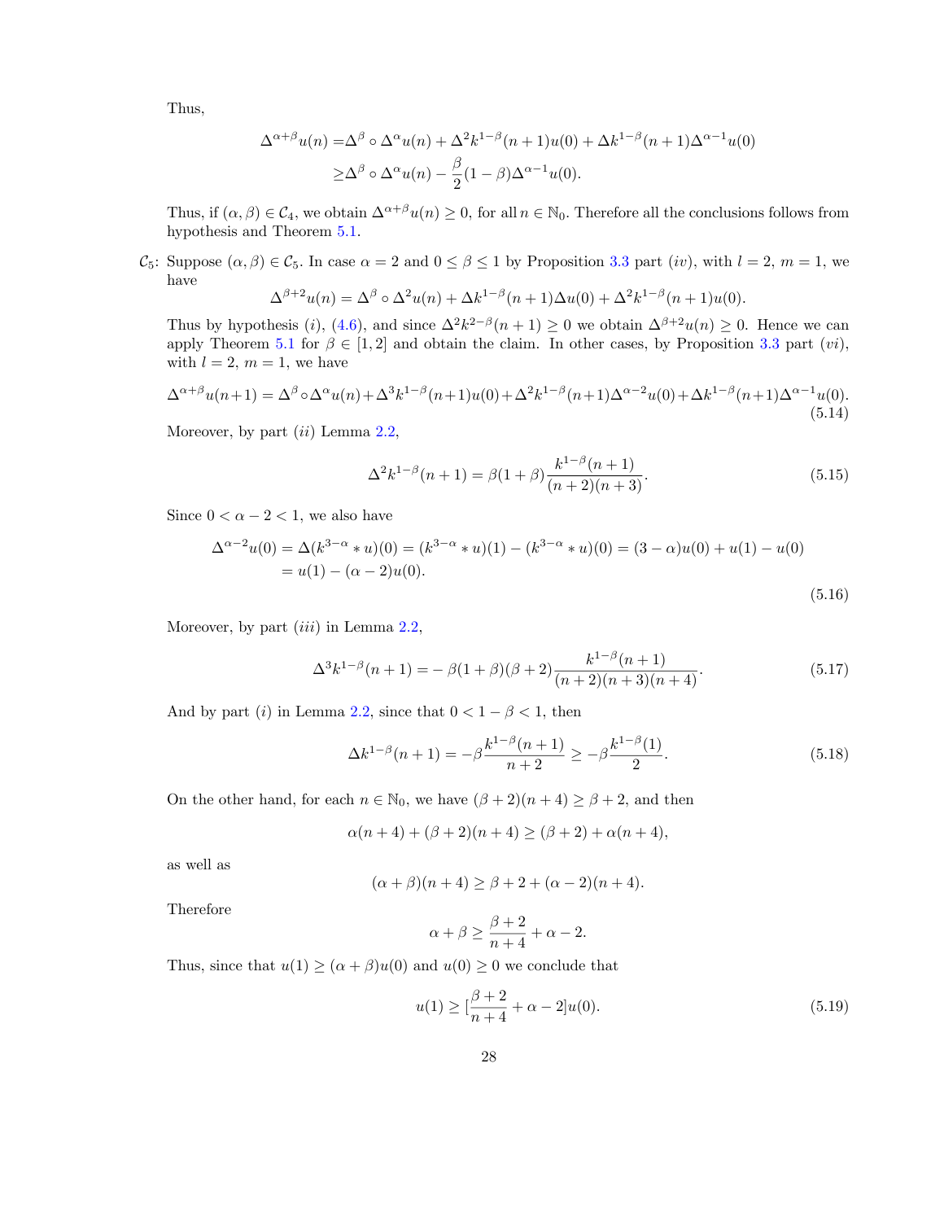Thus,

$$\begin{aligned}\Delta^{\alpha+\beta}u(n) =& \Delta^{\beta}\circ\Delta^{\alpha}u(n) + \Delta^{2}k^{1-\beta}(n+1)u(0) + \Delta k^{1-\beta}(n+1)\Delta^{\alpha-1}u(0)\\ \geq& \Delta^{\beta}\circ\Delta^{\alpha}u(n) - \frac{\beta}{2}(1-\beta)\Delta^{\alpha-1}u(0).\end{aligned}$$

Thus, if $(\alpha, \beta) \in \mathcal{C}_4$, we obtain $\Delta^{\alpha+\beta}u(n) \geq 0$, for all $n \in \mathbb{N}_0$. Therefore all the conclusions follows from hypothesis and Theorem 5.1.

$\mathcal{C}_5$: Suppose $(\alpha, \beta) \in \mathcal{C}_5$. In case $\alpha = 2$ and $0 \leq \beta \leq 1$ by Proposition 3.3 part $(iv)$, with $l = 2$, $m = 1$, we have

$$\Delta^{\beta+2}u(n) = \Delta^{\beta}\circ\Delta^{2}u(n) + \Delta k^{1-\beta}(n+1)\Delta u(0) + \Delta^{2}k^{1-\beta}(n+1)u(0).$$

Thus by hypothesis $(i)$, (4.6), and since $\Delta^{2}k^{2-\beta}(n+1) \geq 0$ we obtain $\Delta^{\beta+2}u(n) \geq 0$. Hence we can apply Theorem 5.1 for $\beta \in [1, 2]$ and obtain the claim. In other cases, by Proposition 3.3 part $(vi)$, with $l = 2$, $m = 1$, we have

$$\Delta^{\alpha+\beta}u(n+1) = \Delta^{\beta}\circ\Delta^{\alpha}u(n) + \Delta^{3}k^{1-\beta}(n+1)u(0) + \Delta^{2}k^{1-\beta}(n+1)\Delta^{\alpha-2}u(0) + \Delta k^{1-\beta}(n+1)\Delta^{\alpha-1}u(0). \tag{5.14}$$

Moreover, by part $(ii)$ Lemma 2.2,

$$\Delta^{2}k^{1-\beta}(n+1) = \beta(1+\beta)\frac{k^{1-\beta}(n+1)}{(n+2)(n+3)}. \tag{5.15}$$

Since $0 < \alpha - 2 < 1$, we also have

$$\begin{aligned}\Delta^{\alpha-2}u(0) &= \Delta(k^{3-\alpha} * u)(0) = (k^{3-\alpha} * u)(1) - (k^{3-\alpha} * u)(0) = (3-\alpha)u(0) + u(1) - u(0)\\ &= u(1) - (\alpha-2)u(0).\end{aligned} \tag{5.16}$$

Moreover, by part $(iii)$ in Lemma 2.2,

$$\Delta^{3}k^{1-\beta}(n+1) = -\beta(1+\beta)(\beta+2)\frac{k^{1-\beta}(n+1)}{(n+2)(n+3)(n+4)}. \tag{5.17}$$

And by part $(i)$ in Lemma 2.2, since that $0 < 1-\beta < 1$, then

$$\Delta k^{1-\beta}(n+1) = -\beta\frac{k^{1-\beta}(n+1)}{n+2} \geq -\beta\frac{k^{1-\beta}(1)}{2}. \tag{5.18}$$

On the other hand, for each $n \in \mathbb{N}_0$, we have $(\beta+2)(n+4) \geq \beta+2$, and then

$$\alpha(n+4) + (\beta+2)(n+4) \geq (\beta+2) + \alpha(n+4),$$

as well as

$$(\alpha+\beta)(n+4) \geq \beta + 2 + (\alpha-2)(n+4).$$

Therefore

$$\alpha + \beta \geq \frac{\beta+2}{n+4} + \alpha - 2.$$

Thus, since that $u(1) \geq (\alpha+\beta)u(0)$ and $u(0) \geq 0$ we conclude that

$$u(1) \geq [\frac{\beta+2}{n+4} + \alpha - 2]u(0). \tag{5.19}$$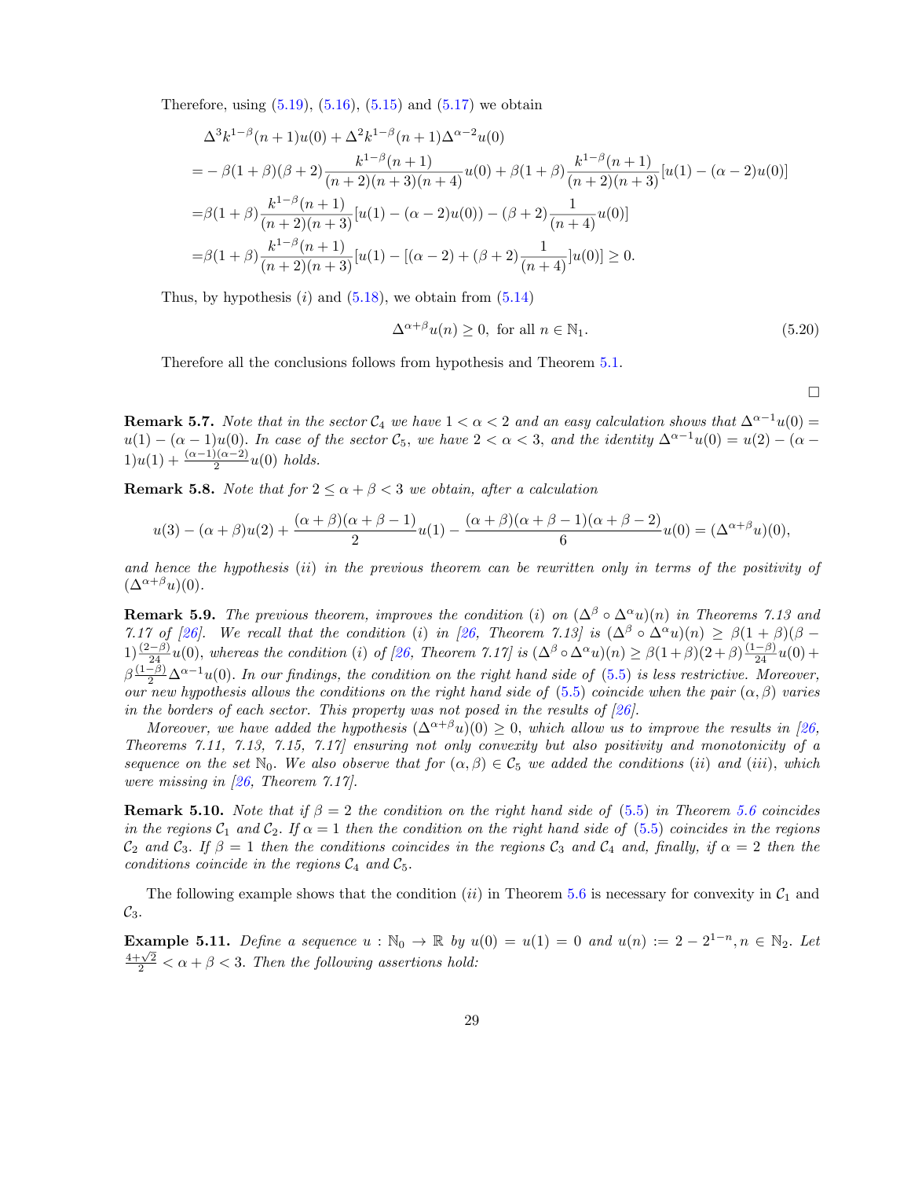Therefore, using (5.19), (5.16), (5.15) and (5.17) we obtain

$$
\begin{aligned}
&\Delta^3 k^{1-\beta}(n+1)u(0) + \Delta^2 k^{1-\beta}(n+1)\Delta^{\alpha-2}u(0)\\
=&-\beta(1+\beta)(\beta+2)\frac{k^{1-\beta}(n+1)}{(n+2)(n+3)(n+4)}u(0) + \beta(1+\beta)\frac{k^{1-\beta}(n+1)}{(n+2)(n+3)}[u(1)-(\alpha-2)u(0)]\\
=&\beta(1+\beta)\frac{k^{1-\beta}(n+1)}{(n+2)(n+3)}[u(1)-(\alpha-2)u(0)) - (\beta+2)\frac{1}{(n+4)}u(0)]\\
=&\beta(1+\beta)\frac{k^{1-\beta}(n+1)}{(n+2)(n+3)}[u(1)-[(\alpha-2)+(\beta+2)\frac{1}{(n+4)}]u(0)] \geq 0.
\end{aligned}
$$

Thus, by hypothesis $(i)$ and (5.18), we obtain from (5.14)

$$
\Delta^{\alpha+\beta}u(n) \geq 0, \text{ for all } n \in \mathbb{N}_1. \tag{5.20}
$$

Therefore all the conclusions follows from hypothesis and Theorem 5.1.

□

**Remark 5.7.** *Note that in the sector $\mathcal{C}_4$ we have $1<\alpha<2$ and an easy calculation shows that $\Delta^{\alpha-1}u(0) = u(1)-(\alpha-1)u(0)$. In case of the sector $\mathcal{C}_5$, we have $2<\alpha<3$, and the identity $\Delta^{\alpha-1}u(0) = u(2)-(\alpha-1)u(1)+\frac{(\alpha-1)(\alpha-2)}{2}u(0)$ holds.*

**Remark 5.8.** *Note that for $2 \leq \alpha+\beta < 3$ we obtain, after a calculation*

$$
u(3)-(\alpha+\beta)u(2)+\frac{(\alpha+\beta)(\alpha+\beta-1)}{2}u(1)-\frac{(\alpha+\beta)(\alpha+\beta-1)(\alpha+\beta-2)}{6}u(0) = (\Delta^{\alpha+\beta}u)(0),
$$

*and hence the hypothesis $(ii)$ in the previous theorem can be rewritten only in terms of the positivity of $(\Delta^{\alpha+\beta}u)(0)$.*

**Remark 5.9.** *The previous theorem, improves the condition $(i)$ on $(\Delta^\beta \circ \Delta^\alpha u)(n)$ in Theorems 7.13 and 7.17 of [26]. We recall that the condition $(i)$ in [26, Theorem 7.13] is $(\Delta^\beta \circ \Delta^\alpha u)(n) \geq \beta(1+\beta)(\beta-1)\frac{(2-\beta)}{24}u(0)$, whereas the condition $(i)$ of [26, Theorem 7.17] is $(\Delta^\beta\circ\Delta^\alpha u)(n) \geq \beta(1+\beta)(2+\beta)\frac{(1-\beta)}{24}u(0) + \beta\frac{(1-\beta)}{2}\Delta^{\alpha-1}u(0)$. In our findings, the condition on the right hand side of (5.5) is less restrictive. Moreover, our new hypothesis allows the conditions on the right hand side of (5.5) coincide when the pair $(\alpha,\beta)$ varies in the borders of each sector. This property was not posed in the results of [26].*

*Moreover, we have added the hypothesis $(\Delta^{\alpha+\beta}u)(0) \geq 0$, which allow us to improve the results in [26, Theorems 7.11, 7.13, 7.15, 7.17] ensuring not only convexity but also positivity and monotonicity of a sequence on the set $\mathbb{N}_0$. We also observe that for $(\alpha,\beta) \in \mathcal{C}_5$ we added the conditions $(ii)$ and $(iii)$, which were missing in [26, Theorem 7.17].*

**Remark 5.10.** *Note that if $\beta = 2$ the condition on the right hand side of (5.5) in Theorem 5.6 coincides in the regions $\mathcal{C}_1$ and $\mathcal{C}_2$. If $\alpha = 1$ then the condition on the right hand side of (5.5) coincides in the regions $\mathcal{C}_2$ and $\mathcal{C}_3$. If $\beta = 1$ then the conditions coincides in the regions $\mathcal{C}_3$ and $\mathcal{C}_4$ and, finally, if $\alpha = 2$ then the conditions coincide in the regions $\mathcal{C}_4$ and $\mathcal{C}_5$.*

The following example shows that the condition $(ii)$ in Theorem 5.6 is necessary for convexity in $\mathcal{C}_1$ and $\mathcal{C}_3$.

**Example 5.11.** *Define a sequence $u : \mathbb{N}_0 \to \mathbb{R}$ by $u(0) = u(1) = 0$ and $u(n) := 2-2^{1-n}, n \in \mathbb{N}_2$. Let $\frac{4+\sqrt{2}}{2} < \alpha+\beta < 3$. Then the following assertions hold:*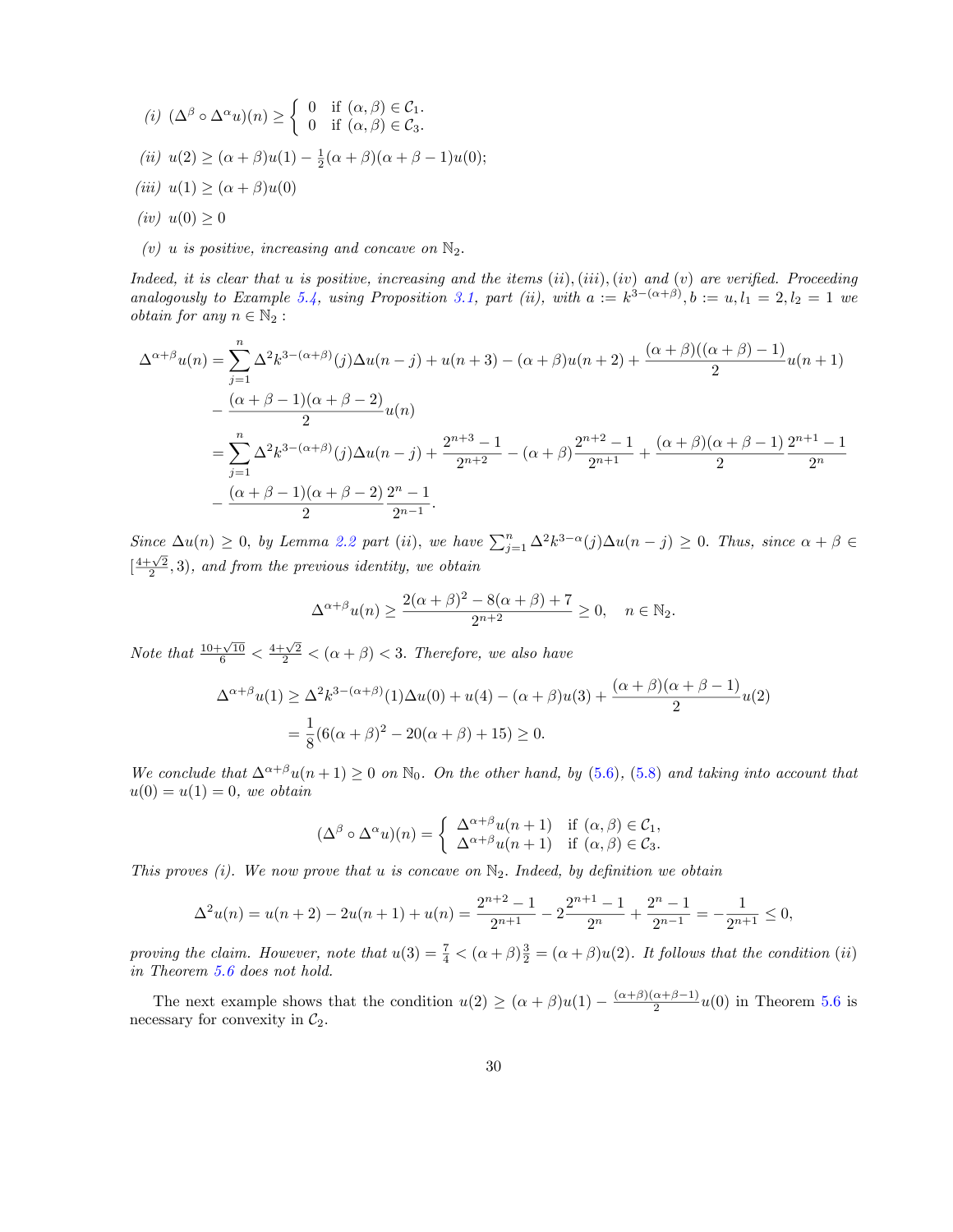*(i)* $(\Delta^\beta \circ \Delta^\alpha u)(n) \geq \begin{cases} 0 & \text{if } (\alpha,\beta) \in \mathcal{C}_1. \\ 0 & \text{if } (\alpha,\beta) \in \mathcal{C}_3. \end{cases}$

*(ii)* $u(2) \geq (\alpha+\beta)u(1) - \frac{1}{2}(\alpha+\beta)(\alpha+\beta-1)u(0);$

*(iii)* $u(1) \geq (\alpha+\beta)u(0)$

*(iv)* $u(0) \geq 0$

*(v)* $u$ *is positive, increasing and concave on* $\mathbb{N}_2$.

*Indeed, it is clear that* $u$ *is positive, increasing and the items* $(ii), (iii), (iv)$ *and* $(v)$ *are verified. Proceeding analogously to Example 5.4, using Proposition 3.1, part (ii), with* $a := k^{3-(\alpha+\beta)}, b := u, l_1 = 2, l_2 = 1$ *we obtain for any* $n \in \mathbb{N}_2$ *:*

$$
\begin{aligned}
\Delta^{\alpha+\beta}u(n) &= \sum_{j=1}^{n} \Delta^2 k^{3-(\alpha+\beta)}(j)\Delta u(n-j) + u(n+3) - (\alpha+\beta)u(n+2) + \frac{(\alpha+\beta)((\alpha+\beta)-1)}{2}u(n+1) \\
&\quad - \frac{(\alpha+\beta-1)(\alpha+\beta-2)}{2}u(n) \\
&= \sum_{j=1}^{n} \Delta^2 k^{3-(\alpha+\beta)}(j)\Delta u(n-j) + \frac{2^{n+3}-1}{2^{n+2}} - (\alpha+\beta)\frac{2^{n+2}-1}{2^{n+1}} + \frac{(\alpha+\beta)(\alpha+\beta-1)}{2}\frac{2^{n+1}-1}{2^n} \\
&\quad - \frac{(\alpha+\beta-1)(\alpha+\beta-2)}{2}\frac{2^n-1}{2^{n-1}}.
\end{aligned}
$$

*Since* $\Delta u(n) \geq 0$*, by Lemma 2.2 part (ii), we have* $\sum_{j=1}^{n} \Delta^2 k^{3-\alpha}(j)\Delta u(n-j) \geq 0$*. Thus, since* $\alpha+\beta \in [\frac{4+\sqrt{2}}{2}, 3)$*, and from the previous identity, we obtain*

$$
\Delta^{\alpha+\beta}u(n) \geq \frac{2(\alpha+\beta)^2 - 8(\alpha+\beta) + 7}{2^{n+2}} \geq 0, \quad n \in \mathbb{N}_2.
$$

*Note that* $\frac{10+\sqrt{10}}{6} < \frac{4+\sqrt{2}}{2} < (\alpha+\beta) < 3$*. Therefore, we also have*

$$
\begin{aligned}
\Delta^{\alpha+\beta}u(1) &\geq \Delta^2 k^{3-(\alpha+\beta)}(1)\Delta u(0) + u(4) - (\alpha+\beta)u(3) + \frac{(\alpha+\beta)(\alpha+\beta-1)}{2}u(2) \\
&= \frac{1}{8}(6(\alpha+\beta)^2 - 20(\alpha+\beta) + 15) \geq 0.
\end{aligned}
$$

*We conclude that* $\Delta^{\alpha+\beta}u(n+1) \geq 0$ *on* $\mathbb{N}_0$*. On the other hand, by (5.6), (5.8) and taking into account that* $u(0) = u(1) = 0$*, we obtain*

$$
(\Delta^\beta \circ \Delta^\alpha u)(n) = \begin{cases} \Delta^{\alpha+\beta}u(n+1) & \text{if } (\alpha,\beta) \in \mathcal{C}_1, \\ \Delta^{\alpha+\beta}u(n+1) & \text{if } (\alpha,\beta) \in \mathcal{C}_3. \end{cases}
$$

*This proves (i). We now prove that* $u$ *is concave on* $\mathbb{N}_2$*. Indeed, by definition we obtain*

$$
\Delta^2 u(n) = u(n+2) - 2u(n+1) + u(n) = \frac{2^{n+2}-1}{2^{n+1}} - 2\frac{2^{n+1}-1}{2^n} + \frac{2^n-1}{2^{n-1}} = -\frac{1}{2^{n+1}} \leq 0,
$$

*proving the claim. However, note that* $u(3) = \frac{7}{4} < (\alpha+\beta)\frac{3}{2} = (\alpha+\beta)u(2)$*. It follows that the condition (ii) in Theorem 5.6 does not hold.*

The next example shows that the condition $u(2) \geq (\alpha+\beta)u(1) - \frac{(\alpha+\beta)(\alpha+\beta-1)}{2}u(0)$ in Theorem 5.6 is necessary for convexity in $\mathcal{C}_2$.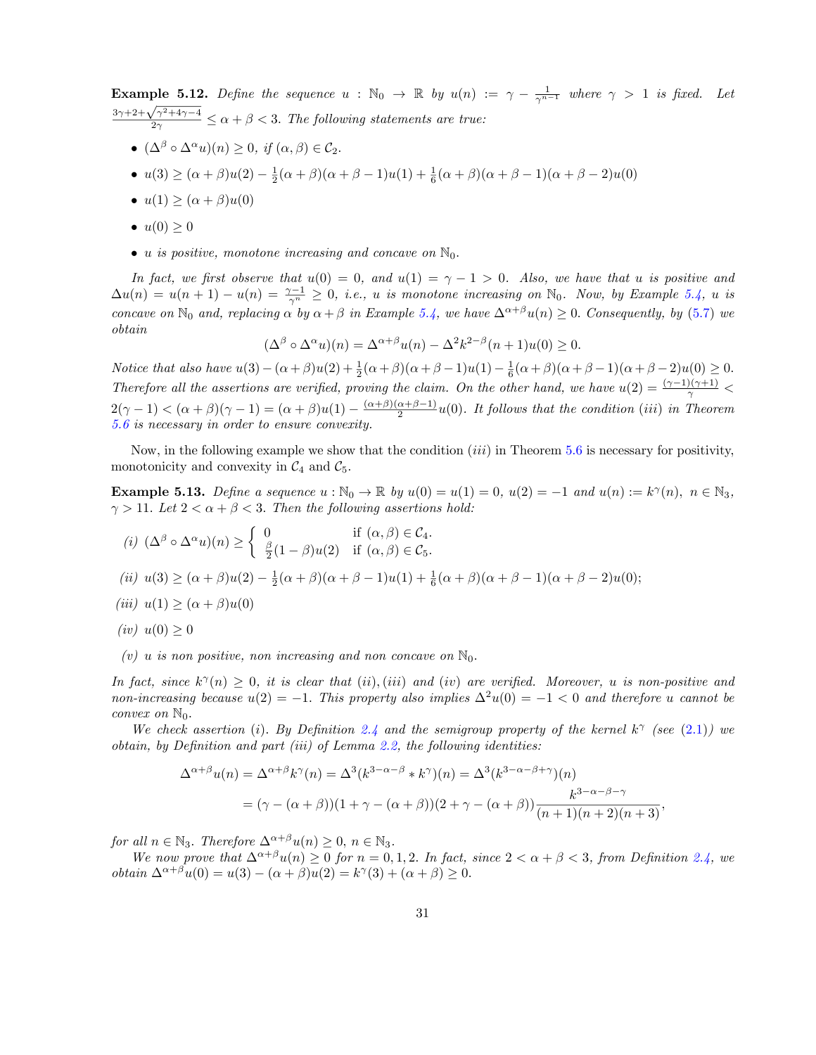**Example 5.12.** *Define the sequence $u : \mathbb{N}_0 \to \mathbb{R}$ by $u(n) := \gamma - \frac{1}{\gamma^{n-1}}$ where $\gamma > 1$ is fixed. Let $\frac{3\gamma+2+\sqrt{\gamma^2+4\gamma-4}}{2\gamma} \leq \alpha+\beta < 3$. The following statements are true:*

- $(\Delta^\beta \circ \Delta^\alpha u)(n) \geq 0$, *if* $(\alpha, \beta) \in \mathcal{C}_2$.
- $u(3) \geq (\alpha+\beta)u(2) - \frac{1}{2}(\alpha+\beta)(\alpha+\beta-1)u(1) + \frac{1}{6}(\alpha+\beta)(\alpha+\beta-1)(\alpha+\beta-2)u(0)$
- $u(1) \geq (\alpha+\beta)u(0)$
- $u(0) \geq 0$
- *$u$ is positive, monotone increasing and concave on $\mathbb{N}_0$.*

*In fact, we first observe that $u(0) = 0$, and $u(1) = \gamma - 1 > 0$. Also, we have that $u$ is positive and $\Delta u(n) = u(n+1) - u(n) = \frac{\gamma-1}{\gamma^n} \geq 0$, i.e., $u$ is monotone increasing on $\mathbb{N}_0$. Now, by Example 5.4, $u$ is concave on $\mathbb{N}_0$ and, replacing $\alpha$ by $\alpha+\beta$ in Example 5.4, we have $\Delta^{\alpha+\beta}u(n) \geq 0$. Consequently, by (5.7) we obtain*

$$(\Delta^\beta \circ \Delta^\alpha u)(n) = \Delta^{\alpha+\beta}u(n) - \Delta^2 k^{2-\beta}(n+1)u(0) \geq 0.$$

*Notice that also have $u(3) - (\alpha+\beta)u(2) + \frac{1}{2}(\alpha+\beta)(\alpha+\beta-1)u(1) - \frac{1}{6}(\alpha+\beta)(\alpha+\beta-1)(\alpha+\beta-2)u(0) \geq 0$. Therefore all the assertions are verified, proving the claim. On the other hand, we have $u(2) = \frac{(\gamma-1)(\gamma+1)}{\gamma} < 2(\gamma-1) < (\alpha+\beta)(\gamma-1) = (\alpha+\beta)u(1) - \frac{(\alpha+\beta)(\alpha+\beta-1)}{2}u(0)$. It follows that the condition (iii) in Theorem 5.6 is necessary in order to ensure convexity.*

Now, in the following example we show that the condition $(iii)$ in Theorem 5.6 is necessary for positivity, monotonicity and convexity in $\mathcal{C}_4$ and $\mathcal{C}_5$.

**Example 5.13.** *Define a sequence $u : \mathbb{N}_0 \to \mathbb{R}$ by $u(0) = u(1) = 0$, $u(2) = -1$ and $u(n) := k^\gamma(n)$, $n \in \mathbb{N}_3$, $\gamma > 11$. Let $2 < \alpha+\beta < 3$. Then the following assertions hold:*

*(i)* $(\Delta^\beta \circ \Delta^\alpha u)(n) \geq \begin{cases} 0 & \text{if } (\alpha,\beta) \in \mathcal{C}_4. \\ \frac{\beta}{2}(1-\beta)u(2) & \text{if } (\alpha,\beta) \in \mathcal{C}_5. \end{cases}$

*(ii)* $u(3) \geq (\alpha+\beta)u(2) - \frac{1}{2}(\alpha+\beta)(\alpha+\beta-1)u(1) + \frac{1}{6}(\alpha+\beta)(\alpha+\beta-1)(\alpha+\beta-2)u(0)$;

*(iii)* $u(1) \geq (\alpha+\beta)u(0)$

*(iv)* $u(0) \geq 0$

*(v)* *$u$ is non positive, non increasing and non concave on $\mathbb{N}_0$.*

*In fact, since $k^\gamma(n) \geq 0$, it is clear that $(ii), (iii)$ and $(iv)$ are verified. Moreover, $u$ is non-positive and non-increasing because $u(2) = -1$. This property also implies $\Delta^2 u(0) = -1 < 0$ and therefore $u$ cannot be convex on $\mathbb{N}_0$.*

*We check assertion (i). By Definition 2.4 and the semigroup property of the kernel $k^\gamma$ (see (2.1)) we obtain, by Definition and part (iii) of Lemma 2.2, the following identities:*

$$\begin{aligned} \Delta^{\alpha+\beta}u(n) &= \Delta^{\alpha+\beta}k^\gamma(n) = \Delta^3(k^{3-\alpha-\beta} * k^\gamma)(n) = \Delta^3(k^{3-\alpha-\beta+\gamma})(n) \\ &= (\gamma-(\alpha+\beta))(1+\gamma-(\alpha+\beta))(2+\gamma-(\alpha+\beta))\frac{k^{3-\alpha-\beta-\gamma}}{(n+1)(n+2)(n+3)}, \end{aligned}$$

*for all $n \in \mathbb{N}_3$. Therefore $\Delta^{\alpha+\beta}u(n) \geq 0$, $n \in \mathbb{N}_3$.*

*We now prove that $\Delta^{\alpha+\beta}u(n) \geq 0$ for $n = 0, 1, 2$. In fact, since $2 < \alpha+\beta < 3$, from Definition 2.4, we obtain $\Delta^{\alpha+\beta}u(0) = u(3) - (\alpha+\beta)u(2) = k^\gamma(3) + (\alpha+\beta) \geq 0$.*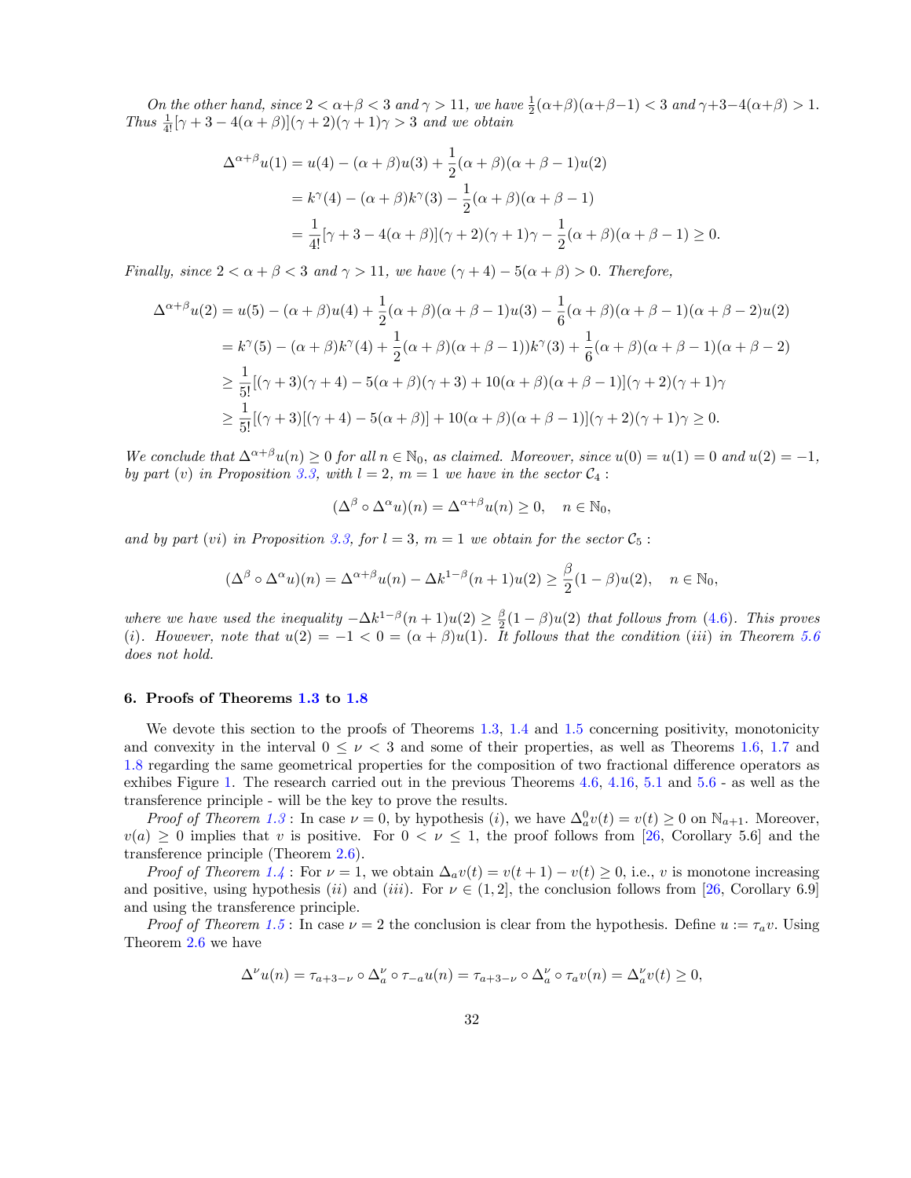*On the other hand, since $2 < \alpha+\beta < 3$ and $\gamma > 11$, we have $\frac{1}{2}(\alpha+\beta)(\alpha+\beta-1) < 3$ and $\gamma+3-4(\alpha+\beta) > 1$. Thus $\frac{1}{4!}[\gamma+3-4(\alpha+\beta)](\gamma+2)(\gamma+1)\gamma > 3$ and we obtain*

$$
\begin{aligned}
\Delta^{\alpha+\beta}u(1) &= u(4) - (\alpha+\beta)u(3) + \frac{1}{2}(\alpha+\beta)(\alpha+\beta-1)u(2) \\
&= k^{\gamma}(4) - (\alpha+\beta)k^{\gamma}(3) - \frac{1}{2}(\alpha+\beta)(\alpha+\beta-1) \\
&= \frac{1}{4!}[\gamma+3-4(\alpha+\beta)](\gamma+2)(\gamma+1)\gamma - \frac{1}{2}(\alpha+\beta)(\alpha+\beta-1) \geq 0.
\end{aligned}
$$

*Finally, since $2 < \alpha+\beta < 3$ and $\gamma > 11$, we have $(\gamma+4) - 5(\alpha+\beta) > 0$. Therefore,*

$$
\begin{aligned}
\Delta^{\alpha+\beta}u(2) &= u(5) - (\alpha+\beta)u(4) + \frac{1}{2}(\alpha+\beta)(\alpha+\beta-1)u(3) - \frac{1}{6}(\alpha+\beta)(\alpha+\beta-1)(\alpha+\beta-2)u(2) \\
&= k^{\gamma}(5) - (\alpha+\beta)k^{\gamma}(4) + \frac{1}{2}(\alpha+\beta)(\alpha+\beta-1))k^{\gamma}(3) + \frac{1}{6}(\alpha+\beta)(\alpha+\beta-1)(\alpha+\beta-2) \\
&\geq \frac{1}{5!}[(\gamma+3)(\gamma+4) - 5(\alpha+\beta)(\gamma+3) + 10(\alpha+\beta)(\alpha+\beta-1)](\gamma+2)(\gamma+1)\gamma \\
&\geq \frac{1}{5!}[(\gamma+3)[(\gamma+4) - 5(\alpha+\beta)] + 10(\alpha+\beta)(\alpha+\beta-1)](\gamma+2)(\gamma+1)\gamma \geq 0.
\end{aligned}
$$

*We conclude that $\Delta^{\alpha+\beta}u(n) \geq 0$ for all $n \in \mathbb{N}_0$, as claimed. Moreover, since $u(0) = u(1) = 0$ and $u(2) = -1$, by part $(v)$ in Proposition 3.3, with $l = 2$, $m = 1$ we have in the sector $\mathcal{C}_4$ :*

$$
(\Delta^{\beta} \circ \Delta^{\alpha}u)(n) = \Delta^{\alpha+\beta}u(n) \geq 0, \quad n \in \mathbb{N}_0,
$$

*and by part $(vi)$ in Proposition 3.3, for $l = 3$, $m = 1$ we obtain for the sector $\mathcal{C}_5$ :*

$$
(\Delta^{\beta} \circ \Delta^{\alpha}u)(n) = \Delta^{\alpha+\beta}u(n) - \Delta k^{1-\beta}(n+1)u(2) \geq \frac{\beta}{2}(1-\beta)u(2), \quad n \in \mathbb{N}_0,
$$

*where we have used the inequality $-\Delta k^{1-\beta}(n+1)u(2) \geq \frac{\beta}{2}(1-\beta)u(2)$ that follows from (4.6). This proves $(i)$. However, note that $u(2) = -1 < 0 = (\alpha+\beta)u(1)$. It follows that the condition $(iii)$ in Theorem 5.6 does not hold.*

## 6. Proofs of Theorems 1.3 to 1.8

We devote this section to the proofs of Theorems 1.3, 1.4 and 1.5 concerning positivity, monotonicity and convexity in the interval $0 \leq \nu < 3$ and some of their properties, as well as Theorems 1.6, 1.7 and 1.8 regarding the same geometrical properties for the composition of two fractional difference operators as exhibes Figure 1. The research carried out in the previous Theorems 4.6, 4.16, 5.1 and 5.6 - as well as the transference principle - will be the key to prove the results.

*Proof of Theorem 1.3* : In case $\nu = 0$, by hypothesis $(i)$, we have $\Delta^0_a v(t) = v(t) \geq 0$ on $\mathbb{N}_{a+1}$. Moreover, $v(a) \geq 0$ implies that $v$ is positive. For $0 < \nu \leq 1$, the proof follows from [26, Corollary 5.6] and the transference principle (Theorem 2.6).

*Proof of Theorem 1.4* : For $\nu = 1$, we obtain $\Delta_a v(t) = v(t+1) - v(t) \geq 0$, i.e., $v$ is monotone increasing and positive, using hypothesis $(ii)$ and $(iii)$. For $\nu \in (1, 2]$, the conclusion follows from [26, Corollary 6.9] and using the transference principle.

*Proof of Theorem 1.5* : In case $\nu = 2$ the conclusion is clear from the hypothesis. Define $u := \tau_a v$. Using Theorem 2.6 we have

$$
\Delta^{\nu}u(n) = \tau_{a+3-\nu} \circ \Delta^{\nu}_a \circ \tau_{-a}u(n) = \tau_{a+3-\nu} \circ \Delta^{\nu}_a \circ \tau_a v(n) = \Delta^{\nu}_a v(t) \geq 0,
$$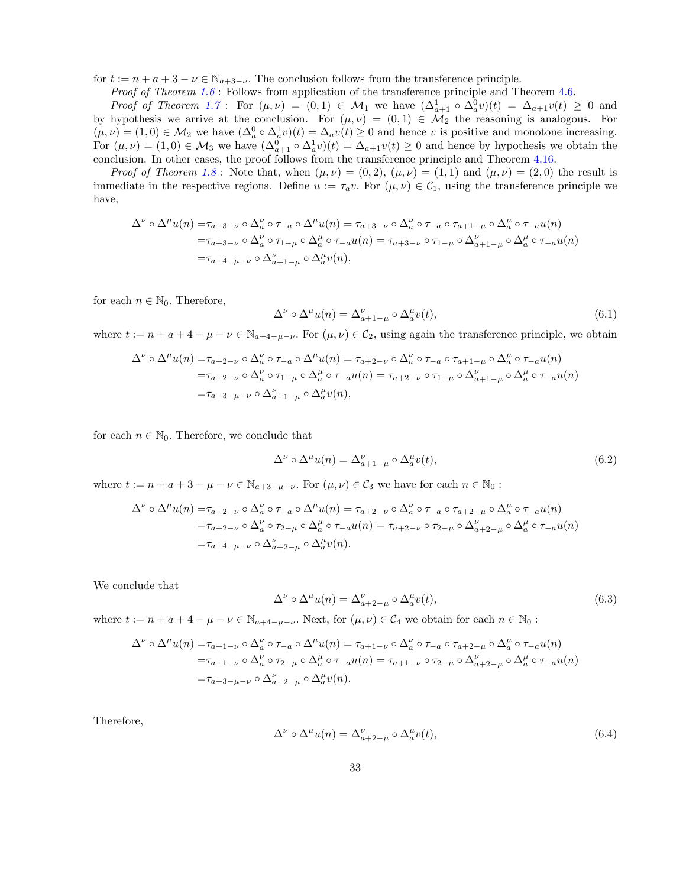for $t := n + a + 3 - \nu \in \mathbb{N}_{a+3-\nu}$. The conclusion follows from the transference principle.

*Proof of Theorem 1.6* : Follows from application of the transference principle and Theorem 4.6.

*Proof of Theorem 1.7* : For $(\mu, \nu) = (0, 1) \in \mathcal{M}_1$ we have $(\Delta^1_{a+1} \circ \Delta^0_a v)(t) = \Delta_{a+1} v(t) \geq 0$ and by hypothesis we arrive at the conclusion. For $(\mu, \nu) = (0, 1) \in \mathcal{M}_2$ the reasoning is analogous. For $(\mu, \nu) = (1, 0) \in \mathcal{M}_2$ we have $(\Delta^0_a \circ \Delta^1_a v)(t) = \Delta_a v(t) \geq 0$ and hence $v$ is positive and monotone increasing. For $(\mu, \nu) = (1, 0) \in \mathcal{M}_3$ we have $(\Delta^0_{a+1} \circ \Delta^1_a v)(t) = \Delta_{a+1} v(t) \geq 0$ and hence by hypothesis we obtain the conclusion. In other cases, the proof follows from the transference principle and Theorem 4.16.

*Proof of Theorem 1.8* : Note that, when $(\mu, \nu) = (0, 2)$, $(\mu, \nu) = (1, 1)$ and $(\mu, \nu) = (2, 0)$ the result is immediate in the respective regions. Define $u := \tau_a v$. For $(\mu, \nu) \in \mathcal{C}_1$, using the transference principle we have,

$$
\begin{aligned}
\Delta^\nu \circ \Delta^\mu u(n) =& \tau_{a+3-\nu} \circ \Delta^\nu_a \circ \tau_{-a} \circ \Delta^\mu u(n) = \tau_{a+3-\nu} \circ \Delta^\nu_a \circ \tau_{-a} \circ \tau_{a+1-\mu} \circ \Delta^\mu_a \circ \tau_{-a} u(n) \\
=& \tau_{a+3-\nu} \circ \Delta^\nu_a \circ \tau_{1-\mu} \circ \Delta^\mu_a \circ \tau_{-a} u(n) = \tau_{a+3-\nu} \circ \tau_{1-\mu} \circ \Delta^\nu_{a+1-\mu} \circ \Delta^\mu_a \circ \tau_{-a} u(n) \\
=& \tau_{a+4-\mu-\nu} \circ \Delta^\nu_{a+1-\mu} \circ \Delta^\mu_a v(n),
\end{aligned}
$$

for each $n \in \mathbb{N}_0$. Therefore,

$$
\Delta^\nu \circ \Delta^\mu u(n) = \Delta^\nu_{a+1-\mu} \circ \Delta^\mu_a v(t), \tag{6.1}
$$

where $t := n + a + 4 - \mu - \nu \in \mathbb{N}_{a+4-\mu-\nu}$. For $(\mu, \nu) \in \mathcal{C}_2$, using again the transference principle, we obtain

$$
\begin{aligned}
\Delta^\nu \circ \Delta^\mu u(n) =& \tau_{a+2-\nu} \circ \Delta^\nu_a \circ \tau_{-a} \circ \Delta^\mu u(n) = \tau_{a+2-\nu} \circ \Delta^\nu_a \circ \tau_{-a} \circ \tau_{a+1-\mu} \circ \Delta^\mu_a \circ \tau_{-a} u(n) \\
=& \tau_{a+2-\nu} \circ \Delta^\nu_a \circ \tau_{1-\mu} \circ \Delta^\mu_a \circ \tau_{-a} u(n) = \tau_{a+2-\nu} \circ \tau_{1-\mu} \circ \Delta^\nu_{a+1-\mu} \circ \Delta^\mu_a \circ \tau_{-a} u(n) \\
=& \tau_{a+3-\mu-\nu} \circ \Delta^\nu_{a+1-\mu} \circ \Delta^\mu_a v(n),
\end{aligned}
$$

for each $n \in \mathbb{N}_0$. Therefore, we conclude that

$$
\Delta^\nu \circ \Delta^\mu u(n) = \Delta^\nu_{a+1-\mu} \circ \Delta^\mu_a v(t), \tag{6.2}
$$

where $t := n + a + 3 - \mu - \nu \in \mathbb{N}_{a+3-\mu-\nu}$. For $(\mu, \nu) \in \mathcal{C}_3$ we have for each $n \in \mathbb{N}_0$ :

$$
\begin{aligned}
\Delta^\nu \circ \Delta^\mu u(n) =& \tau_{a+2-\nu} \circ \Delta^\nu_a \circ \tau_{-a} \circ \Delta^\mu u(n) = \tau_{a+2-\nu} \circ \Delta^\nu_a \circ \tau_{-a} \circ \tau_{a+2-\mu} \circ \Delta^\mu_a \circ \tau_{-a} u(n) \\
=& \tau_{a+2-\nu} \circ \Delta^\nu_a \circ \tau_{2-\mu} \circ \Delta^\mu_a \circ \tau_{-a} u(n) = \tau_{a+2-\nu} \circ \tau_{2-\mu} \circ \Delta^\nu_{a+2-\mu} \circ \Delta^\mu_a \circ \tau_{-a} u(n) \\
=& \tau_{a+4-\mu-\nu} \circ \Delta^\nu_{a+2-\mu} \circ \Delta^\mu_a v(n).
\end{aligned}
$$

We conclude that

$$
\Delta^\nu \circ \Delta^\mu u(n) = \Delta^\nu_{a+2-\mu} \circ \Delta^\mu_a v(t), \tag{6.3}
$$

where $t := n + a + 4 - \mu - \nu \in \mathbb{N}_{a+4-\mu-\nu}$. Next, for $(\mu, \nu) \in \mathcal{C}_4$ we obtain for each $n \in \mathbb{N}_0$ :

$$
\begin{aligned}
\Delta^\nu \circ \Delta^\mu u(n) =& \tau_{a+1-\nu} \circ \Delta^\nu_a \circ \tau_{-a} \circ \Delta^\mu u(n) = \tau_{a+1-\nu} \circ \Delta^\nu_a \circ \tau_{-a} \circ \tau_{a+2-\mu} \circ \Delta^\mu_a \circ \tau_{-a} u(n) \\
=& \tau_{a+1-\nu} \circ \Delta^\nu_a \circ \tau_{2-\mu} \circ \Delta^\mu_a \circ \tau_{-a} u(n) = \tau_{a+1-\nu} \circ \tau_{2-\mu} \circ \Delta^\nu_{a+2-\mu} \circ \Delta^\mu_a \circ \tau_{-a} u(n) \\
=& \tau_{a+3-\mu-\nu} \circ \Delta^\nu_{a+2-\mu} \circ \Delta^\mu_a v(n).
\end{aligned}
$$

Therefore,

$$
\Delta^\nu \circ \Delta^\mu u(n) = \Delta^\nu_{a+2-\mu} \circ \Delta^\mu_a v(t), \tag{6.4}
$$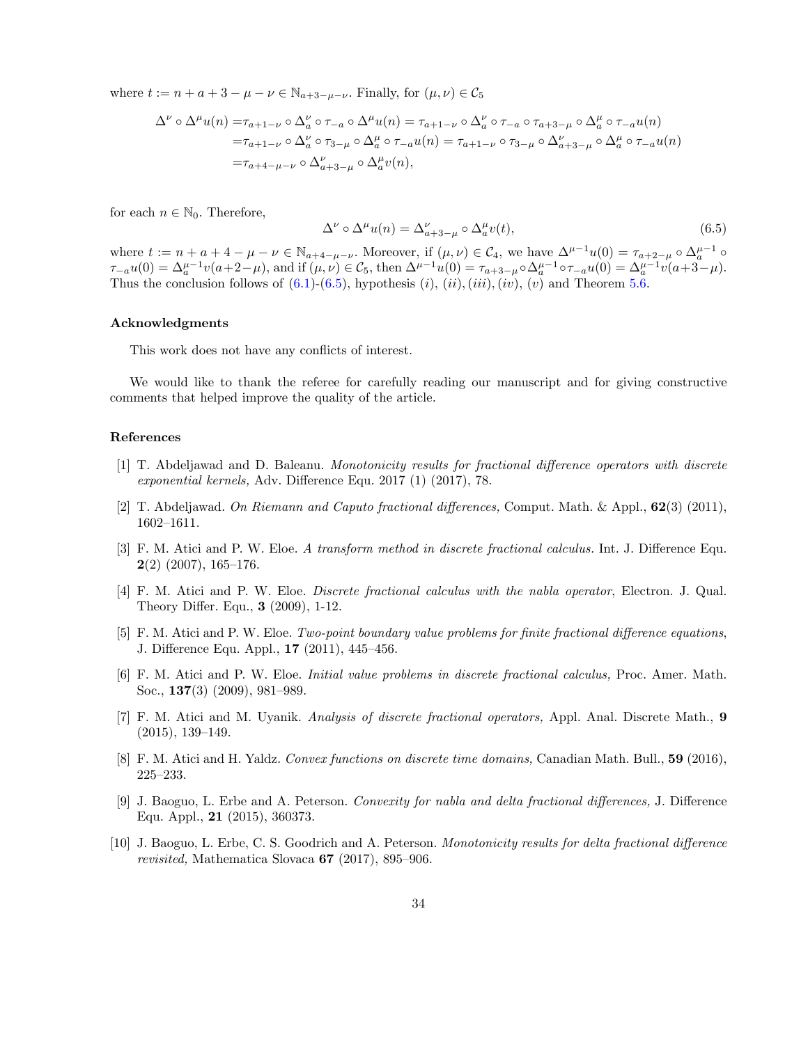where $t := n + a + 3 - \mu - \nu \in \mathbb{N}_{a+3-\mu-\nu}$. Finally, for $(\mu, \nu) \in \mathcal{C}_5$

$$
\begin{aligned}
\Delta^\nu \circ \Delta^\mu u(n) =& \tau_{a+1-\nu} \circ \Delta_a^\nu \circ \tau_{-a} \circ \Delta^\mu u(n) = \tau_{a+1-\nu} \circ \Delta_a^\nu \circ \tau_{-a} \circ \tau_{a+3-\mu} \circ \Delta_a^\mu \circ \tau_{-a} u(n) \\
=& \tau_{a+1-\nu} \circ \Delta_a^\nu \circ \tau_{3-\mu} \circ \Delta_a^\mu \circ \tau_{-a} u(n) = \tau_{a+1-\nu} \circ \tau_{3-\mu} \circ \Delta_{a+3-\mu}^\nu \circ \Delta_a^\mu \circ \tau_{-a} u(n) \\
=& \tau_{a+4-\mu-\nu} \circ \Delta_{a+3-\mu}^\nu \circ \Delta_a^\mu v(n),
\end{aligned}
$$

for each $n \in \mathbb{N}_0$. Therefore,

$$
\Delta^\nu \circ \Delta^\mu u(n) = \Delta_{a+3-\mu}^\nu \circ \Delta_a^\mu v(t), \tag{6.5}
$$

where $t := n + a + 4 - \mu - \nu \in \mathbb{N}_{a+4-\mu-\nu}$. Moreover, if $(\mu, \nu) \in \mathcal{C}_4$, we have $\Delta^{\mu-1} u(0) = \tau_{a+2-\mu} \circ \Delta_a^{\mu-1} \circ \tau_{-a} u(0) = \Delta_a^{\mu-1} v(a+2-\mu)$, and if $(\mu, \nu) \in \mathcal{C}_5$, then $\Delta^{\mu-1} u(0) = \tau_{a+3-\mu} \circ \Delta_a^{\mu-1} \circ \tau_{-a} u(0) = \Delta_a^{\mu-1} v(a+3-\mu)$. Thus the conclusion follows of (6.1)-(6.5), hypothesis $(i)$, $(ii)$, $(iii)$, $(iv)$, $(v)$ and Theorem 5.6.

## Acknowledgments

This work does not have any conflicts of interest.

We would like to thank the referee for carefully reading our manuscript and for giving constructive comments that helped improve the quality of the article.

## References

[1] T. Abdeljawad and D. Baleanu. *Monotonicity results for fractional difference operators with discrete exponential kernels,* Adv. Difference Equ. 2017 (1) (2017), 78.

[2] T. Abdeljawad. *On Riemann and Caputo fractional differences,* Comput. Math. & Appl., **62**(3) (2011), 1602–1611.

[3] F. M. Atici and P. W. Eloe. *A transform method in discrete fractional calculus.* Int. J. Difference Equ. **2**(2) (2007), 165–176.

[4] F. M. Atici and P. W. Eloe. *Discrete fractional calculus with the nabla operator*, Electron. J. Qual. Theory Differ. Equ., **3** (2009), 1-12.

[5] F. M. Atici and P. W. Eloe. *Two-point boundary value problems for finite fractional difference equations*, J. Difference Equ. Appl., **17** (2011), 445–456.

[6] F. M. Atici and P. W. Eloe. *Initial value problems in discrete fractional calculus,* Proc. Amer. Math. Soc., **137**(3) (2009), 981–989.

[7] F. M. Atici and M. Uyanik. *Analysis of discrete fractional operators,* Appl. Anal. Discrete Math., **9** (2015), 139–149.

[8] F. M. Atici and H. Yaldz. *Convex functions on discrete time domains,* Canadian Math. Bull., **59** (2016), 225–233.

[9] J. Baoguo, L. Erbe and A. Peterson. *Convexity for nabla and delta fractional differences,* J. Difference Equ. Appl., **21** (2015), 360373.

[10] J. Baoguo, L. Erbe, C. S. Goodrich and A. Peterson. *Monotonicity results for delta fractional difference revisited,* Mathematica Slovaca **67** (2017), 895–906.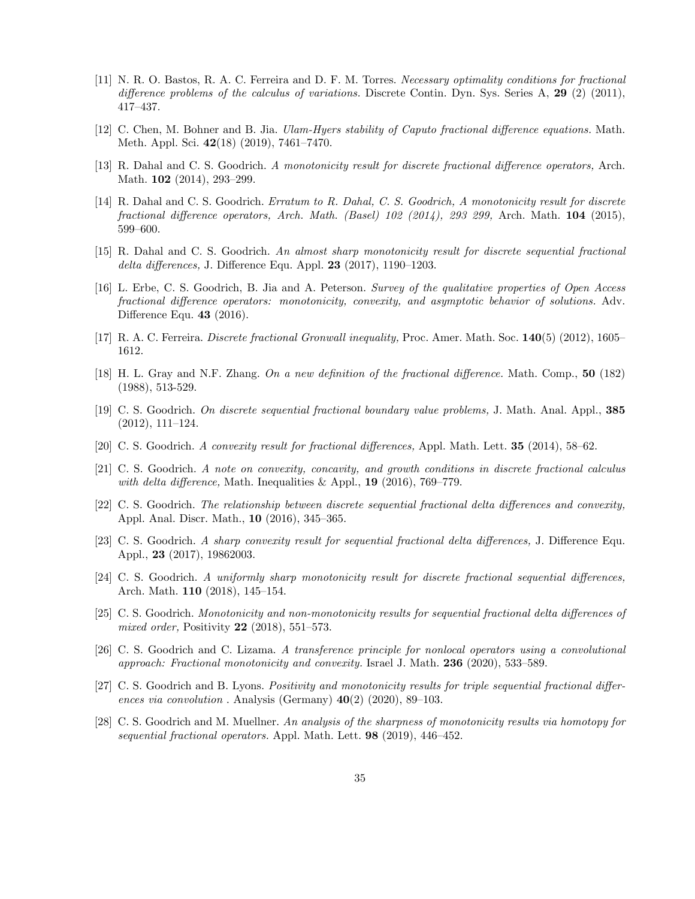[11] N. R. O. Bastos, R. A. C. Ferreira and D. F. M. Torres. *Necessary optimality conditions for fractional difference problems of the calculus of variations.* Discrete Contin. Dyn. Sys. Series A, **29** (2) (2011), 417–437.

[12] C. Chen, M. Bohner and B. Jia. *Ulam-Hyers stability of Caputo fractional difference equations.* Math. Meth. Appl. Sci. **42**(18) (2019), 7461–7470.

[13] R. Dahal and C. S. Goodrich. *A monotonicity result for discrete fractional difference operators,* Arch. Math. **102** (2014), 293–299.

[14] R. Dahal and C. S. Goodrich. *Erratum to R. Dahal, C. S. Goodrich, A monotonicity result for discrete fractional difference operators, Arch. Math. (Basel) 102 (2014), 293 299,* Arch. Math. **104** (2015), 599–600.

[15] R. Dahal and C. S. Goodrich. *An almost sharp monotonicity result for discrete sequential fractional delta differences,* J. Difference Equ. Appl. **23** (2017), 1190–1203.

[16] L. Erbe, C. S. Goodrich, B. Jia and A. Peterson. *Survey of the qualitative properties of Open Access fractional difference operators: monotonicity, convexity, and asymptotic behavior of solutions.* Adv. Difference Equ. **43** (2016).

[17] R. A. C. Ferreira. *Discrete fractional Gronwall inequality,* Proc. Amer. Math. Soc. **140**(5) (2012), 1605–1612.

[18] H. L. Gray and N.F. Zhang. *On a new definition of the fractional difference.* Math. Comp., **50** (182) (1988), 513-529.

[19] C. S. Goodrich. *On discrete sequential fractional boundary value problems,* J. Math. Anal. Appl., **385** (2012), 111–124.

[20] C. S. Goodrich. *A convexity result for fractional differences,* Appl. Math. Lett. **35** (2014), 58–62.

[21] C. S. Goodrich. *A note on convexity, concavity, and growth conditions in discrete fractional calculus with delta difference,* Math. Inequalities & Appl., **19** (2016), 769–779.

[22] C. S. Goodrich. *The relationship between discrete sequential fractional delta differences and convexity,* Appl. Anal. Discr. Math., **10** (2016), 345–365.

[23] C. S. Goodrich. *A sharp convexity result for sequential fractional delta differences,* J. Difference Equ. Appl., **23** (2017), 19862003.

[24] C. S. Goodrich. *A uniformly sharp monotonicity result for discrete fractional sequential differences,* Arch. Math. **110** (2018), 145–154.

[25] C. S. Goodrich. *Monotonicity and non-monotonicity results for sequential fractional delta differences of mixed order,* Positivity **22** (2018), 551–573.

[26] C. S. Goodrich and C. Lizama. *A transference principle for nonlocal operators using a convolutional approach: Fractional monotonicity and convexity.* Israel J. Math. **236** (2020), 533–589.

[27] C. S. Goodrich and B. Lyons. *Positivity and monotonicity results for triple sequential fractional differences via convolution* . Analysis (Germany) **40**(2) (2020), 89–103.

[28] C. S. Goodrich and M. Muellner. *An analysis of the sharpness of monotonicity results via homotopy for sequential fractional operators.* Appl. Math. Lett. **98** (2019), 446–452.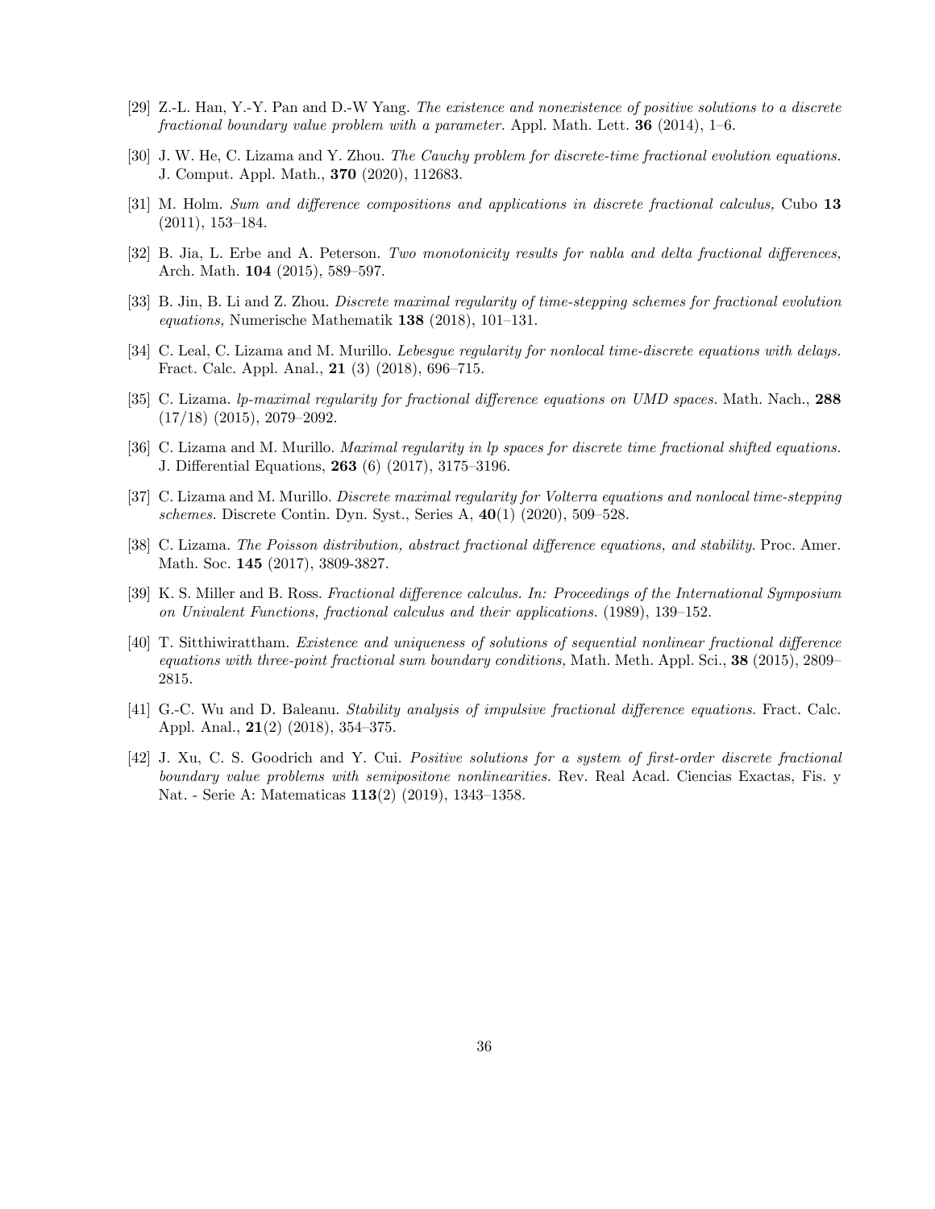[29] Z.-L. Han, Y.-Y. Pan and D.-W Yang. *The existence and nonexistence of positive solutions to a discrete fractional boundary value problem with a parameter.* Appl. Math. Lett. **36** (2014), 1–6.

[30] J. W. He, C. Lizama and Y. Zhou. *The Cauchy problem for discrete-time fractional evolution equations.* J. Comput. Appl. Math., **370** (2020), 112683.

[31] M. Holm. *Sum and difference compositions and applications in discrete fractional calculus,* Cubo **13** (2011), 153–184.

[32] B. Jia, L. Erbe and A. Peterson. *Two monotonicity results for nabla and delta fractional differences,* Arch. Math. **104** (2015), 589–597.

[33] B. Jin, B. Li and Z. Zhou. *Discrete maximal regularity of time-stepping schemes for fractional evolution equations,* Numerische Mathematik **138** (2018), 101–131.

[34] C. Leal, C. Lizama and M. Murillo. *Lebesgue regularity for nonlocal time-discrete equations with delays.* Fract. Calc. Appl. Anal., **21** (3) (2018), 696–715.

[35] C. Lizama. *lp-maximal regularity for fractional difference equations on UMD spaces.* Math. Nach., **288** (17/18) (2015), 2079–2092.

[36] C. Lizama and M. Murillo. *Maximal regularity in lp spaces for discrete time fractional shifted equations.* J. Differential Equations, **263** (6) (2017), 3175–3196.

[37] C. Lizama and M. Murillo. *Discrete maximal regularity for Volterra equations and nonlocal time-stepping schemes.* Discrete Contin. Dyn. Syst., Series A, **40**(1) (2020), 509–528.

[38] C. Lizama. *The Poisson distribution, abstract fractional difference equations, and stability.* Proc. Amer. Math. Soc. **145** (2017), 3809-3827.

[39] K. S. Miller and B. Ross. *Fractional difference calculus. In: Proceedings of the International Symposium on Univalent Functions, fractional calculus and their applications.* (1989), 139–152.

[40] T. Sitthiwirattham. *Existence and uniqueness of solutions of sequential nonlinear fractional difference equations with three-point fractional sum boundary conditions,* Math. Meth. Appl. Sci., **38** (2015), 2809–2815.

[41] G.-C. Wu and D. Baleanu. *Stability analysis of impulsive fractional difference equations.* Fract. Calc. Appl. Anal., **21**(2) (2018), 354–375.

[42] J. Xu, C. S. Goodrich and Y. Cui. *Positive solutions for a system of first-order discrete fractional boundary value problems with semipositone nonlinearities.* Rev. Real Acad. Ciencias Exactas, Fis. y Nat. - Serie A: Matematicas **113**(2) (2019), 1343–1358.